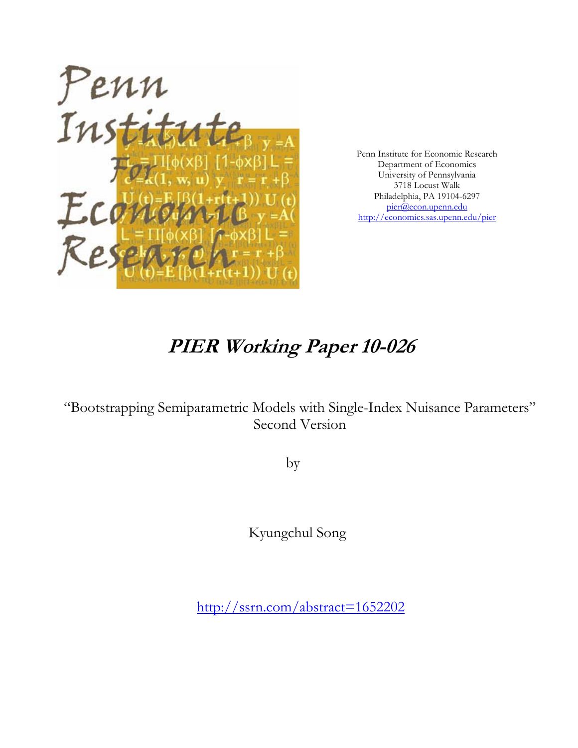Penn Institute for Economic Research
Department of Economics
University of Pennsylvania
3718 Locust Walk
Philadelphia, PA 19104-6297
pier@econ.upenn.edu
http://economics.sas.upenn.edu/pier

# *PIER Working Paper 10-026*

"Bootstrapping Semiparametric Models with Single-Index Nuisance Parameters"
Second Version

by

Kyungchul Song

http://ssrn.com/abstract=1652202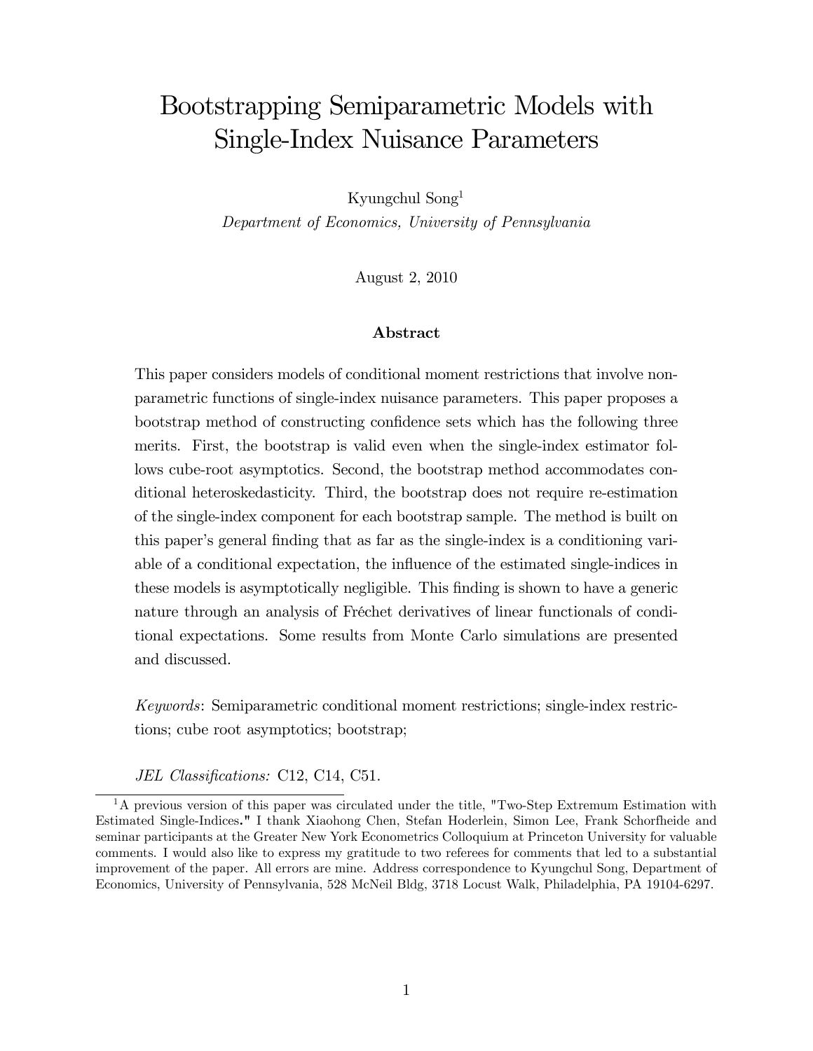# Bootstrapping Semiparametric Models with Single-Index Nuisance Parameters

Kyungchul Song[1]

*Department of Economics, University of Pennsylvania*

August 2, 2010

### Abstract

This paper considers models of conditional moment restrictions that involve nonparametric functions of single-index nuisance parameters. This paper proposes a bootstrap method of constructing confidence sets which has the following three merits. First, the bootstrap is valid even when the single-index estimator follows cube-root asymptotics. Second, the bootstrap method accommodates conditional heteroskedasticity. Third, the bootstrap does not require re-estimation of the single-index component for each bootstrap sample. The method is built on this paper's general finding that as far as the single-index is a conditioning variable of a conditional expectation, the influence of the estimated single-indices in these models is asymptotically negligible. This finding is shown to have a generic nature through an analysis of Fréchet derivatives of linear functionals of conditional expectations. Some results from Monte Carlo simulations are presented and discussed.

*Keywords*: Semiparametric conditional moment restrictions; single-index restrictions; cube root asymptotics; bootstrap;

*JEL Classifications:* C12, C14, C51.

[1] A previous version of this paper was circulated under the title, "Two-Step Extremum Estimation with Estimated Single-Indices." I thank Xiaohong Chen, Stefan Hoderlein, Simon Lee, Frank Schorfheide and seminar participants at the Greater New York Econometrics Colloquium at Princeton University for valuable comments. I would also like to express my gratitude to two referees for comments that led to a substantial improvement of the paper. All errors are mine. Address correspondence to Kyungchul Song, Department of Economics, University of Pennsylvania, 528 McNeil Bldg, 3718 Locust Walk, Philadelphia, PA 19104-6297.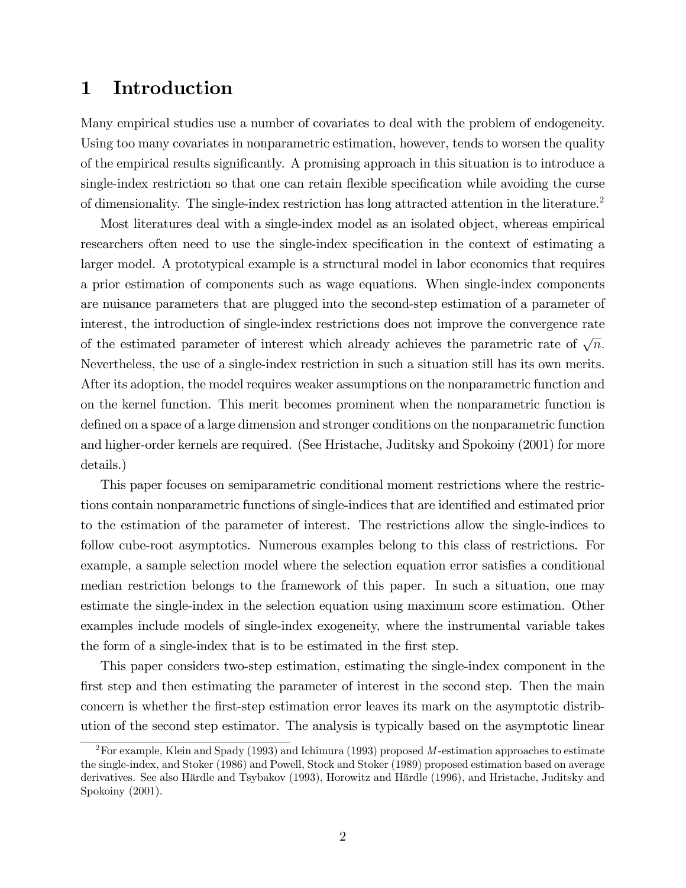# 1 Introduction

Many empirical studies use a number of covariates to deal with the problem of endogeneity. Using too many covariates in nonparametric estimation, however, tends to worsen the quality of the empirical results significantly. A promising approach in this situation is to introduce a single-index restriction so that one can retain flexible specification while avoiding the curse of dimensionality. The single-index restriction has long attracted attention in the literature.[2]

Most literatures deal with a single-index model as an isolated object, whereas empirical researchers often need to use the single-index specification in the context of estimating a larger model. A prototypical example is a structural model in labor economics that requires a prior estimation of components such as wage equations. When single-index components are nuisance parameters that are plugged into the second-step estimation of a parameter of interest, the introduction of single-index restrictions does not improve the convergence rate of the estimated parameter of interest which already achieves the parametric rate of $\sqrt{n}$. Nevertheless, the use of a single-index restriction in such a situation still has its own merits. After its adoption, the model requires weaker assumptions on the nonparametric function and on the kernel function. This merit becomes prominent when the nonparametric function is defined on a space of a large dimension and stronger conditions on the nonparametric function and higher-order kernels are required. (See Hristache, Juditsky and Spokoiny (2001) for more details.)

This paper focuses on semiparametric conditional moment restrictions where the restrictions contain nonparametric functions of single-indices that are identified and estimated prior to the estimation of the parameter of interest. The restrictions allow the single-indices to follow cube-root asymptotics. Numerous examples belong to this class of restrictions. For example, a sample selection model where the selection equation error satisfies a conditional median restriction belongs to the framework of this paper. In such a situation, one may estimate the single-index in the selection equation using maximum score estimation. Other examples include models of single-index exogeneity, where the instrumental variable takes the form of a single-index that is to be estimated in the first step.

This paper considers two-step estimation, estimating the single-index component in the first step and then estimating the parameter of interest in the second step. Then the main concern is whether the first-step estimation error leaves its mark on the asymptotic distribution of the second step estimator. The analysis is typically based on the asymptotic linear

[2] For example, Klein and Spady (1993) and Ichimura (1993) proposed $M$-estimation approaches to estimate the single-index, and Stoker (1986) and Powell, Stock and Stoker (1989) proposed estimation based on average derivatives. See also Härdle and Tsybakov (1993), Horowitz and Härdle (1996), and Hristache, Juditsky and Spokoiny (2001).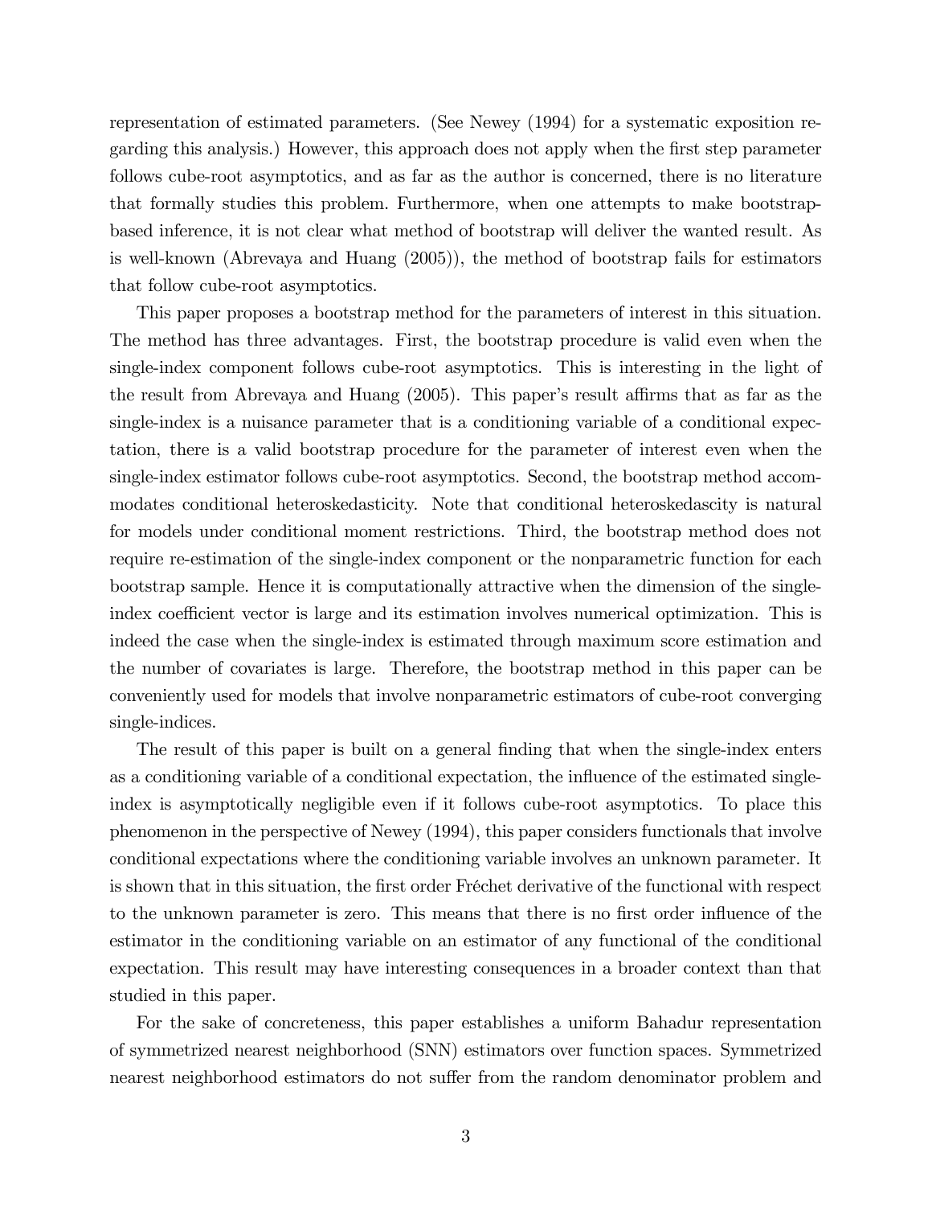representation of estimated parameters. (See Newey (1994) for a systematic exposition regarding this analysis.) However, this approach does not apply when the first step parameter follows cube-root asymptotics, and as far as the author is concerned, there is no literature that formally studies this problem. Furthermore, when one attempts to make bootstrap-based inference, it is not clear what method of bootstrap will deliver the wanted result. As is well-known (Abrevaya and Huang (2005)), the method of bootstrap fails for estimators that follow cube-root asymptotics.

This paper proposes a bootstrap method for the parameters of interest in this situation. The method has three advantages. First, the bootstrap procedure is valid even when the single-index component follows cube-root asymptotics. This is interesting in the light of the result from Abrevaya and Huang (2005). This paper's result affirms that as far as the single-index is a nuisance parameter that is a conditioning variable of a conditional expectation, there is a valid bootstrap procedure for the parameter of interest even when the single-index estimator follows cube-root asymptotics. Second, the bootstrap method accommodates conditional heteroskedasticity. Note that conditional heteroskedascity is natural for models under conditional moment restrictions. Third, the bootstrap method does not require re-estimation of the single-index component or the nonparametric function for each bootstrap sample. Hence it is computationally attractive when the dimension of the single-index coefficient vector is large and its estimation involves numerical optimization. This is indeed the case when the single-index is estimated through maximum score estimation and the number of covariates is large. Therefore, the bootstrap method in this paper can be conveniently used for models that involve nonparametric estimators of cube-root converging single-indices.

The result of this paper is built on a general finding that when the single-index enters as a conditioning variable of a conditional expectation, the influence of the estimated single-index is asymptotically negligible even if it follows cube-root asymptotics. To place this phenomenon in the perspective of Newey (1994), this paper considers functionals that involve conditional expectations where the conditioning variable involves an unknown parameter. It is shown that in this situation, the first order Fréchet derivative of the functional with respect to the unknown parameter is zero. This means that there is no first order influence of the estimator in the conditioning variable on an estimator of any functional of the conditional expectation. This result may have interesting consequences in a broader context than that studied in this paper.

For the sake of concreteness, this paper establishes a uniform Bahadur representation of symmetrized nearest neighborhood (SNN) estimators over function spaces. Symmetrized nearest neighborhood estimators do not suffer from the random denominator problem and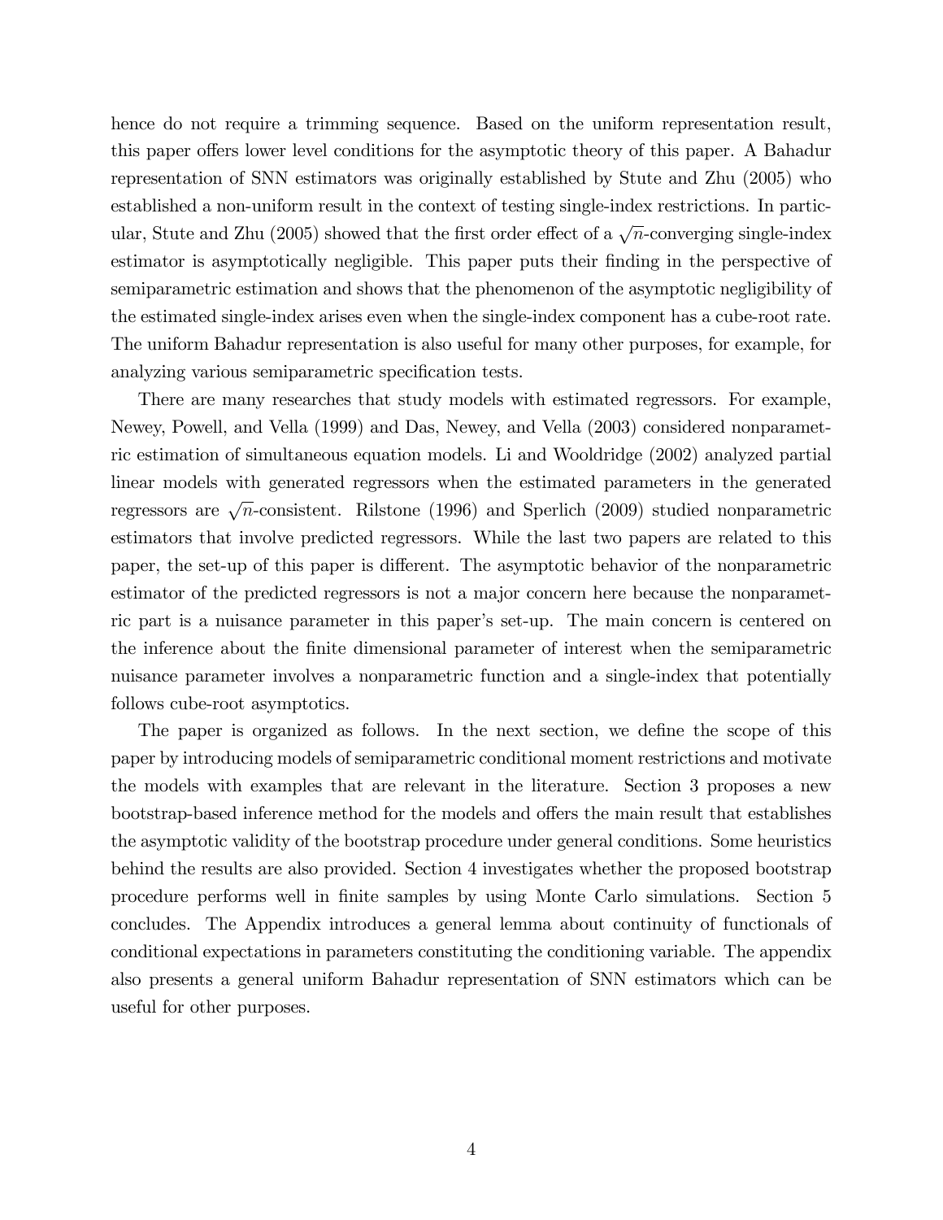hence do not require a trimming sequence. Based on the uniform representation result, this paper offers lower level conditions for the asymptotic theory of this paper. A Bahadur representation of SNN estimators was originally established by Stute and Zhu (2005) who established a non-uniform result in the context of testing single-index restrictions. In particular, Stute and Zhu (2005) showed that the first order effect of a $\sqrt{n}$-converging single-index estimator is asymptotically negligible. This paper puts their finding in the perspective of semiparametric estimation and shows that the phenomenon of the asymptotic negligibility of the estimated single-index arises even when the single-index component has a cube-root rate. The uniform Bahadur representation is also useful for many other purposes, for example, for analyzing various semiparametric specification tests.

There are many researches that study models with estimated regressors. For example, Newey, Powell, and Vella (1999) and Das, Newey, and Vella (2003) considered nonparametric estimation of simultaneous equation models. Li and Wooldridge (2002) analyzed partial linear models with generated regressors when the estimated parameters in the generated regressors are $\sqrt{n}$-consistent. Rilstone (1996) and Sperlich (2009) studied nonparametric estimators that involve predicted regressors. While the last two papers are related to this paper, the set-up of this paper is different. The asymptotic behavior of the nonparametric estimator of the predicted regressors is not a major concern here because the nonparametric part is a nuisance parameter in this paper's set-up. The main concern is centered on the inference about the finite dimensional parameter of interest when the semiparametric nuisance parameter involves a nonparametric function and a single-index that potentially follows cube-root asymptotics.

The paper is organized as follows. In the next section, we define the scope of this paper by introducing models of semiparametric conditional moment restrictions and motivate the models with examples that are relevant in the literature. Section 3 proposes a new bootstrap-based inference method for the models and offers the main result that establishes the asymptotic validity of the bootstrap procedure under general conditions. Some heuristics behind the results are also provided. Section 4 investigates whether the proposed bootstrap procedure performs well in finite samples by using Monte Carlo simulations. Section 5 concludes. The Appendix introduces a general lemma about continuity of functionals of conditional expectations in parameters constituting the conditioning variable. The appendix also presents a general uniform Bahadur representation of SNN estimators which can be useful for other purposes.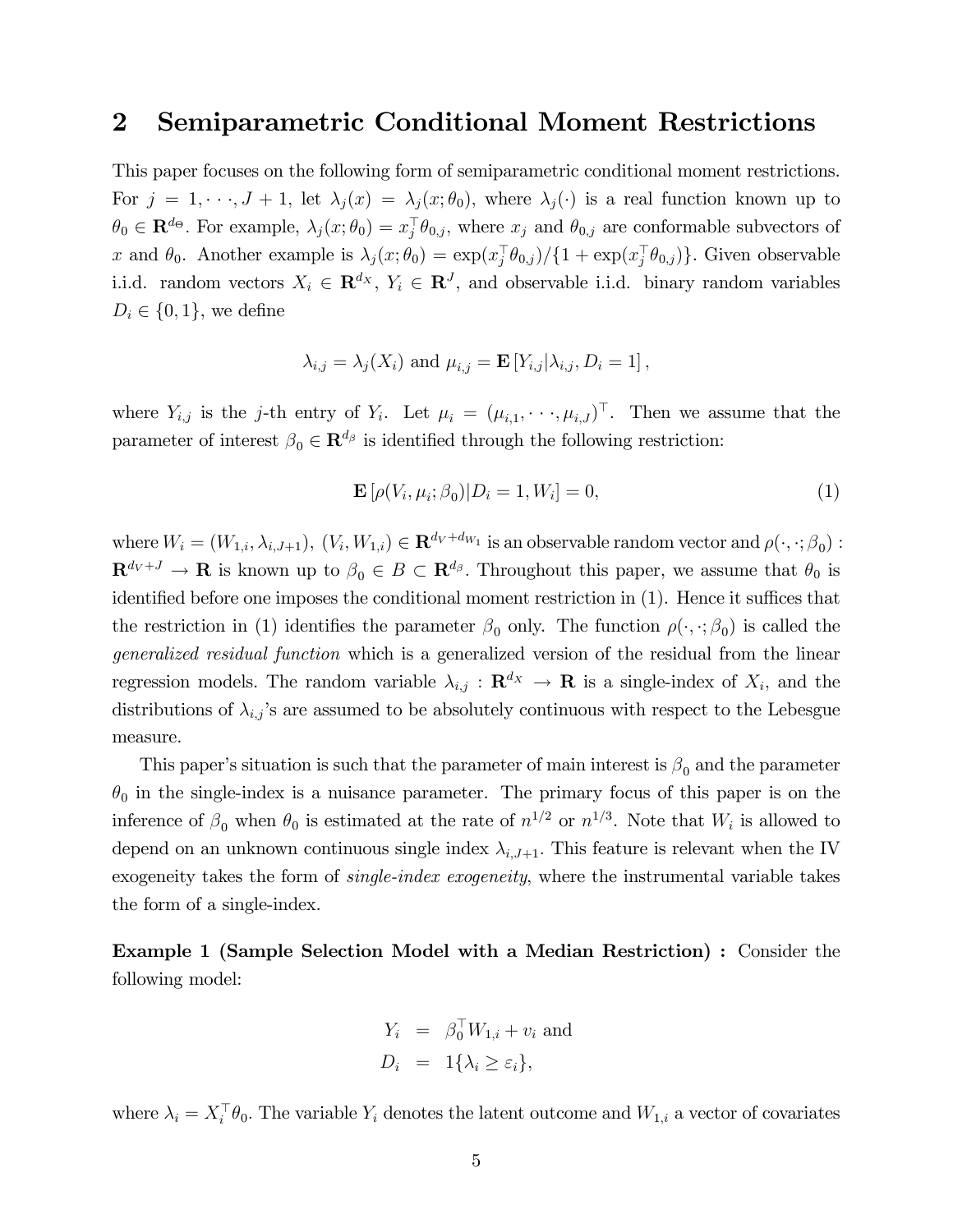## 2 Semiparametric Conditional Moment Restrictions

This paper focuses on the following form of semiparametric conditional moment restrictions. For $j = 1, \cdots, J+1$, let $\lambda_j(x) = \lambda_j(x;\theta_0)$, where $\lambda_j(\cdot)$ is a real function known up to $\theta_0 \in \mathbf{R}^{d_\Theta}$. For example, $\lambda_j(x;\theta_0) = x_j^\top \theta_{0,j}$, where $x_j$ and $\theta_{0,j}$ are conformable subvectors of $x$ and $\theta_0$. Another example is $\lambda_j(x;\theta_0) = \exp(x_j^\top \theta_{0,j})/\{1+\exp(x_j^\top \theta_{0,j})\}$. Given observable i.i.d. random vectors $X_i \in \mathbf{R}^{d_X}$, $Y_i \in \mathbf{R}^J$, and observable i.i.d. binary random variables $D_i \in \{0,1\}$, we define

$$\lambda_{i,j} = \lambda_j(X_i) \text{ and } \mu_{i,j} = \mathbf{E}\left[Y_{i,j}|\lambda_{i,j}, D_i = 1\right],$$

where $Y_{i,j}$ is the $j$-th entry of $Y_i$. Let $\mu_i = (\mu_{i,1}, \cdots, \mu_{i,J})^\top$. Then we assume that the parameter of interest $\beta_0 \in \mathbf{R}^{d_\beta}$ is identified through the following restriction:

$$\mathbf{E}\left[\rho(V_i, \mu_i; \beta_0)|D_i = 1, W_i\right] = 0, \tag{1}$$

where $W_i = (W_{1,i}, \lambda_{i,J+1})$, $(V_i, W_{1,i}) \in \mathbf{R}^{d_V + d_{W_1}}$ is an observable random vector and $\rho(\cdot,\cdot;\beta_0) : \mathbf{R}^{d_V+J} \to \mathbf{R}$ is known up to $\beta_0 \in B \subset \mathbf{R}^{d_\beta}$. Throughout this paper, we assume that $\theta_0$ is identified before one imposes the conditional moment restriction in (1). Hence it suffices that the restriction in (1) identifies the parameter $\beta_0$ only. The function $\rho(\cdot,\cdot;\beta_0)$ is called the *generalized residual function* which is a generalized version of the residual from the linear regression models. The random variable $\lambda_{i,j} : \mathbf{R}^{d_X} \to \mathbf{R}$ is a single-index of $X_i$, and the distributions of $\lambda_{i,j}$'s are assumed to be absolutely continuous with respect to the Lebesgue measure.

This paper's situation is such that the parameter of main interest is $\beta_0$ and the parameter $\theta_0$ in the single-index is a nuisance parameter. The primary focus of this paper is on the inference of $\beta_0$ when $\theta_0$ is estimated at the rate of $n^{1/2}$ or $n^{1/3}$. Note that $W_i$ is allowed to depend on an unknown continuous single index $\lambda_{i,J+1}$. This feature is relevant when the IV exogeneity takes the form of *single-index exogeneity*, where the instrumental variable takes the form of a single-index.

**Example 1 (Sample Selection Model with a Median Restriction) :** Consider the following model:

$$\begin{aligned} Y_i &= \beta_0^\top W_{1,i} + v_i \text{ and} \\ D_i &= 1\{\lambda_i \geq \varepsilon_i\}, \end{aligned}$$

where $\lambda_i = X_i^\top \theta_0$. The variable $Y_i$ denotes the latent outcome and $W_{1,i}$ a vector of covariates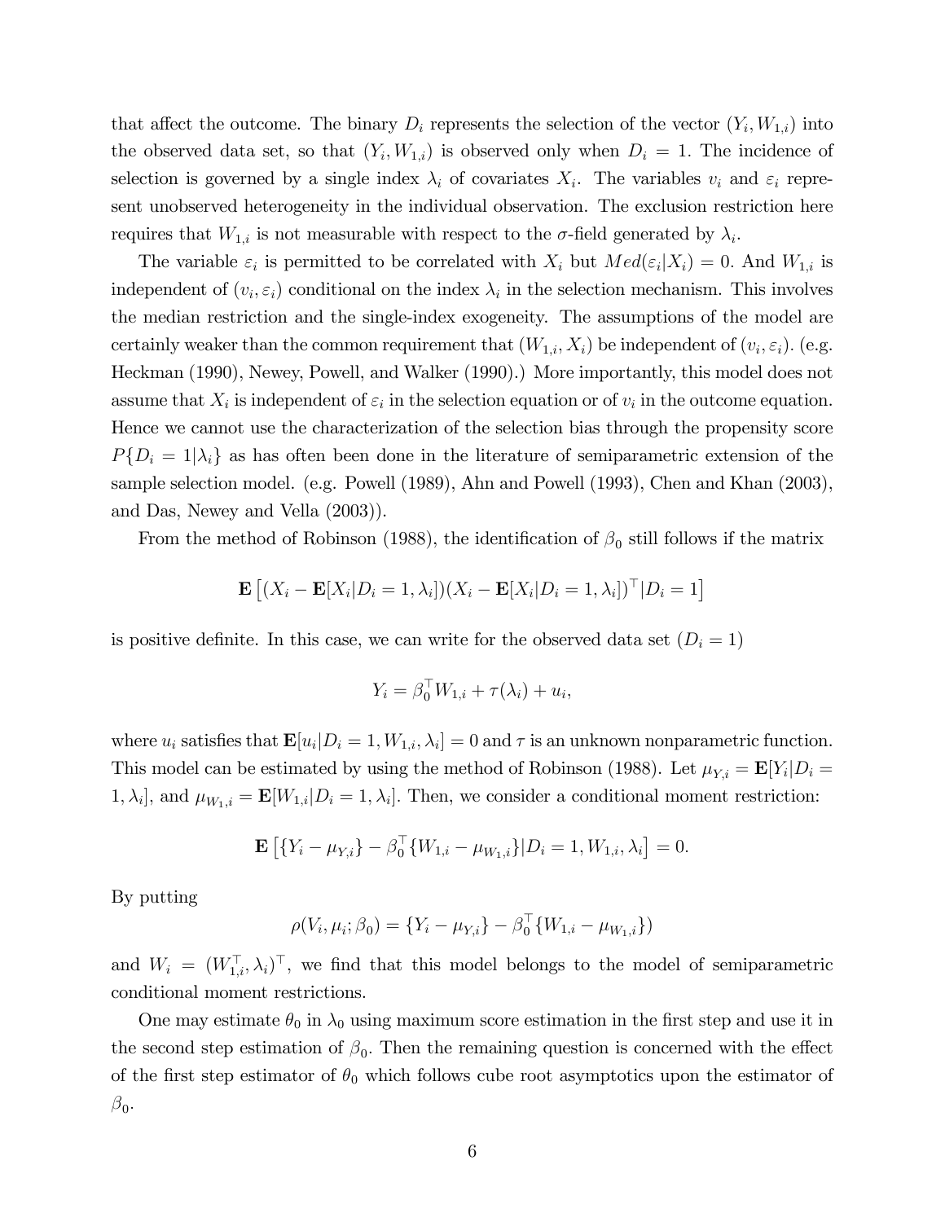that affect the outcome. The binary $D_i$ represents the selection of the vector $(Y_i, W_{1,i})$ into the observed data set, so that $(Y_i, W_{1,i})$ is observed only when $D_i = 1$. The incidence of selection is governed by a single index $\lambda_i$ of covariates $X_i$. The variables $v_i$ and $\varepsilon_i$ represent unobserved heterogeneity in the individual observation. The exclusion restriction here requires that $W_{1,i}$ is not measurable with respect to the $\sigma$-field generated by $\lambda_i$.

The variable $\varepsilon_i$ is permitted to be correlated with $X_i$ but $Med(\varepsilon_i|X_i) = 0$. And $W_{1,i}$ is independent of $(v_i, \varepsilon_i)$ conditional on the index $\lambda_i$ in the selection mechanism. This involves the median restriction and the single-index exogeneity. The assumptions of the model are certainly weaker than the common requirement that $(W_{1,i}, X_i)$ be independent of $(v_i, \varepsilon_i)$. (e.g. Heckman (1990), Newey, Powell, and Walker (1990).) More importantly, this model does not assume that $X_i$ is independent of $\varepsilon_i$ in the selection equation or of $v_i$ in the outcome equation. Hence we cannot use the characterization of the selection bias through the propensity score $P\{D_i = 1|\lambda_i\}$ as has often been done in the literature of semiparametric extension of the sample selection model. (e.g. Powell (1989), Ahn and Powell (1993), Chen and Khan (2003), and Das, Newey and Vella (2003)).

From the method of Robinson (1988), the identification of $\beta_0$ still follows if the matrix

$$\mathbf{E}\left[(X_i - \mathbf{E}[X_i|D_i = 1, \lambda_i])(X_i - \mathbf{E}[X_i|D_i = 1, \lambda_i])^\top|D_i = 1\right]$$

is positive definite. In this case, we can write for the observed data set ($D_i = 1$)

$$Y_i = \beta_0^\top W_{1,i} + \tau(\lambda_i) + u_i,$$

where $u_i$ satisfies that $\mathbf{E}[u_i|D_i = 1, W_{1,i}, \lambda_i] = 0$ and $\tau$ is an unknown nonparametric function. This model can be estimated by using the method of Robinson (1988). Let $\mu_{Y,i} = \mathbf{E}[Y_i|D_i = 1, \lambda_i]$, and $\mu_{W_1,i} = \mathbf{E}[W_{1,i}|D_i = 1, \lambda_i]$. Then, we consider a conditional moment restriction:

$$\mathbf{E}\left[\{Y_i - \mu_{Y,i}\} - \beta_0^\top\{W_{1,i} - \mu_{W_1,i}\}|D_i = 1, W_{1,i}, \lambda_i\right] = 0.$$

By putting

$$\rho(V_i, \mu_i; \beta_0) = \{Y_i - \mu_{Y,i}\} - \beta_0^\top\{W_{1,i} - \mu_{W_1,i}\})$$

and $W_i = (W_{1,i}^\top, \lambda_i)^\top$, we find that this model belongs to the model of semiparametric conditional moment restrictions.

One may estimate $\theta_0$ in $\lambda_0$ using maximum score estimation in the first step and use it in the second step estimation of $\beta_0$. Then the remaining question is concerned with the effect of the first step estimator of $\theta_0$ which follows cube root asymptotics upon the estimator of $\beta_0$.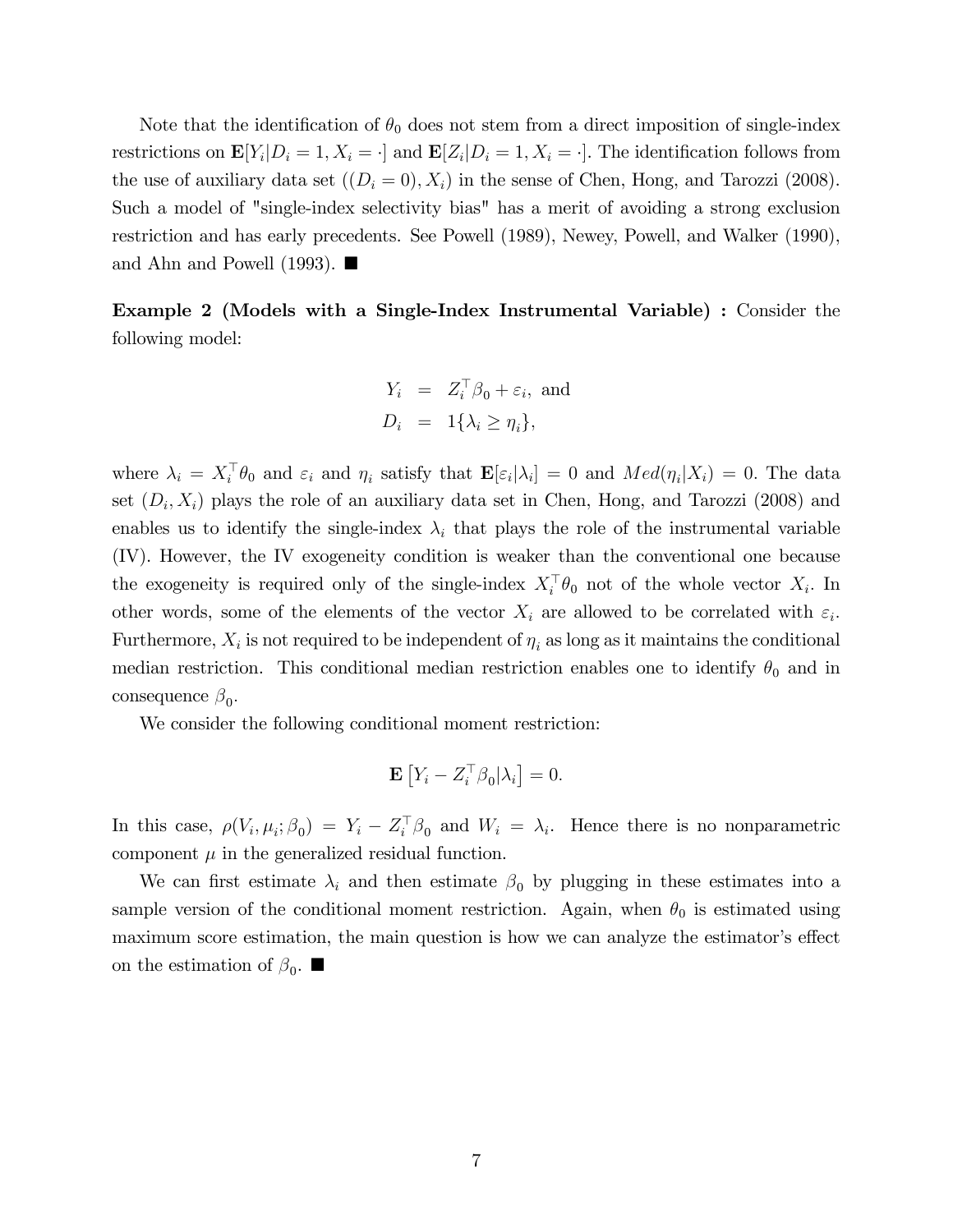Note that the identification of $\theta_0$ does not stem from a direct imposition of single-index restrictions on $\mathbf{E}[Y_i|D_i = 1, X_i = \cdot]$ and $\mathbf{E}[Z_i|D_i = 1, X_i = \cdot]$. The identification follows from the use of auxiliary data set $((D_i = 0), X_i)$ in the sense of Chen, Hong, and Tarozzi (2008). Such a model of "single-index selectivity bias" has a merit of avoiding a strong exclusion restriction and has early precedents. See Powell (1989), Newey, Powell, and Walker (1990), and Ahn and Powell (1993). ■

**Example 2 (Models with a Single-Index Instrumental Variable) :** Consider the following model:

$$
\begin{aligned}
Y_i &= Z_i^{\top}\beta_0 + \varepsilon_i, \text{ and} \\
D_i &= 1\{\lambda_i \geq \eta_i\},
\end{aligned}
$$

where $\lambda_i = X_i^{\top}\theta_0$ and $\varepsilon_i$ and $\eta_i$ satisfy that $\mathbf{E}[\varepsilon_i|\lambda_i] = 0$ and $Med(\eta_i|X_i) = 0$. The data set $(D_i, X_i)$ plays the role of an auxiliary data set in Chen, Hong, and Tarozzi (2008) and enables us to identify the single-index $\lambda_i$ that plays the role of the instrumental variable (IV). However, the IV exogeneity condition is weaker than the conventional one because the exogeneity is required only of the single-index $X_i^{\top}\theta_0$ not of the whole vector $X_i$. In other words, some of the elements of the vector $X_i$ are allowed to be correlated with $\varepsilon_i$. Furthermore, $X_i$ is not required to be independent of $\eta_i$ as long as it maintains the conditional median restriction. This conditional median restriction enables one to identify $\theta_0$ and in consequence $\beta_0$.

We consider the following conditional moment restriction:

$$
\mathbf{E}\left[Y_i - Z_i^{\top}\beta_0|\lambda_i\right] = 0.
$$

In this case, $\rho(V_i, \mu_i; \beta_0) = Y_i - Z_i^{\top}\beta_0$ and $W_i = \lambda_i$. Hence there is no nonparametric component $\mu$ in the generalized residual function.

We can first estimate $\lambda_i$ and then estimate $\beta_0$ by plugging in these estimates into a sample version of the conditional moment restriction. Again, when $\theta_0$ is estimated using maximum score estimation, the main question is how we can analyze the estimator's effect on the estimation of $\beta_0$. ■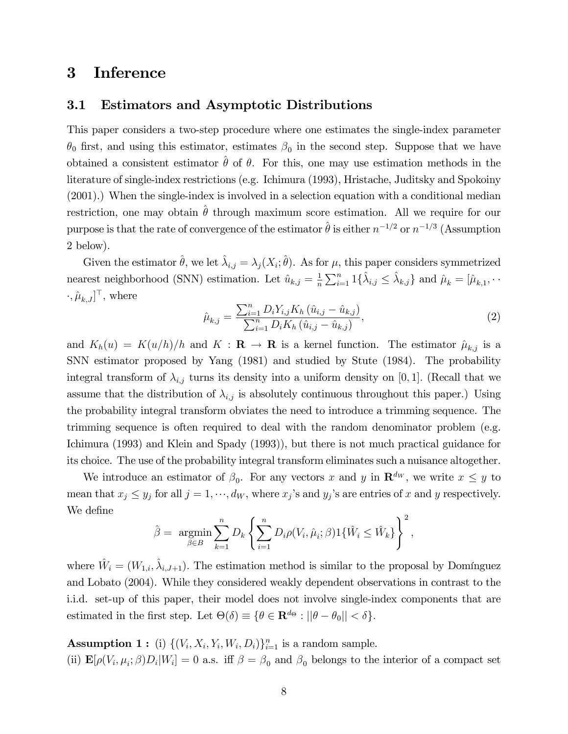# 3 Inference

## 3.1 Estimators and Asymptotic Distributions

This paper considers a two-step procedure where one estimates the single-index parameter $\theta_0$ first, and using this estimator, estimates $\beta_0$ in the second step. Suppose that we have obtained a consistent estimator $\hat{\theta}$ of $\theta$. For this, one may use estimation methods in the literature of single-index restrictions (e.g. Ichimura (1993), Hristache, Juditsky and Spokoiny (2001).) When the single-index is involved in a selection equation with a conditional median restriction, one may obtain $\hat{\theta}$ through maximum score estimation. All we require for our purpose is that the rate of convergence of the estimator $\hat{\theta}$ is either $n^{-1/2}$ or $n^{-1/3}$ (Assumption 2 below).

Given the estimator $\hat{\theta}$, we let $\hat{\lambda}_{i,j} = \lambda_j(X_i; \hat{\theta})$. As for $\mu$, this paper considers symmetrized nearest neighborhood (SNN) estimation. Let $\hat{u}_{k,j} = \frac{1}{n}\sum_{i=1}^{n} 1\{\hat{\lambda}_{i,j} \leq \hat{\lambda}_{k,j}\}$ and $\hat{\mu}_k = [\hat{\mu}_{k,1}, \cdots, \hat{\mu}_{k,J}]^{\top}$, where

$$\hat{\mu}_{k,j} = \frac{\sum_{i=1}^{n} D_i Y_{i,j} K_h(\hat{u}_{i,j} - \hat{u}_{k,j})}{\sum_{i=1}^{n} D_i K_h(\hat{u}_{i,j} - \hat{u}_{k,j})}, \tag{2}$$

and $K_h(u) = K(u/h)/h$ and $K : \mathbf{R} \to \mathbf{R}$ is a kernel function. The estimator $\hat{\mu}_{k,j}$ is a SNN estimator proposed by Yang (1981) and studied by Stute (1984). The probability integral transform of $\lambda_{i,j}$ turns its density into a uniform density on $[0, 1]$. (Recall that we assume that the distribution of $\lambda_{i,j}$ is absolutely continuous throughout this paper.) Using the probability integral transform obviates the need to introduce a trimming sequence. The trimming sequence is often required to deal with the random denominator problem (e.g. Ichimura (1993) and Klein and Spady (1993)), but there is not much practical guidance for its choice. The use of the probability integral transform eliminates such a nuisance altogether.

We introduce an estimator of $\beta_0$. For any vectors $x$ and $y$ in $\mathbf{R}^{d_W}$, we write $x \leq y$ to mean that $x_j \leq y_j$ for all $j = 1, \cdots, d_W$, where $x_j$'s and $y_j$'s are entries of $x$ and $y$ respectively. We define

$$\hat{\beta} = \underset{\beta \in B}{\operatorname{argmin}} \sum_{k=1}^{n} D_k \left\{ \sum_{i=1}^{n} D_i \rho(V_i, \hat{\mu}_i; \beta) 1\{\hat{W}_i \leq \hat{W}_k\} \right\}^2,$$

where $\hat{W}_i = (W_{1,i}, \hat{\lambda}_{i,J+1})$. The estimation method is similar to the proposal by Domínguez and Lobato (2004). While they considered weakly dependent observations in contrast to the i.i.d. set-up of this paper, their model does not involve single-index components that are estimated in the first step. Let $\Theta(\delta) \equiv \{\theta \in \mathbf{R}^{d_\Theta} : ||\theta - \theta_0|| < \delta\}$.

**Assumption 1 :** (i) $\{(V_i, X_i, Y_i, W_i, D_i)\}_{i=1}^{n}$ is a random sample.
(ii) $\mathbf{E}[\rho(V_i, \mu_i; \beta) D_i | W_i] = 0$ a.s. iff $\beta = \beta_0$ and $\beta_0$ belongs to the interior of a compact set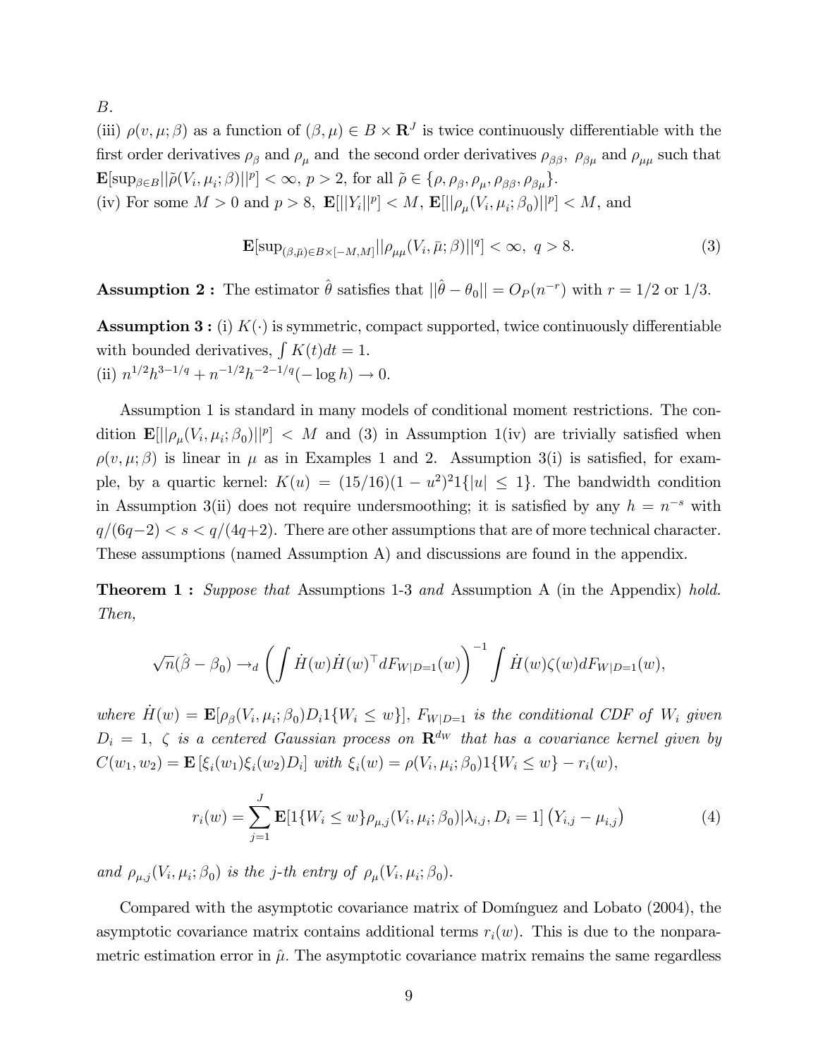$B$.

(iii) $\rho(v, \mu; \beta)$ as a function of $(\beta, \mu) \in B \times \mathbf{R}^J$ is twice continuously differentiable with the first order derivatives $\rho_\beta$ and $\rho_\mu$ and the second order derivatives $\rho_{\beta\beta}$, $\rho_{\beta\mu}$ and $\rho_{\mu\mu}$ such that $\mathbf{E}[\sup_{\beta \in B} ||\tilde{\rho}(V_i, \mu_i; \beta)||^p] < \infty$, $p > 2$, for all $\tilde{\rho} \in \{\rho, \rho_\beta, \rho_\mu, \rho_{\beta\beta}, \rho_{\beta\mu}\}$.

(iv) For some $M > 0$ and $p > 8$, $\mathbf{E}[||Y_i||^p] < M$, $\mathbf{E}[||\rho_\mu(V_i, \mu_i; \beta_0)||^p] < M$, and

$$\mathbf{E}[\sup_{(\beta,\bar{\mu}) \in B \times [-M,M]} ||\rho_{\mu\mu}(V_i, \bar{\mu}; \beta)||^q] < \infty, \ q > 8. \tag{3}$$

**Assumption 2 :** The estimator $\hat{\theta}$ satisfies that $||\hat{\theta} - \theta_0|| = O_P(n^{-r})$ with $r = 1/2$ or $1/3$.

**Assumption 3 :** (i) $K(\cdot)$ is symmetric, compact supported, twice continuously differentiable with bounded derivatives, $\int K(t)dt = 1$.
(ii) $n^{1/2}h^{3-1/q} + n^{-1/2}h^{-2-1/q}(-\log h) \to 0$.

Assumption 1 is standard in many models of conditional moment restrictions. The condition $\mathbf{E}[||\rho_\mu(V_i, \mu_i; \beta_0)||^p] < M$ and (3) in Assumption 1(iv) are trivially satisfied when $\rho(v, \mu; \beta)$ is linear in $\mu$ as in Examples 1 and 2. Assumption 3(i) is satisfied, for example, by a quartic kernel: $K(u) = (15/16)(1 - u^2)^2 1\{|u| \leq 1\}$. The bandwidth condition in Assumption 3(ii) does not require undersmoothing; it is satisfied by any $h = n^{-s}$ with $q/(6q-2) < s < q/(4q+2)$. There are other assumptions that are of more technical character. These assumptions (named Assumption A) and discussions are found in the appendix.

**Theorem 1 :** *Suppose that* Assumptions 1-3 *and* Assumption A (in the Appendix) *hold. Then,*

$$\sqrt{n}(\hat{\beta} - \beta_0) \to_d \left( \int \dot{H}(w)\dot{H}(w)^\top dF_{W|D=1}(w) \right)^{-1} \int \dot{H}(w)\zeta(w)dF_{W|D=1}(w),$$

*where* $\dot{H}(w) = \mathbf{E}[\rho_\beta(V_i, \mu_i; \beta_0)D_i 1\{W_i \leq w\}]$, $F_{W|D=1}$ *is the conditional CDF of* $W_i$ *given* $D_i = 1$, $\zeta$ *is a centered Gaussian process on* $\mathbf{R}^{d_W}$ *that has a covariance kernel given by* $C(w_1, w_2) = \mathbf{E}[\xi_i(w_1)\xi_i(w_2)D_i]$ *with* $\xi_i(w) = \rho(V_i, \mu_i; \beta_0)1\{W_i \leq w\} - r_i(w)$,

$$r_i(w) = \sum_{j=1}^{J} \mathbf{E}[1\{W_i \leq w\}\rho_{\mu,j}(V_i, \mu_i; \beta_0)|\lambda_{i,j}, D_i = 1] \left(Y_{i,j} - \mu_{i,j}\right) \tag{4}$$

*and* $\rho_{\mu,j}(V_i, \mu_i; \beta_0)$ *is the j-th entry of* $\rho_\mu(V_i, \mu_i; \beta_0)$.

Compared with the asymptotic covariance matrix of Domínguez and Lobato (2004), the asymptotic covariance matrix contains additional terms $r_i(w)$. This is due to the nonparametric estimation error in $\hat{\mu}$. The asymptotic covariance matrix remains the same regardless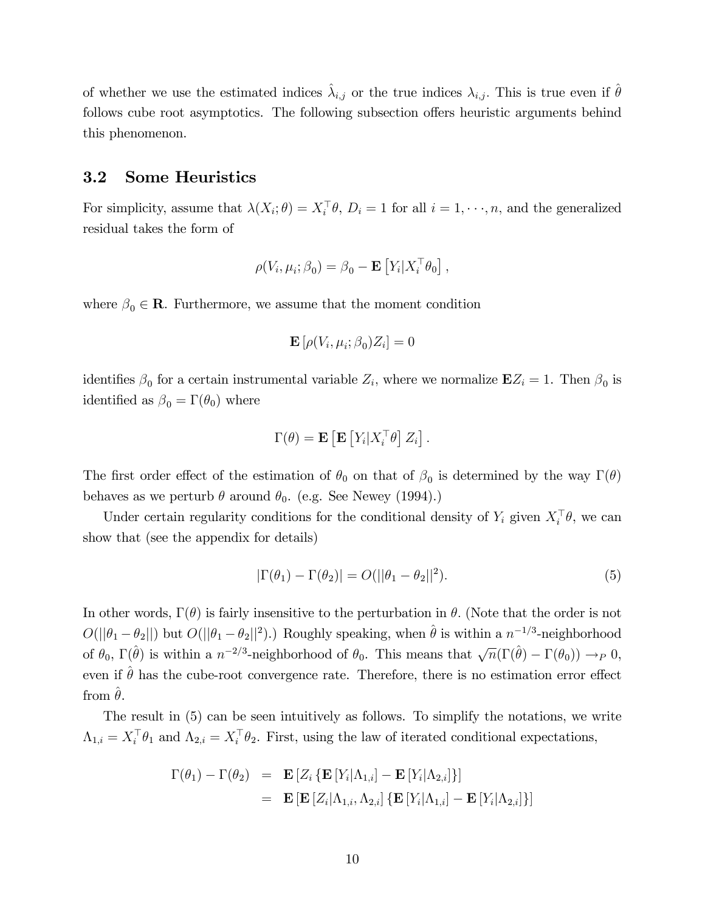of whether we use the estimated indices $\hat{\lambda}_{i,j}$ or the true indices $\lambda_{i,j}$. This is true even if $\hat{\theta}$ follows cube root asymptotics. The following subsection offers heuristic arguments behind this phenomenon.

### 3.2 Some Heuristics

For simplicity, assume that $\lambda(X_i;\theta) = X_i^\top \theta$, $D_i = 1$ for all $i = 1, \cdots, n$, and the generalized residual takes the form of

$$\rho(V_i, \mu_i; \beta_0) = \beta_0 - \mathbf{E}\left[Y_i | X_i^\top \theta_0\right],$$

where $\beta_0 \in \mathbf{R}$. Furthermore, we assume that the moment condition

$$\mathbf{E}\left[\rho(V_i, \mu_i; \beta_0) Z_i\right] = 0$$

identifies $\beta_0$ for a certain instrumental variable $Z_i$, where we normalize $\mathbf{E}Z_i = 1$. Then $\beta_0$ is identified as $\beta_0 = \Gamma(\theta_0)$ where

$$\Gamma(\theta) = \mathbf{E}\left[\mathbf{E}\left[Y_i | X_i^\top \theta\right] Z_i\right].$$

The first order effect of the estimation of $\theta_0$ on that of $\beta_0$ is determined by the way $\Gamma(\theta)$ behaves as we perturb $\theta$ around $\theta_0$. (e.g. See Newey (1994).)

Under certain regularity conditions for the conditional density of $Y_i$ given $X_i^\top \theta$, we can show that (see the appendix for details)

$$|\Gamma(\theta_1) - \Gamma(\theta_2)| = O(||\theta_1 - \theta_2||^2). \tag{5}$$

In other words, $\Gamma(\theta)$ is fairly insensitive to the perturbation in $\theta$. (Note that the order is not $O(||\theta_1 - \theta_2||)$ but $O(||\theta_1 - \theta_2||^2)$.) Roughly speaking, when $\hat{\theta}$ is within a $n^{-1/3}$-neighborhood of $\theta_0$, $\Gamma(\hat{\theta})$ is within a $n^{-2/3}$-neighborhood of $\theta_0$. This means that $\sqrt{n}(\Gamma(\hat{\theta}) - \Gamma(\theta_0)) \to_P 0$, even if $\hat{\theta}$ has the cube-root convergence rate. Therefore, there is no estimation error effect from $\hat{\theta}$.

The result in (5) can be seen intuitively as follows. To simplify the notations, we write $\Lambda_{1,i} = X_i^\top \theta_1$ and $\Lambda_{2,i} = X_i^\top \theta_2$. First, using the law of iterated conditional expectations,

$$\begin{aligned}
\Gamma(\theta_1) - \Gamma(\theta_2) &= \mathbf{E}\left[Z_i \left\{\mathbf{E}\left[Y_i | \Lambda_{1,i}\right] - \mathbf{E}\left[Y_i | \Lambda_{2,i}\right]\right\}\right] \\
&= \mathbf{E}\left[\mathbf{E}\left[Z_i | \Lambda_{1,i}, \Lambda_{2,i}\right] \left\{\mathbf{E}\left[Y_i | \Lambda_{1,i}\right] - \mathbf{E}\left[Y_i | \Lambda_{2,i}\right]\right\}\right]
\end{aligned}$$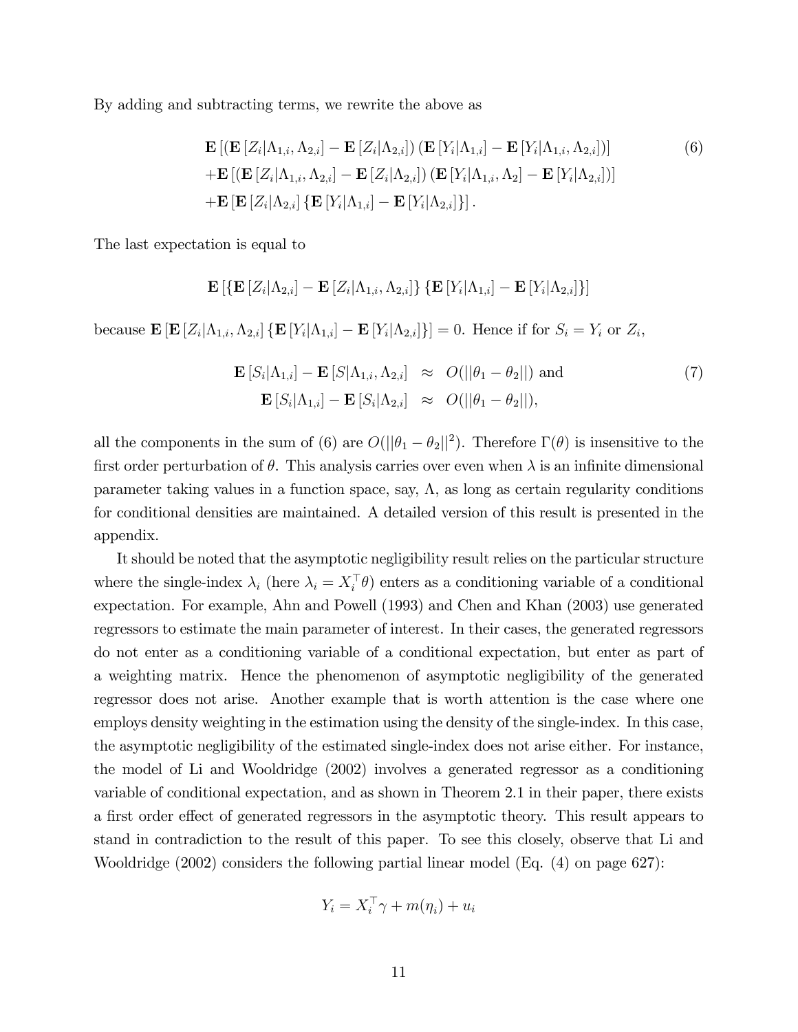By adding and subtracting terms, we rewrite the above as

$$
\begin{aligned}
&\mathbf{E}\left[\left(\mathbf{E}\left[Z_i|\Lambda_{1,i},\Lambda_{2,i}\right]-\mathbf{E}\left[Z_i|\Lambda_{2,i}\right]\right)\left(\mathbf{E}\left[Y_i|\Lambda_{1,i}\right]-\mathbf{E}\left[Y_i|\Lambda_{1,i},\Lambda_{2,i}\right]\right)\right] \\
&+\mathbf{E}\left[\left(\mathbf{E}\left[Z_i|\Lambda_{1,i},\Lambda_{2,i}\right]-\mathbf{E}\left[Z_i|\Lambda_{2,i}\right]\right)\left(\mathbf{E}\left[Y_i|\Lambda_{1,i},\Lambda_2\right]-\mathbf{E}\left[Y_i|\Lambda_{2,i}\right]\right)\right] \\
&+\mathbf{E}\left[\mathbf{E}\left[Z_i|\Lambda_{2,i}\right]\left\{\mathbf{E}\left[Y_i|\Lambda_{1,i}\right]-\mathbf{E}\left[Y_i|\Lambda_{2,i}\right]\right\}\right].
\end{aligned} \tag{6}
$$

The last expectation is equal to

$$
\mathbf{E}\left[\left\{\mathbf{E}\left[Z_i|\Lambda_{2,i}\right]-\mathbf{E}\left[Z_i|\Lambda_{1,i},\Lambda_{2,i}\right]\right\}\left\{\mathbf{E}\left[Y_i|\Lambda_{1,i}\right]-\mathbf{E}\left[Y_i|\Lambda_{2,i}\right]\right\}\right]
$$

because $\mathbf{E}\left[\mathbf{E}\left[Z_i|\Lambda_{1,i},\Lambda_{2,i}\right]\left\{\mathbf{E}\left[Y_i|\Lambda_{1,i}\right]-\mathbf{E}\left[Y_i|\Lambda_{2,i}\right]\right\}\right]=0$. Hence if for $S_i = Y_i$ or $Z_i$,

$$
\begin{aligned}
\mathbf{E}\left[S_i|\Lambda_{1,i}\right]-\mathbf{E}\left[S|\Lambda_{1,i},\Lambda_{2,i}\right] &\approx O(||\theta_1-\theta_2||) \text{ and} \\
\mathbf{E}\left[S_i|\Lambda_{1,i}\right]-\mathbf{E}\left[S_i|\Lambda_{2,i}\right] &\approx O(||\theta_1-\theta_2||),
\end{aligned} \tag{7}
$$

all the components in the sum of (6) are $O(||\theta_1-\theta_2||^2)$. Therefore $\Gamma(\theta)$ is insensitive to the first order perturbation of $\theta$. This analysis carries over even when $\lambda$ is an infinite dimensional parameter taking values in a function space, say, $\Lambda$, as long as certain regularity conditions for conditional densities are maintained. A detailed version of this result is presented in the appendix.

It should be noted that the asymptotic negligibility result relies on the particular structure where the single-index $\lambda_i$ (here $\lambda_i = X_i^\top\theta$) enters as a conditioning variable of a conditional expectation. For example, Ahn and Powell (1993) and Chen and Khan (2003) use generated regressors to estimate the main parameter of interest. In their cases, the generated regressors do not enter as a conditioning variable of a conditional expectation, but enter as part of a weighting matrix. Hence the phenomenon of asymptotic negligibility of the generated regressor does not arise. Another example that is worth attention is the case where one employs density weighting in the estimation using the density of the single-index. In this case, the asymptotic negligibility of the estimated single-index does not arise either. For instance, the model of Li and Wooldridge (2002) involves a generated regressor as a conditioning variable of conditional expectation, and as shown in Theorem 2.1 in their paper, there exists a first order effect of generated regressors in the asymptotic theory. This result appears to stand in contradiction to the result of this paper. To see this closely, observe that Li and Wooldridge (2002) considers the following partial linear model (Eq. (4) on page 627):

$$
Y_i = X_i^\top\gamma + m(\eta_i) + u_i
$$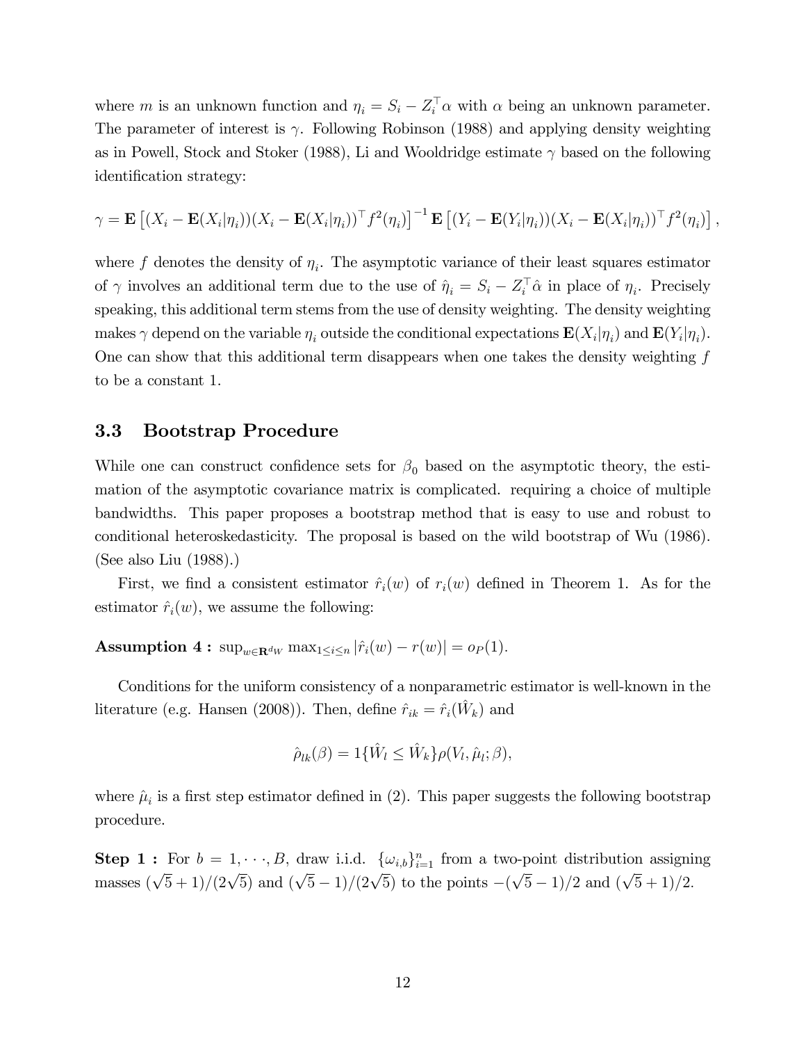where $m$ is an unknown function and $\eta_i = S_i - Z_i^\top \alpha$ with $\alpha$ being an unknown parameter. The parameter of interest is $\gamma$. Following Robinson (1988) and applying density weighting as in Powell, Stock and Stoker (1988), Li and Wooldridge estimate $\gamma$ based on the following identification strategy:

$$\gamma = \mathbf{E}\left[(X_i - \mathbf{E}(X_i|\eta_i))(X_i - \mathbf{E}(X_i|\eta_i))^\top f^2(\eta_i)\right]^{-1} \mathbf{E}\left[(Y_i - \mathbf{E}(Y_i|\eta_i))(X_i - \mathbf{E}(X_i|\eta_i))^\top f^2(\eta_i)\right],$$

where $f$ denotes the density of $\eta_i$. The asymptotic variance of their least squares estimator of $\gamma$ involves an additional term due to the use of $\hat{\eta}_i = S_i - Z_i^\top \hat{\alpha}$ in place of $\eta_i$. Precisely speaking, this additional term stems from the use of density weighting. The density weighting makes $\gamma$ depend on the variable $\eta_i$ outside the conditional expectations $\mathbf{E}(X_i|\eta_i)$ and $\mathbf{E}(Y_i|\eta_i)$. One can show that this additional term disappears when one takes the density weighting $f$ to be a constant 1.

## 3.3 Bootstrap Procedure

While one can construct confidence sets for $\beta_0$ based on the asymptotic theory, the estimation of the asymptotic covariance matrix is complicated. requiring a choice of multiple bandwidths. This paper proposes a bootstrap method that is easy to use and robust to conditional heteroskedasticity. The proposal is based on the wild bootstrap of Wu (1986). (See also Liu (1988).)

First, we find a consistent estimator $\hat{r}_i(w)$ of $r_i(w)$ defined in Theorem 1. As for the estimator $\hat{r}_i(w)$, we assume the following:

**Assumption 4 :** $\sup_{w \in \mathbf{R}^{d_W}} \max_{1 \leq i \leq n} |\hat{r}_i(w) - r(w)| = o_P(1)$.

Conditions for the uniform consistency of a nonparametric estimator is well-known in the literature (e.g. Hansen (2008)). Then, define $\hat{r}_{ik} = \hat{r}_i(\hat{W}_k)$ and

$$\hat{\rho}_{lk}(\beta) = 1\{\hat{W}_l \leq \hat{W}_k\}\rho(V_l, \hat{\mu}_l; \beta),$$

where $\hat{\mu}_i$ is a first step estimator defined in (2). This paper suggests the following bootstrap procedure.

**Step 1 :** For $b = 1, \cdots, B$, draw i.i.d. $\{\omega_{i,b}\}_{i=1}^n$ from a two-point distribution assigning masses $(\sqrt{5}+1)/(2\sqrt{5})$ and $(\sqrt{5}-1)/(2\sqrt{5})$ to the points $-(\sqrt{5}-1)/2$ and $(\sqrt{5}+1)/2$.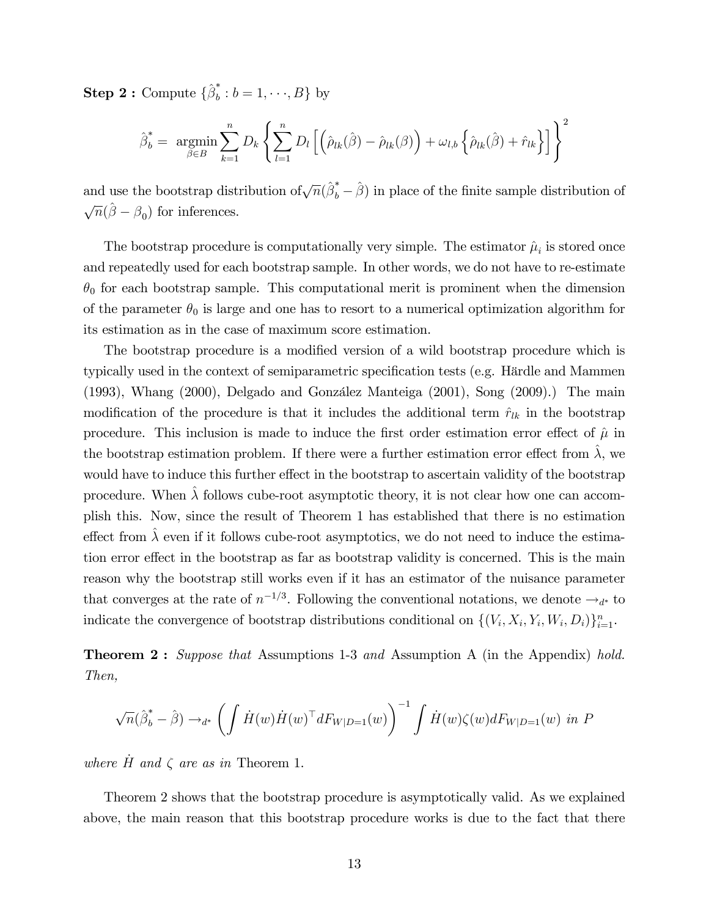**Step 2 :** Compute $\{\hat{\beta}_b^* : b = 1, \cdots, B\}$ by

$$\hat{\beta}_b^* = \underset{\beta \in B}{\operatorname{argmin}} \sum_{k=1}^{n} D_k \left\{ \sum_{l=1}^{n} D_l \left[ \left( \hat{\rho}_{lk}(\hat{\beta}) - \hat{\rho}_{lk}(\beta) \right) + \omega_{l,b} \left\{ \hat{\rho}_{lk}(\hat{\beta}) + \hat{r}_{lk} \right\} \right] \right\}^2$$

and use the bootstrap distribution of $\sqrt{n}(\hat{\beta}_b^* - \hat{\beta})$ in place of the finite sample distribution of $\sqrt{n}(\hat{\beta} - \beta_0)$ for inferences.

The bootstrap procedure is computationally very simple. The estimator $\hat{\mu}_i$ is stored once and repeatedly used for each bootstrap sample. In other words, we do not have to re-estimate $\theta_0$ for each bootstrap sample. This computational merit is prominent when the dimension of the parameter $\theta_0$ is large and one has to resort to a numerical optimization algorithm for its estimation as in the case of maximum score estimation.

The bootstrap procedure is a modified version of a wild bootstrap procedure which is typically used in the context of semiparametric specification tests (e.g. Härdle and Mammen (1993), Whang (2000), Delgado and González Manteiga (2001), Song (2009).) The main modification of the procedure is that it includes the additional term $\hat{r}_{lk}$ in the bootstrap procedure. This inclusion is made to induce the first order estimation error effect of $\hat{\mu}$ in the bootstrap estimation problem. If there were a further estimation error effect from $\hat{\lambda}$, we would have to induce this further effect in the bootstrap to ascertain validity of the bootstrap procedure. When $\hat{\lambda}$ follows cube-root asymptotic theory, it is not clear how one can accomplish this. Now, since the result of Theorem 1 has established that there is no estimation effect from $\hat{\lambda}$ even if it follows cube-root asymptotics, we do not need to induce the estimation error effect in the bootstrap as far as bootstrap validity is concerned. This is the main reason why the bootstrap still works even if it has an estimator of the nuisance parameter that converges at the rate of $n^{-1/3}$. Following the conventional notations, we denote $\to_{d^*}$ to indicate the convergence of bootstrap distributions conditional on $\{(V_i, X_i, Y_i, W_i, D_i)\}_{i=1}^n$.

**Theorem 2 :** *Suppose that* Assumptions 1-3 *and* Assumption A (in the Appendix) *hold. Then,*

$$\sqrt{n}(\hat{\beta}_b^* - \hat{\beta}) \to_{d^*} \left( \int \dot{H}(w)\dot{H}(w)^\top dF_{W|D=1}(w) \right)^{-1} \int \dot{H}(w)\zeta(w) dF_{W|D=1}(w) \text{ in } P$$

*where* $\dot{H}$ *and* $\zeta$ *are as in* Theorem 1.

Theorem 2 shows that the bootstrap procedure is asymptotically valid. As we explained above, the main reason that this bootstrap procedure works is due to the fact that there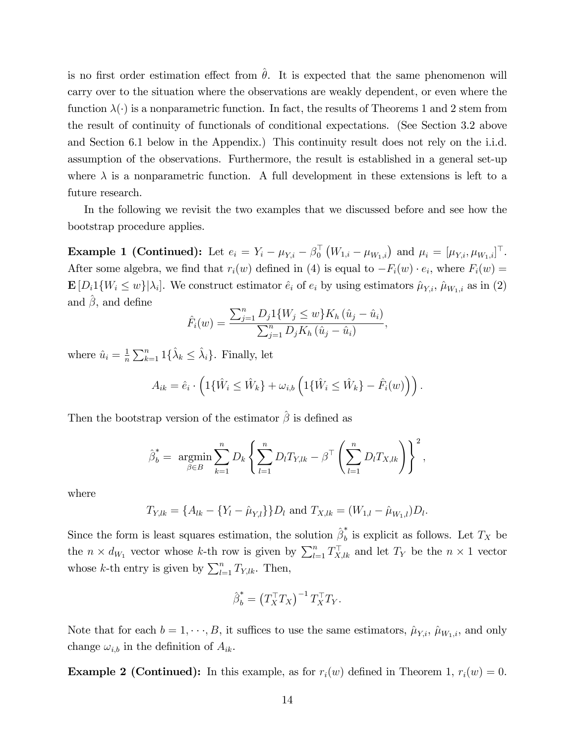is no first order estimation effect from $\hat{\theta}$. It is expected that the same phenomenon will carry over to the situation where the observations are weakly dependent, or even where the function $\lambda(\cdot)$ is a nonparametric function. In fact, the results of Theorems 1 and 2 stem from the result of continuity of functionals of conditional expectations. (See Section 3.2 above and Section 6.1 below in the Appendix.) This continuity result does not rely on the i.i.d. assumption of the observations. Furthermore, the result is established in a general set-up where $\lambda$ is a nonparametric function. A full development in these extensions is left to a future research.

In the following we revisit the two examples that we discussed before and see how the bootstrap procedure applies.

**Example 1 (Continued):** Let $e_i = Y_i - \mu_{Y,i} - \beta_0^\top \left(W_{1,i} - \mu_{W_1,i}\right)$ and $\mu_i = [\mu_{Y,i}, \mu_{W_1,i}]^\top$. After some algebra, we find that $r_i(w)$ defined in (4) is equal to $-F_i(w) \cdot e_i$, where $F_i(w) = \mathbf{E}\left[D_i 1\{W_i \leq w\}|\lambda_i\right]$. We construct estimator $\hat{e}_i$ of $e_i$ by using estimators $\hat{\mu}_{Y,i}$, $\hat{\mu}_{W_1,i}$ as in (2) and $\hat{\beta}$, and define

$$\hat{F}_i(w) = \frac{\sum_{j=1}^n D_j 1\{W_j \leq w\} K_h\left(\hat{u}_j - \hat{u}_i\right)}{\sum_{j=1}^n D_j K_h\left(\hat{u}_j - \hat{u}_i\right)},$$

where $\hat{u}_i = \frac{1}{n}\sum_{k=1}^n 1\{\hat{\lambda}_k \leq \hat{\lambda}_i\}$. Finally, let

$$A_{ik} = \hat{e}_i \cdot \left(1\{\hat{W}_i \leq \hat{W}_k\} + \omega_{i,b}\left(1\{\hat{W}_i \leq \hat{W}_k\} - \hat{F}_i(w)\right)\right).$$

Then the bootstrap version of the estimator $\hat{\beta}$ is defined as

$$\hat{\beta}_b^* = \underset{\beta \in B}{\operatorname{argmin}} \sum_{k=1}^n D_k \left\{\sum_{l=1}^n D_l T_{Y,lk} - \beta^\top \left(\sum_{l=1}^n D_l T_{X,lk}\right)\right\}^2,$$

where

$$T_{Y,lk} = \{A_{lk} - \{Y_l - \hat{\mu}_{Y,l}\}\} D_l \text{ and } T_{X,lk} = (W_{1,l} - \hat{\mu}_{W_1,l}) D_l.$$

Since the form is least squares estimation, the solution $\hat{\beta}_b^*$ is explicit as follows. Let $T_X$ be the $n \times d_{W_1}$ vector whose $k$-th row is given by $\sum_{l=1}^n T_{X,lk}^\top$ and let $T_Y$ be the $n \times 1$ vector whose $k$-th entry is given by $\sum_{l=1}^n T_{Y,lk}$. Then,

$$\hat{\beta}_b^* = \left(T_X^\top T_X\right)^{-1} T_X^\top T_Y.$$

Note that for each $b = 1, \cdots, B$, it suffices to use the same estimators, $\hat{\mu}_{Y,i}$, $\hat{\mu}_{W_1,i}$, and only change $\omega_{i,b}$ in the definition of $A_{ik}$.

**Example 2 (Continued):** In this example, as for $r_i(w)$ defined in Theorem 1, $r_i(w) = 0$.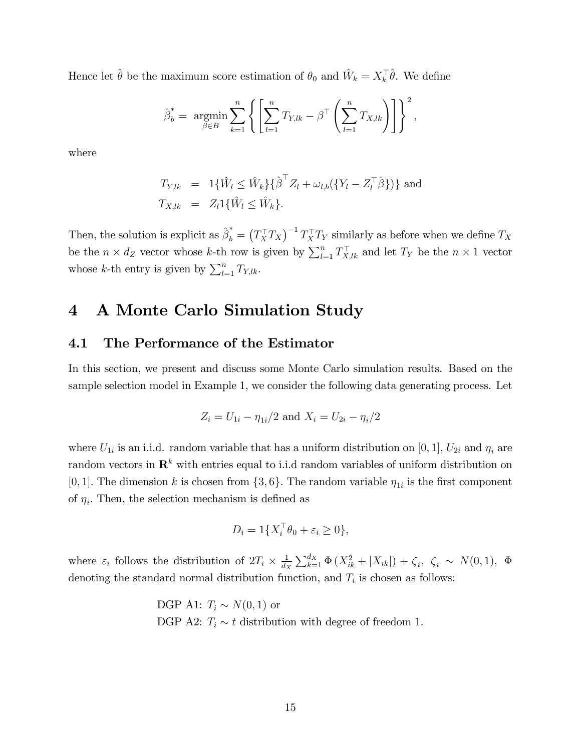Hence let $\hat{\theta}$ be the maximum score estimation of $\theta_0$ and $\hat{W}_k = X_k^\top \hat{\theta}$. We define

$$\hat{\beta}_b^* = \underset{\beta \in B}{\operatorname{argmin}} \sum_{k=1}^{n} \left\{ \left[ \sum_{l=1}^{n} T_{Y,lk} - \beta^\top \left( \sum_{l=1}^{n} T_{X,lk} \right) \right] \right\}^2,$$

where

$$\begin{aligned} T_{Y,lk} &= 1\{\hat{W}_l \leq \hat{W}_k\}\{\hat{\beta}^\top Z_l + \omega_{l,b}(\{Y_l - Z_l^\top \hat{\beta}\})\} \text{ and} \\ T_{X,lk} &= Z_l 1\{\hat{W}_l \leq \hat{W}_k\}. \end{aligned}$$

Then, the solution is explicit as $\hat{\beta}_b^* = \left(T_X^\top T_X\right)^{-1} T_X^\top T_Y$ similarly as before when we define $T_X$ be the $n \times d_Z$ vector whose $k$-th row is given by $\sum_{l=1}^n T_{X,lk}^\top$ and let $T_Y$ be the $n \times 1$ vector whose $k$-th entry is given by $\sum_{l=1}^n T_{Y,lk}$.

# 4 A Monte Carlo Simulation Study

## 4.1 The Performance of the Estimator

In this section, we present and discuss some Monte Carlo simulation results. Based on the sample selection model in Example 1, we consider the following data generating process. Let

$$Z_i = U_{1i} - \eta_{1i}/2 \text{ and } X_i = U_{2i} - \eta_i/2$$

where $U_{1i}$ is an i.i.d. random variable that has a uniform distribution on $[0, 1]$, $U_{2i}$ and $\eta_i$ are random vectors in $\mathbf{R}^k$ with entries equal to i.i.d random variables of uniform distribution on $[0, 1]$. The dimension $k$ is chosen from $\{3, 6\}$. The random variable $\eta_{1i}$ is the first component of $\eta_i$. Then, the selection mechanism is defined as

$$D_i = 1\{X_i^\top \theta_0 + \varepsilon_i \geq 0\},$$

where $\varepsilon_i$ follows the distribution of $2T_i \times \frac{1}{d_X} \sum_{k=1}^{d_X} \Phi\left(X_{ik}^2 + |X_{ik}|\right) + \zeta_i$, $\zeta_i \sim N(0, 1)$, $\Phi$ denoting the standard normal distribution function, and $T_i$ is chosen as follows:

DGP A1: $T_i \sim N(0, 1)$ or
DGP A2: $T_i \sim t$ distribution with degree of freedom 1.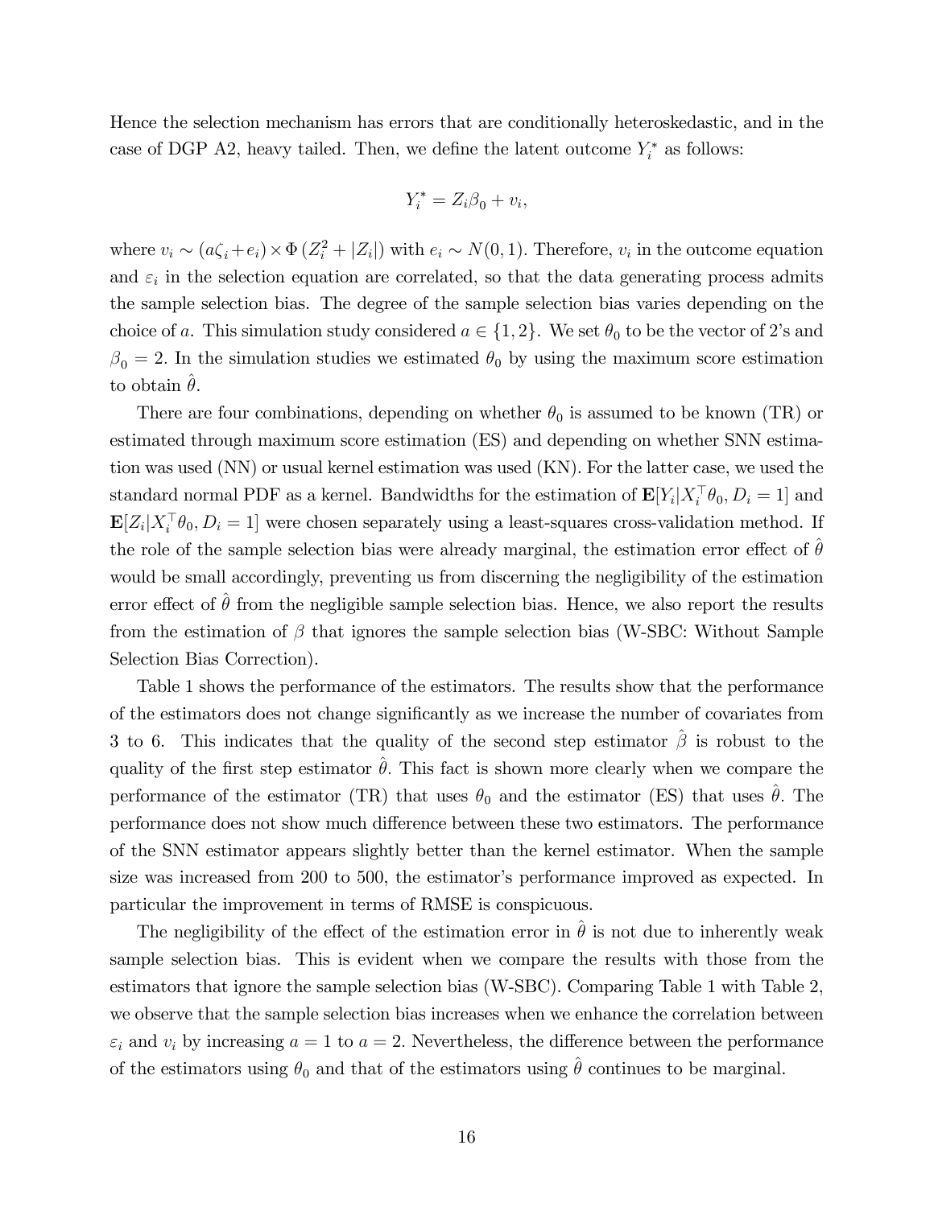Hence the selection mechanism has errors that are conditionally heteroskedastic, and in the case of DGP A2, heavy tailed. Then, we define the latent outcome $Y_i^*$ as follows:

$$Y_i^* = Z_i\beta_0 + v_i,$$

where $v_i \sim (a\zeta_i + e_i) \times \Phi(Z_i^2 + |Z_i|)$ with $e_i \sim N(0,1)$. Therefore, $v_i$ in the outcome equation and $\varepsilon_i$ in the selection equation are correlated, so that the data generating process admits the sample selection bias. The degree of the sample selection bias varies depending on the choice of $a$. This simulation study considered $a \in \{1, 2\}$. We set $\theta_0$ to be the vector of 2's and $\beta_0 = 2$. In the simulation studies we estimated $\theta_0$ by using the maximum score estimation to obtain $\hat{\theta}$.

There are four combinations, depending on whether $\theta_0$ is assumed to be known (TR) or estimated through maximum score estimation (ES) and depending on whether SNN estimation was used (NN) or usual kernel estimation was used (KN). For the latter case, we used the standard normal PDF as a kernel. Bandwidths for the estimation of $\mathbf{E}[Y_i|X_i^\top\theta_0, D_i = 1]$ and $\mathbf{E}[Z_i|X_i^\top\theta_0, D_i = 1]$ were chosen separately using a least-squares cross-validation method. If the role of the sample selection bias were already marginal, the estimation error effect of $\hat{\theta}$ would be small accordingly, preventing us from discerning the negligibility of the estimation error effect of $\hat{\theta}$ from the negligible sample selection bias. Hence, we also report the results from the estimation of $\beta$ that ignores the sample selection bias (W-SBC: Without Sample Selection Bias Correction).

Table 1 shows the performance of the estimators. The results show that the performance of the estimators does not change significantly as we increase the number of covariates from 3 to 6. This indicates that the quality of the second step estimator $\hat{\beta}$ is robust to the quality of the first step estimator $\hat{\theta}$. This fact is shown more clearly when we compare the performance of the estimator (TR) that uses $\theta_0$ and the estimator (ES) that uses $\hat{\theta}$. The performance does not show much difference between these two estimators. The performance of the SNN estimator appears slightly better than the kernel estimator. When the sample size was increased from 200 to 500, the estimator's performance improved as expected. In particular the improvement in terms of RMSE is conspicuous.

The negligibility of the effect of the estimation error in $\hat{\theta}$ is not due to inherently weak sample selection bias. This is evident when we compare the results with those from the estimators that ignore the sample selection bias (W-SBC). Comparing Table 1 with Table 2, we observe that the sample selection bias increases when we enhance the correlation between $\varepsilon_i$ and $v_i$ by increasing $a = 1$ to $a = 2$. Nevertheless, the difference between the performance of the estimators using $\theta_0$ and that of the estimators using $\hat{\theta}$ continues to be marginal.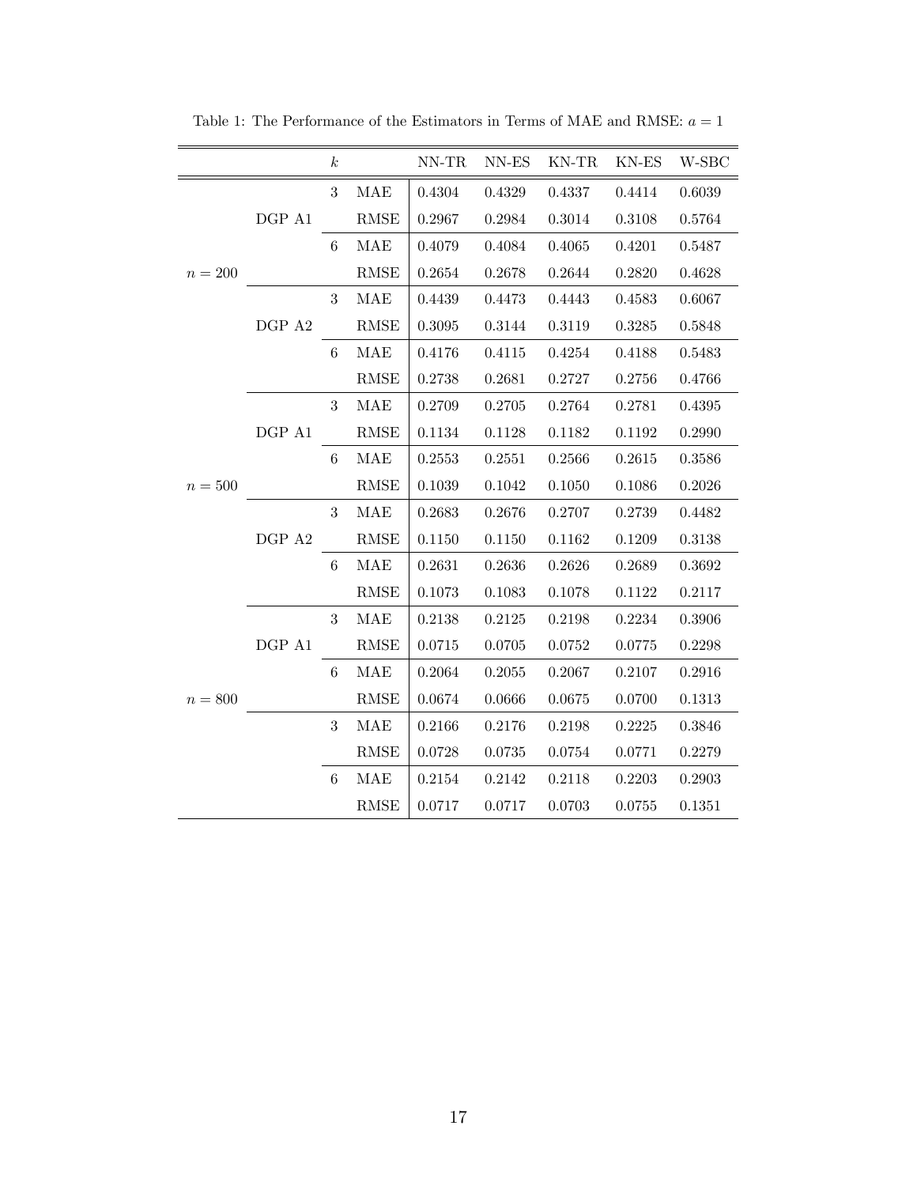Table 1: The Performance of the Estimators in Terms of MAE and RMSE: $a = 1$

| | | $k$ | | NN-TR | NN-ES | KN-TR | KN-ES | W-SBC |
|---|---|---|---|---|---|---|---|---|
| $n = 200$ | DGP A1 | 3 | MAE | 0.4304 | 0.4329 | 0.4337 | 0.4414 | 0.6039 |
| | | | RMSE | 0.2967 | 0.2984 | 0.3014 | 0.3108 | 0.5764 |
| | | 6 | MAE | 0.4079 | 0.4084 | 0.4065 | 0.4201 | 0.5487 |
| | | | RMSE | 0.2654 | 0.2678 | 0.2644 | 0.2820 | 0.4628 |
| | DGP A2 | 3 | MAE | 0.4439 | 0.4473 | 0.4443 | 0.4583 | 0.6067 |
| | | | RMSE | 0.3095 | 0.3144 | 0.3119 | 0.3285 | 0.5848 |
| | | 6 | MAE | 0.4176 | 0.4115 | 0.4254 | 0.4188 | 0.5483 |
| | | | RMSE | 0.2738 | 0.2681 | 0.2727 | 0.2756 | 0.4766 |
| $n = 500$ | DGP A1 | 3 | MAE | 0.2709 | 0.2705 | 0.2764 | 0.2781 | 0.4395 |
| | | | RMSE | 0.1134 | 0.1128 | 0.1182 | 0.1192 | 0.2990 |
| | | 6 | MAE | 0.2553 | 0.2551 | 0.2566 | 0.2615 | 0.3586 |
| | | | RMSE | 0.1039 | 0.1042 | 0.1050 | 0.1086 | 0.2026 |
| | DGP A2 | 3 | MAE | 0.2683 | 0.2676 | 0.2707 | 0.2739 | 0.4482 |
| | | | RMSE | 0.1150 | 0.1150 | 0.1162 | 0.1209 | 0.3138 |
| | | 6 | MAE | 0.2631 | 0.2636 | 0.2626 | 0.2689 | 0.3692 |
| | | | RMSE | 0.1073 | 0.1083 | 0.1078 | 0.1122 | 0.2117 |
| $n = 800$ | DGP A1 | 3 | MAE | 0.2138 | 0.2125 | 0.2198 | 0.2234 | 0.3906 |
| | | | RMSE | 0.0715 | 0.0705 | 0.0752 | 0.0775 | 0.2298 |
| | | 6 | MAE | 0.2064 | 0.2055 | 0.2067 | 0.2107 | 0.2916 |
| | | | RMSE | 0.0674 | 0.0666 | 0.0675 | 0.0700 | 0.1313 |
| | | 3 | MAE | 0.2166 | 0.2176 | 0.2198 | 0.2225 | 0.3846 |
| | | | RMSE | 0.0728 | 0.0735 | 0.0754 | 0.0771 | 0.2279 |
| | | 6 | MAE | 0.2154 | 0.2142 | 0.2118 | 0.2203 | 0.2903 |
| | | | RMSE | 0.0717 | 0.0717 | 0.0703 | 0.0755 | 0.1351 |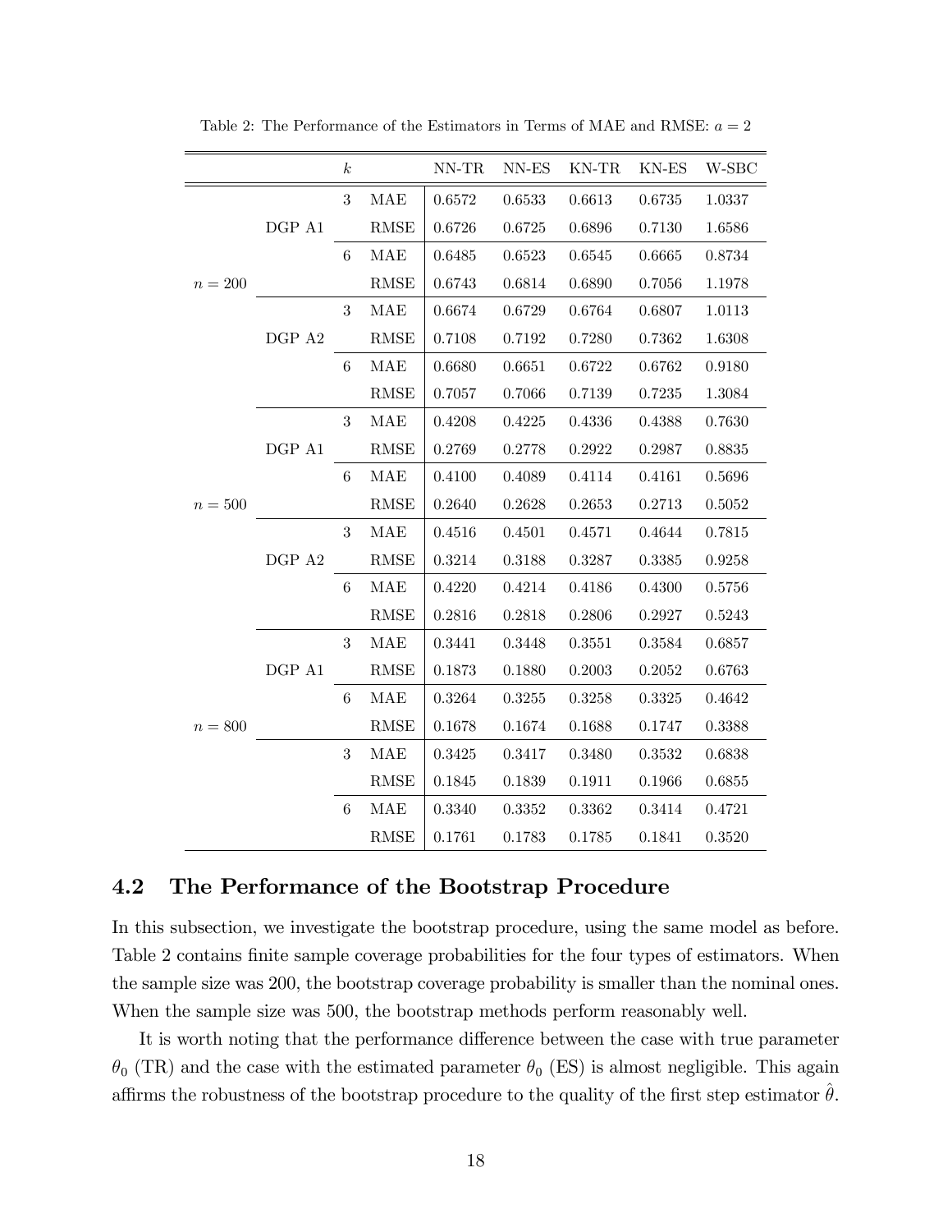Table 2: The Performance of the Estimators in Terms of MAE and RMSE: $a = 2$

| | | $k$ | | NN-TR | NN-ES | KN-TR | KN-ES | W-SBC |
|---|---|---|---|---|---|---|---|---|
| $n = 200$ | DGP A1 | 3 | MAE | 0.6572 | 0.6533 | 0.6613 | 0.6735 | 1.0337 |
| | | | RMSE | 0.6726 | 0.6725 | 0.6896 | 0.7130 | 1.6586 |
| | | 6 | MAE | 0.6485 | 0.6523 | 0.6545 | 0.6665 | 0.8734 |
| | | | RMSE | 0.6743 | 0.6814 | 0.6890 | 0.7056 | 1.1978 |
| | DGP A2 | 3 | MAE | 0.6674 | 0.6729 | 0.6764 | 0.6807 | 1.0113 |
| | | | RMSE | 0.7108 | 0.7192 | 0.7280 | 0.7362 | 1.6308 |
| | | 6 | MAE | 0.6680 | 0.6651 | 0.6722 | 0.6762 | 0.9180 |
| | | | RMSE | 0.7057 | 0.7066 | 0.7139 | 0.7235 | 1.3084 |
| $n = 500$ | DGP A1 | 3 | MAE | 0.4208 | 0.4225 | 0.4336 | 0.4388 | 0.7630 |
| | | | RMSE | 0.2769 | 0.2778 | 0.2922 | 0.2987 | 0.8835 |
| | | 6 | MAE | 0.4100 | 0.4089 | 0.4114 | 0.4161 | 0.5696 |
| | | | RMSE | 0.2640 | 0.2628 | 0.2653 | 0.2713 | 0.5052 |
| | DGP A2 | 3 | MAE | 0.4516 | 0.4501 | 0.4571 | 0.4644 | 0.7815 |
| | | | RMSE | 0.3214 | 0.3188 | 0.3287 | 0.3385 | 0.9258 |
| | | 6 | MAE | 0.4220 | 0.4214 | 0.4186 | 0.4300 | 0.5756 |
| | | | RMSE | 0.2816 | 0.2818 | 0.2806 | 0.2927 | 0.5243 |
| $n = 800$ | DGP A1 | 3 | MAE | 0.3441 | 0.3448 | 0.3551 | 0.3584 | 0.6857 |
| | | | RMSE | 0.1873 | 0.1880 | 0.2003 | 0.2052 | 0.6763 |
| | | 6 | MAE | 0.3264 | 0.3255 | 0.3258 | 0.3325 | 0.4642 |
| | | | RMSE | 0.1678 | 0.1674 | 0.1688 | 0.1747 | 0.3388 |
| | | 3 | MAE | 0.3425 | 0.3417 | 0.3480 | 0.3532 | 0.6838 |
| | | | RMSE | 0.1845 | 0.1839 | 0.1911 | 0.1966 | 0.6855 |
| | | 6 | MAE | 0.3340 | 0.3352 | 0.3362 | 0.3414 | 0.4721 |
| | | | RMSE | 0.1761 | 0.1783 | 0.1785 | 0.1841 | 0.3520 |

## 4.2 The Performance of the Bootstrap Procedure

In this subsection, we investigate the bootstrap procedure, using the same model as before. Table 2 contains finite sample coverage probabilities for the four types of estimators. When the sample size was 200, the bootstrap coverage probability is smaller than the nominal ones. When the sample size was 500, the bootstrap methods perform reasonably well.

It is worth noting that the performance difference between the case with true parameter $\theta_0$ (TR) and the case with the estimated parameter $\theta_0$ (ES) is almost negligible. This again affirms the robustness of the bootstrap procedure to the quality of the first step estimator $\hat{\theta}$.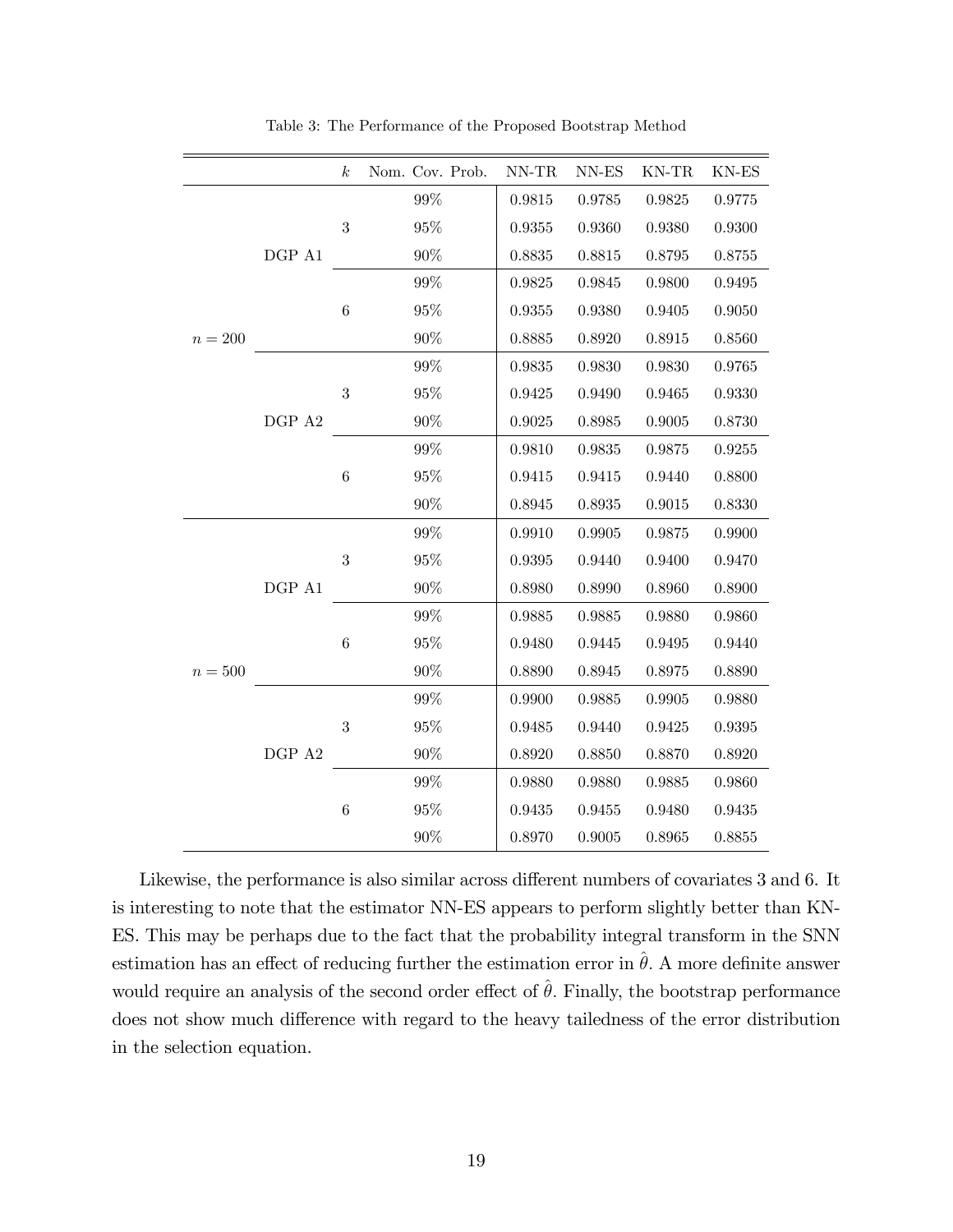Table 3: The Performance of the Proposed Bootstrap Method

| | | $k$ | Nom. Cov. Prob. | NN-TR | NN-ES | KN-TR | KN-ES |
|---|---|---|---|---|---|---|---|
| $n = 200$ | DGP A1 | 3 | 99% | 0.9815 | 0.9785 | 0.9825 | 0.9775 |
| | | | 95% | 0.9355 | 0.9360 | 0.9380 | 0.9300 |
| | | | 90% | 0.8835 | 0.8815 | 0.8795 | 0.8755 |
| | | 6 | 99% | 0.9825 | 0.9845 | 0.9800 | 0.9495 |
| | | | 95% | 0.9355 | 0.9380 | 0.9405 | 0.9050 |
| | | | 90% | 0.8885 | 0.8920 | 0.8915 | 0.8560 |
| | DGP A2 | 3 | 99% | 0.9835 | 0.9830 | 0.9830 | 0.9765 |
| | | | 95% | 0.9425 | 0.9490 | 0.9465 | 0.9330 |
| | | | 90% | 0.9025 | 0.8985 | 0.9005 | 0.8730 |
| | | 6 | 99% | 0.9810 | 0.9835 | 0.9875 | 0.9255 |
| | | | 95% | 0.9415 | 0.9415 | 0.9440 | 0.8800 |
| | | | 90% | 0.8945 | 0.8935 | 0.9015 | 0.8330 |
| $n = 500$ | DGP A1 | 3 | 99% | 0.9910 | 0.9905 | 0.9875 | 0.9900 |
| | | | 95% | 0.9395 | 0.9440 | 0.9400 | 0.9470 |
| | | | 90% | 0.8980 | 0.8990 | 0.8960 | 0.8900 |
| | | 6 | 99% | 0.9885 | 0.9885 | 0.9880 | 0.9860 |
| | | | 95% | 0.9480 | 0.9445 | 0.9495 | 0.9440 |
| | | | 90% | 0.8890 | 0.8945 | 0.8975 | 0.8890 |
| | DGP A2 | 3 | 99% | 0.9900 | 0.9885 | 0.9905 | 0.9880 |
| | | | 95% | 0.9485 | 0.9440 | 0.9425 | 0.9395 |
| | | | 90% | 0.8920 | 0.8850 | 0.8870 | 0.8920 |
| | | 6 | 99% | 0.9880 | 0.9880 | 0.9885 | 0.9860 |
| | | | 95% | 0.9435 | 0.9455 | 0.9480 | 0.9435 |
| | | | 90% | 0.8970 | 0.9005 | 0.8965 | 0.8855 |

Likewise, the performance is also similar across different numbers of covariates 3 and 6. It is interesting to note that the estimator NN-ES appears to perform slightly better than KN-ES. This may be perhaps due to the fact that the probability integral transform in the SNN estimation has an effect of reducing further the estimation error in $\hat{\theta}$. A more definite answer would require an analysis of the second order effect of $\hat{\theta}$. Finally, the bootstrap performance does not show much difference with regard to the heavy tailedness of the error distribution in the selection equation.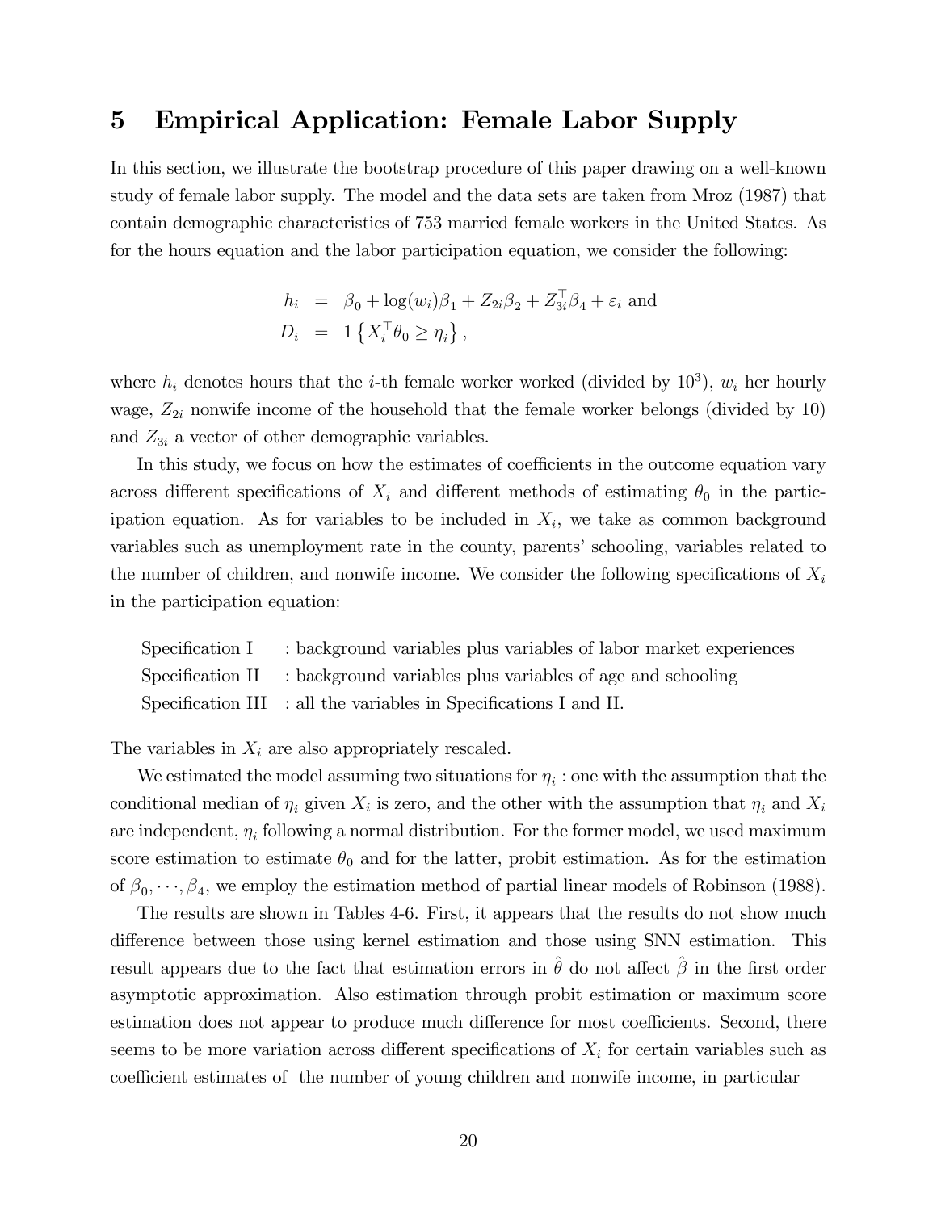## 5 Empirical Application: Female Labor Supply

In this section, we illustrate the bootstrap procedure of this paper drawing on a well-known study of female labor supply. The model and the data sets are taken from Mroz (1987) that contain demographic characteristics of 753 married female workers in the United States. As for the hours equation and the labor participation equation, we consider the following:

$$
\begin{aligned}
h_i &= \beta_0 + \log(w_i)\beta_1 + Z_{2i}\beta_2 + Z_{3i}^\top \beta_4 + \varepsilon_i \text{ and} \\
D_i &= 1\left\{X_i^\top \theta_0 \geq \eta_i\right\},
\end{aligned}
$$

where $h_i$ denotes hours that the $i$-th female worker worked (divided by $10^3$), $w_i$ her hourly wage, $Z_{2i}$ nonwife income of the household that the female worker belongs (divided by 10) and $Z_{3i}$ a vector of other demographic variables.

In this study, we focus on how the estimates of coefficients in the outcome equation vary across different specifications of $X_i$ and different methods of estimating $\theta_0$ in the participation equation. As for variables to be included in $X_i$, we take as common background variables such as unemployment rate in the county, parents' schooling, variables related to the number of children, and nonwife income. We consider the following specifications of $X_i$ in the participation equation:

- Specification I : background variables plus variables of labor market experiences
- Specification II : background variables plus variables of age and schooling
- Specification III : all the variables in Specifications I and II.

The variables in $X_i$ are also appropriately rescaled.

We estimated the model assuming two situations for $\eta_i$ : one with the assumption that the conditional median of $\eta_i$ given $X_i$ is zero, and the other with the assumption that $\eta_i$ and $X_i$ are independent, $\eta_i$ following a normal distribution. For the former model, we used maximum score estimation to estimate $\theta_0$ and for the latter, probit estimation. As for the estimation of $\beta_0, \cdots, \beta_4$, we employ the estimation method of partial linear models of Robinson (1988).

The results are shown in Tables 4-6. First, it appears that the results do not show much difference between those using kernel estimation and those using SNN estimation. This result appears due to the fact that estimation errors in $\hat{\theta}$ do not affect $\hat{\beta}$ in the first order asymptotic approximation. Also estimation through probit estimation or maximum score estimation does not appear to produce much difference for most coefficients. Second, there seems to be more variation across different specifications of $X_i$ for certain variables such as coefficient estimates of the number of young children and nonwife income, in particular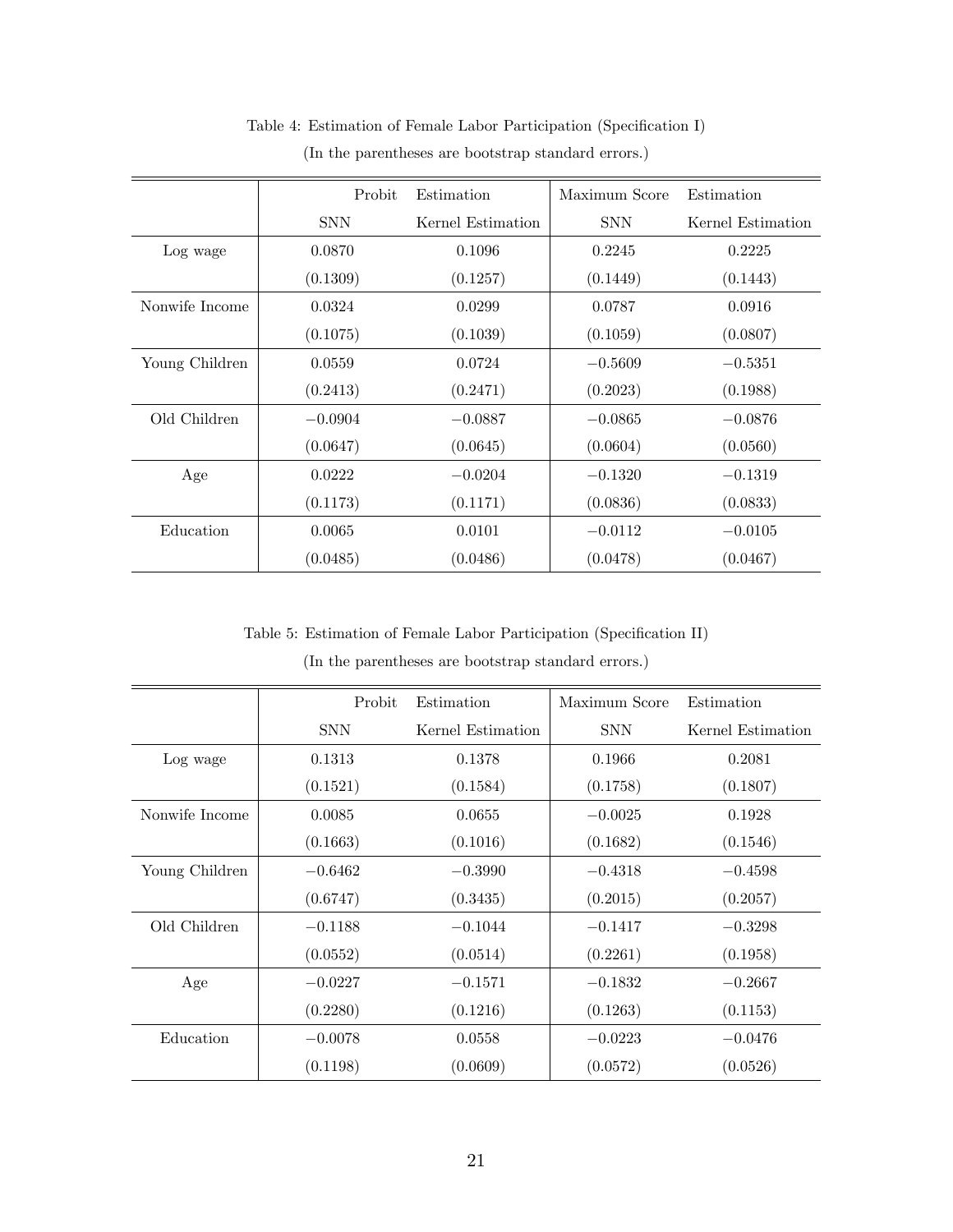Table 4: Estimation of Female Labor Participation (Specification I)

(In the parentheses are bootstrap standard errors.)

| | Probit Estimation | | Maximum Score Estimation | |
|---|---|---|---|---|
| | SNN | Kernel Estimation | SNN | Kernel Estimation |
| Log wage | 0.0870 | 0.1096 | 0.2245 | 0.2225 |
| | (0.1309) | (0.1257) | (0.1449) | (0.1443) |
| Nonwife Income | 0.0324 | 0.0299 | 0.0787 | 0.0916 |
| | (0.1075) | (0.1039) | (0.1059) | (0.0807) |
| Young Children | 0.0559 | 0.0724 | $-0.5609$ | $-0.5351$ |
| | (0.2413) | (0.2471) | (0.2023) | (0.1988) |
| Old Children | $-0.0904$ | $-0.0887$ | $-0.0865$ | $-0.0876$ |
| | (0.0647) | (0.0645) | (0.0604) | (0.0560) |
| Age | 0.0222 | $-0.0204$ | $-0.1320$ | $-0.1319$ |
| | (0.1173) | (0.1171) | (0.0836) | (0.0833) |
| Education | 0.0065 | 0.0101 | $-0.0112$ | $-0.0105$ |
| | (0.0485) | (0.0486) | (0.0478) | (0.0467) |

Table 5: Estimation of Female Labor Participation (Specification II)

(In the parentheses are bootstrap standard errors.)

| | Probit Estimation | | Maximum Score Estimation | |
|---|---|---|---|---|
| | SNN | Kernel Estimation | SNN | Kernel Estimation |
| Log wage | 0.1313 | 0.1378 | 0.1966 | 0.2081 |
| | (0.1521) | (0.1584) | (0.1758) | (0.1807) |
| Nonwife Income | 0.0085 | 0.0655 | $-0.0025$ | 0.1928 |
| | (0.1663) | (0.1016) | (0.1682) | (0.1546) |
| Young Children | $-0.6462$ | $-0.3990$ | $-0.4318$ | $-0.4598$ |
| | (0.6747) | (0.3435) | (0.2015) | (0.2057) |
| Old Children | $-0.1188$ | $-0.1044$ | $-0.1417$ | $-0.3298$ |
| | (0.0552) | (0.0514) | (0.2261) | (0.1958) |
| Age | $-0.0227$ | $-0.1571$ | $-0.1832$ | $-0.2667$ |
| | (0.2280) | (0.1216) | (0.1263) | (0.1153) |
| Education | $-0.0078$ | 0.0558 | $-0.0223$ | $-0.0476$ |
| | (0.1198) | (0.0609) | (0.0572) | (0.0526) |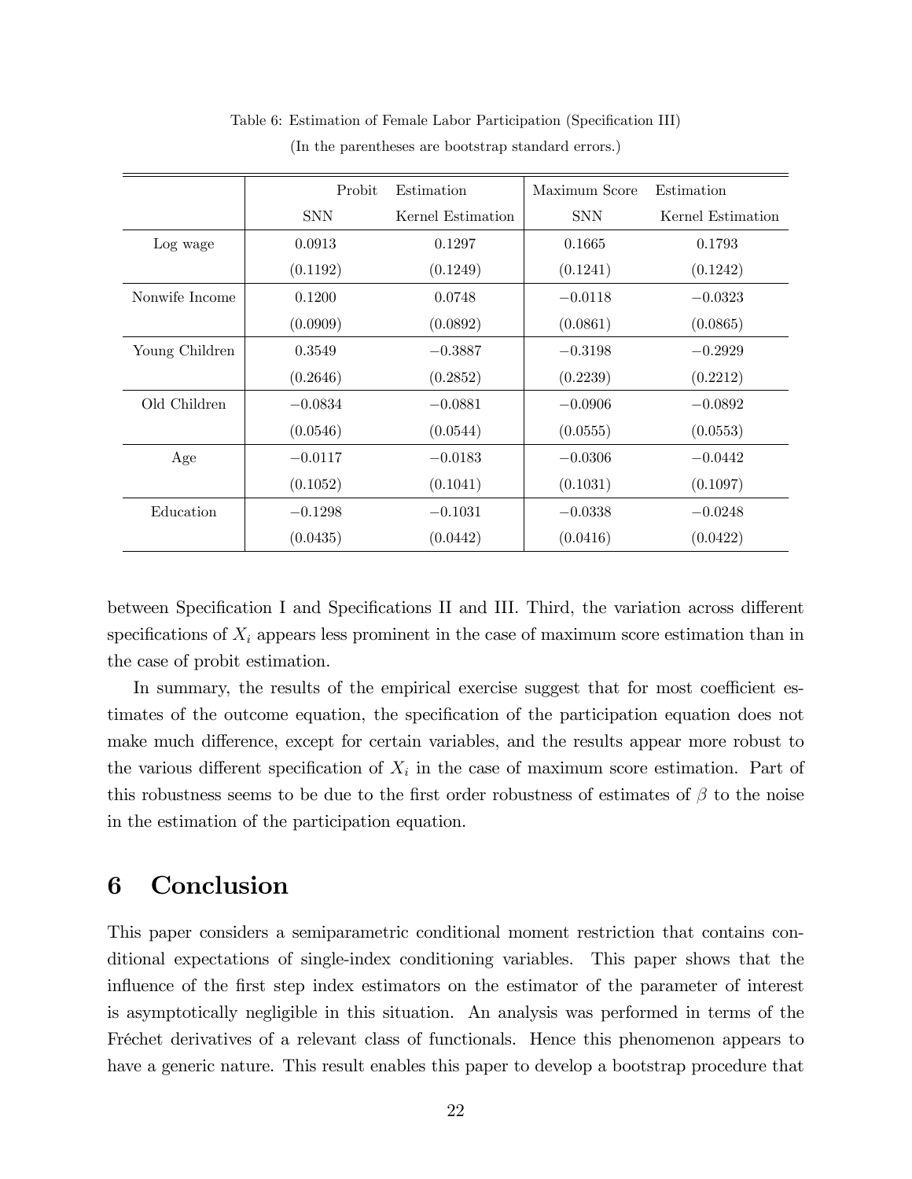Table 6: Estimation of Female Labor Participation (Specification III)

(In the parentheses are bootstrap standard errors.)

| | Probit Estimation | | Maximum Score Estimation | |
|---|---|---|---|---|
| | SNN | Kernel Estimation | SNN | Kernel Estimation |
| Log wage | 0.0913 | 0.1297 | 0.1665 | 0.1793 |
| | (0.1192) | (0.1249) | (0.1241) | (0.1242) |
| Nonwife Income | 0.1200 | 0.0748 | −0.0118 | −0.0323 |
| | (0.0909) | (0.0892) | (0.0861) | (0.0865) |
| Young Children | 0.3549 | −0.3887 | −0.3198 | −0.2929 |
| | (0.2646) | (0.2852) | (0.2239) | (0.2212) |
| Old Children | −0.0834 | −0.0881 | −0.0906 | −0.0892 |
| | (0.0546) | (0.0544) | (0.0555) | (0.0553) |
| Age | −0.0117 | −0.0183 | −0.0306 | −0.0442 |
| | (0.1052) | (0.1041) | (0.1031) | (0.1097) |
| Education | −0.1298 | −0.1031 | −0.0338 | −0.0248 |
| | (0.0435) | (0.0442) | (0.0416) | (0.0422) |

between Specification I and Specifications II and III. Third, the variation across different specifications of $X_i$ appears less prominent in the case of maximum score estimation than in the case of probit estimation.

In summary, the results of the empirical exercise suggest that for most coefficient estimates of the outcome equation, the specification of the participation equation does not make much difference, except for certain variables, and the results appear more robust to the various different specification of $X_i$ in the case of maximum score estimation. Part of this robustness seems to be due to the first order robustness of estimates of $\beta$ to the noise in the estimation of the participation equation.

# 6 Conclusion

This paper considers a semiparametric conditional moment restriction that contains conditional expectations of single-index conditioning variables. This paper shows that the influence of the first step index estimators on the estimator of the parameter of interest is asymptotically negligible in this situation. An analysis was performed in terms of the Fréchet derivatives of a relevant class of functionals. Hence this phenomenon appears to have a generic nature. This result enables this paper to develop a bootstrap procedure that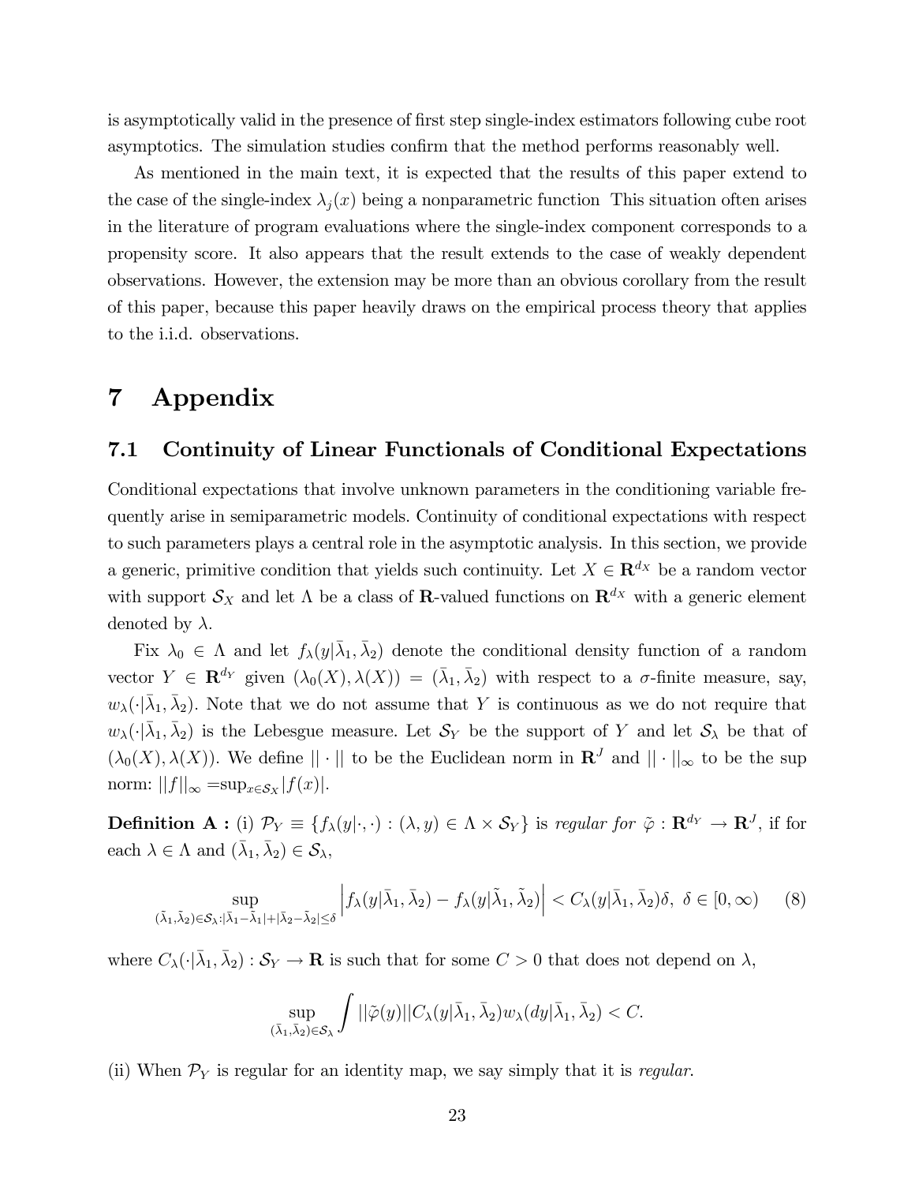is asymptotically valid in the presence of first step single-index estimators following cube root asymptotics. The simulation studies confirm that the method performs reasonably well.

As mentioned in the main text, it is expected that the results of this paper extend to the case of the single-index $\lambda_j(x)$ being a nonparametric function This situation often arises in the literature of program evaluations where the single-index component corresponds to a propensity score. It also appears that the result extends to the case of weakly dependent observations. However, the extension may be more than an obvious corollary from the result of this paper, because this paper heavily draws on the empirical process theory that applies to the i.i.d. observations.

# 7 Appendix

## 7.1 Continuity of Linear Functionals of Conditional Expectations

Conditional expectations that involve unknown parameters in the conditioning variable frequently arise in semiparametric models. Continuity of conditional expectations with respect to such parameters plays a central role in the asymptotic analysis. In this section, we provide a generic, primitive condition that yields such continuity. Let $X \in \mathbf{R}^{d_X}$ be a random vector with support $\mathcal{S}_X$ and let $\Lambda$ be a class of $\mathbf{R}$-valued functions on $\mathbf{R}^{d_X}$ with a generic element denoted by $\lambda$.

Fix $\lambda_0 \in \Lambda$ and let $f_\lambda(y|\bar{\lambda}_1, \bar{\lambda}_2)$ denote the conditional density function of a random vector $Y \in \mathbf{R}^{d_Y}$ given $(\lambda_0(X), \lambda(X)) = (\bar{\lambda}_1, \bar{\lambda}_2)$ with respect to a $\sigma$-finite measure, say, $w_\lambda(\cdot|\bar{\lambda}_1, \bar{\lambda}_2)$. Note that we do not assume that $Y$ is continuous as we do not require that $w_\lambda(\cdot|\bar{\lambda}_1, \bar{\lambda}_2)$ is the Lebesgue measure. Let $\mathcal{S}_Y$ be the support of $Y$ and let $\mathcal{S}_\lambda$ be that of $(\lambda_0(X), \lambda(X))$. We define $||\cdot||$ to be the Euclidean norm in $\mathbf{R}^J$ and $||\cdot||_\infty$ to be the sup norm: $||f||_\infty = \sup_{x\in\mathcal{S}_X}|f(x)|$.

**Definition A :** (i) $\mathcal{P}_Y \equiv \{f_\lambda(y|\cdot,\cdot) : (\lambda, y) \in \Lambda \times \mathcal{S}_Y\}$ is *regular for* $\tilde{\varphi} : \mathbf{R}^{d_Y} \to \mathbf{R}^J$, if for each $\lambda \in \Lambda$ and $(\bar{\lambda}_1, \bar{\lambda}_2) \in \mathcal{S}_\lambda$,

$$\sup_{(\tilde{\lambda}_1,\tilde{\lambda}_2)\in\mathcal{S}_\lambda:|\bar{\lambda}_1-\tilde{\lambda}_1|+|\bar{\lambda}_2-\tilde{\lambda}_2|\leq\delta}\left|f_\lambda(y|\bar{\lambda}_1, \bar{\lambda}_2) - f_\lambda(y|\tilde{\lambda}_1, \tilde{\lambda}_2)\right| < C_\lambda(y|\bar{\lambda}_1, \bar{\lambda}_2)\delta,\ \delta \in [0, \infty) \tag{8}$$

where $C_\lambda(\cdot|\bar{\lambda}_1, \bar{\lambda}_2) : \mathcal{S}_Y \to \mathbf{R}$ is such that for some $C > 0$ that does not depend on $\lambda$,

$$\sup_{(\bar{\lambda}_1,\bar{\lambda}_2)\in\mathcal{S}_\lambda}\int ||\tilde{\varphi}(y)||C_\lambda(y|\bar{\lambda}_1, \bar{\lambda}_2)w_\lambda(dy|\bar{\lambda}_1, \bar{\lambda}_2) < C.$$

(ii) When $\mathcal{P}_Y$ is regular for an identity map, we say simply that it is *regular*.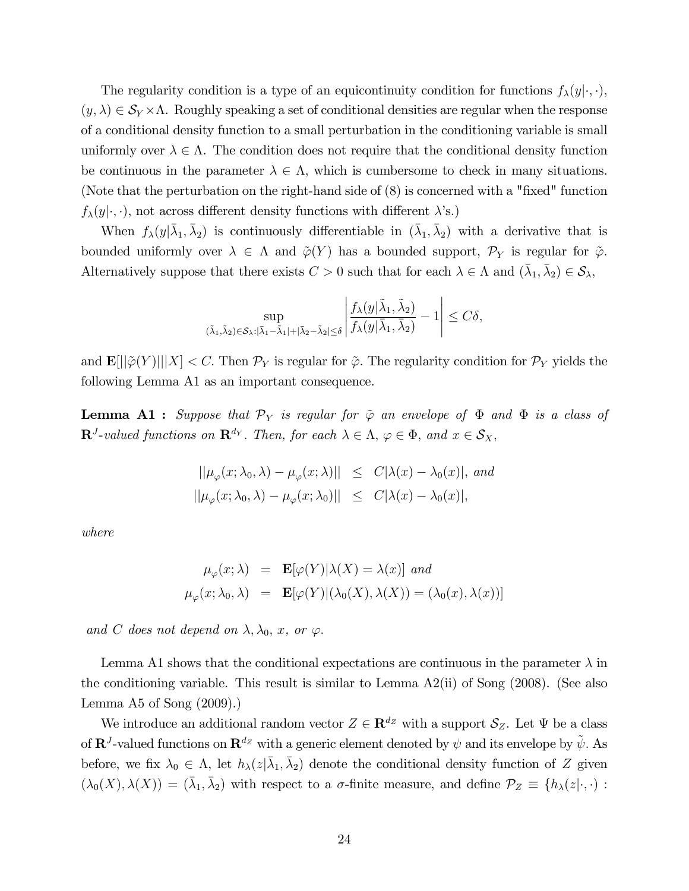The regularity condition is a type of an equicontinuity condition for functions $f_\lambda(y|\cdot,\cdot)$, $(y,\lambda) \in \mathcal{S}_Y \times \Lambda$. Roughly speaking a set of conditional densities are regular when the response of a conditional density function to a small perturbation in the conditioning variable is small uniformly over $\lambda \in \Lambda$. The condition does not require that the conditional density function be continuous in the parameter $\lambda \in \Lambda$, which is cumbersome to check in many situations. (Note that the perturbation on the right-hand side of (8) is concerned with a "fixed" function $f_\lambda(y|\cdot,\cdot)$, not across different density functions with different $\lambda$'s.)

When $f_\lambda(y|\bar{\lambda}_1,\bar{\lambda}_2)$ is continuously differentiable in $(\bar{\lambda}_1,\bar{\lambda}_2)$ with a derivative that is bounded uniformly over $\lambda \in \Lambda$ and $\tilde{\varphi}(Y)$ has a bounded support, $\mathcal{P}_Y$ is regular for $\tilde{\varphi}$. Alternatively suppose that there exists $C > 0$ such that for each $\lambda \in \Lambda$ and $(\bar{\lambda}_1,\bar{\lambda}_2) \in \mathcal{S}_\lambda$,

$$\sup_{(\tilde{\lambda}_1,\tilde{\lambda}_2)\in\mathcal{S}_\lambda:|\bar{\lambda}_1-\tilde{\lambda}_1|+|\bar{\lambda}_2-\tilde{\lambda}_2|\le\delta}\left|\frac{f_\lambda(y|\tilde{\lambda}_1,\tilde{\lambda}_2)}{f_\lambda(y|\bar{\lambda}_1,\bar{\lambda}_2)}-1\right| \le C\delta,$$

and $\mathbf{E}[||\tilde{\varphi}(Y)|||X] < C$. Then $\mathcal{P}_Y$ is regular for $\tilde{\varphi}$. The regularity condition for $\mathcal{P}_Y$ yields the following Lemma A1 as an important consequence.

**Lemma A1 :** *Suppose that $\mathcal{P}_Y$ is regular for $\tilde{\varphi}$ an envelope of $\Phi$ and $\Phi$ is a class of $\mathbf{R}^J$-valued functions on $\mathbf{R}^{d_Y}$. Then, for each $\lambda \in \Lambda$, $\varphi \in \Phi$, and $x \in \mathcal{S}_X$,*

$$\begin{aligned}
||\mu_\varphi(x;\lambda_0,\lambda) - \mu_\varphi(x;\lambda)|| &\le C|\lambda(x)-\lambda_0(x)|, \text{ and} \\
||\mu_\varphi(x;\lambda_0,\lambda) - \mu_\varphi(x;\lambda_0)|| &\le C|\lambda(x)-\lambda_0(x)|,
\end{aligned}$$

*where*

$$\begin{aligned}
\mu_\varphi(x;\lambda) &= \mathbf{E}[\varphi(Y)|\lambda(X)=\lambda(x)] \text{ and} \\
\mu_\varphi(x;\lambda_0,\lambda) &= \mathbf{E}[\varphi(Y)|(\lambda_0(X),\lambda(X))=(\lambda_0(x),\lambda(x))]
\end{aligned}$$

*and $C$ does not depend on $\lambda, \lambda_0$, $x$, or $\varphi$.*

Lemma A1 shows that the conditional expectations are continuous in the parameter $\lambda$ in the conditioning variable. This result is similar to Lemma A2(ii) of Song (2008). (See also Lemma A5 of Song (2009).)

We introduce an additional random vector $Z \in \mathbf{R}^{d_Z}$ with a support $\mathcal{S}_Z$. Let $\Psi$ be a class of $\mathbf{R}^J$-valued functions on $\mathbf{R}^{d_Z}$ with a generic element denoted by $\psi$ and its envelope by $\tilde{\psi}$. As before, we fix $\lambda_0 \in \Lambda$, let $h_\lambda(z|\bar{\lambda}_1,\bar{\lambda}_2)$ denote the conditional density function of $Z$ given $(\lambda_0(X),\lambda(X)) = (\bar{\lambda}_1,\bar{\lambda}_2)$ with respect to a $\sigma$-finite measure, and define $\mathcal{P}_Z \equiv \{h_\lambda(z|\cdot,\cdot) :$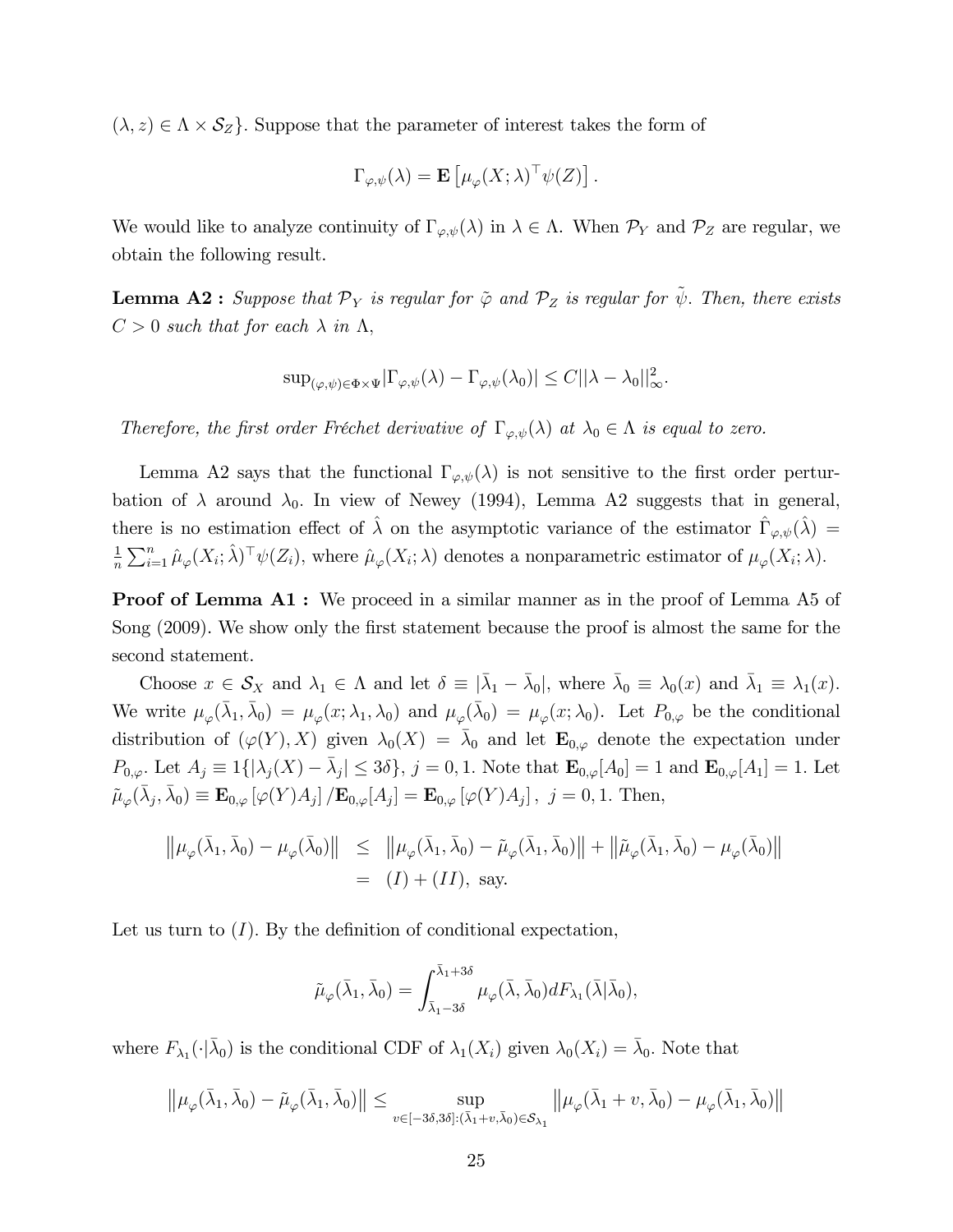$(\lambda, z) \in \Lambda \times \mathcal{S}_Z\}$. Suppose that the parameter of interest takes the form of

$$\Gamma_{\varphi,\psi}(\lambda) = \mathbf{E}\left[\mu_{\varphi}(X;\lambda)^{\top}\psi(Z)\right].$$

We would like to analyze continuity of $\Gamma_{\varphi,\psi}(\lambda)$ in $\lambda \in \Lambda$. When $\mathcal{P}_Y$ and $\mathcal{P}_Z$ are regular, we obtain the following result.

**Lemma A2 :** *Suppose that $\mathcal{P}_Y$ is regular for $\tilde{\varphi}$ and $\mathcal{P}_Z$ is regular for $\tilde{\psi}$. Then, there exists $C > 0$ such that for each $\lambda$ in $\Lambda$,*

$$\sup_{(\varphi,\psi)\in\Phi\times\Psi}|\Gamma_{\varphi,\psi}(\lambda) - \Gamma_{\varphi,\psi}(\lambda_0)| \leq C||\lambda - \lambda_0||_{\infty}^2.$$

*Therefore, the first order Fréchet derivative of $\Gamma_{\varphi,\psi}(\lambda)$ at $\lambda_0 \in \Lambda$ is equal to zero.*

Lemma A2 says that the functional $\Gamma_{\varphi,\psi}(\lambda)$ is not sensitive to the first order perturbation of $\lambda$ around $\lambda_0$. In view of Newey (1994), Lemma A2 suggests that in general, there is no estimation effect of $\hat{\lambda}$ on the asymptotic variance of the estimator $\hat{\Gamma}_{\varphi,\psi}(\hat{\lambda}) = \frac{1}{n}\sum_{i=1}^{n}\hat{\mu}_{\varphi}(X_i;\hat{\lambda})^{\top}\psi(Z_i)$, where $\hat{\mu}_{\varphi}(X_i;\lambda)$ denotes a nonparametric estimator of $\mu_{\varphi}(X_i;\lambda)$.

**Proof of Lemma A1 :** We proceed in a similar manner as in the proof of Lemma A5 of Song (2009). We show only the first statement because the proof is almost the same for the second statement.

Choose $x \in \mathcal{S}_X$ and $\lambda_1 \in \Lambda$ and let $\delta \equiv |\bar{\lambda}_1 - \bar{\lambda}_0|$, where $\bar{\lambda}_0 \equiv \lambda_0(x)$ and $\bar{\lambda}_1 \equiv \lambda_1(x)$. We write $\mu_{\varphi}(\bar{\lambda}_1, \bar{\lambda}_0) = \mu_{\varphi}(x; \lambda_1, \lambda_0)$ and $\mu_{\varphi}(\bar{\lambda}_0) = \mu_{\varphi}(x; \lambda_0)$. Let $P_{0,\varphi}$ be the conditional distribution of $(\varphi(Y), X)$ given $\lambda_0(X) = \bar{\lambda}_0$ and let $\mathbf{E}_{0,\varphi}$ denote the expectation under $P_{0,\varphi}$. Let $A_j \equiv 1\{|\lambda_j(X) - \bar{\lambda}_j| \leq 3\delta\}$, $j = 0, 1$. Note that $\mathbf{E}_{0,\varphi}[A_0] = 1$ and $\mathbf{E}_{0,\varphi}[A_1] = 1$. Let $\tilde{\mu}_{\varphi}(\bar{\lambda}_j, \bar{\lambda}_0) \equiv \mathbf{E}_{0,\varphi}[\varphi(Y)A_j]/\mathbf{E}_{0,\varphi}[A_j] = \mathbf{E}_{0,\varphi}[\varphi(Y)A_j]$, $j = 0, 1$. Then,

$$\begin{aligned}
\left\|\mu_{\varphi}(\bar{\lambda}_1, \bar{\lambda}_0) - \mu_{\varphi}(\bar{\lambda}_0)\right\| &\leq \left\|\mu_{\varphi}(\bar{\lambda}_1, \bar{\lambda}_0) - \tilde{\mu}_{\varphi}(\bar{\lambda}_1, \bar{\lambda}_0)\right\| + \left\|\tilde{\mu}_{\varphi}(\bar{\lambda}_1, \bar{\lambda}_0) - \mu_{\varphi}(\bar{\lambda}_0)\right\| \\
&= (I) + (II), \text{ say.}
\end{aligned}$$

Let us turn to $(I)$. By the definition of conditional expectation,

$$\tilde{\mu}_{\varphi}(\bar{\lambda}_1, \bar{\lambda}_0) = \int_{\bar{\lambda}_1 - 3\delta}^{\bar{\lambda}_1 + 3\delta} \mu_{\varphi}(\bar{\lambda}, \bar{\lambda}_0) dF_{\lambda_1}(\bar{\lambda}|\bar{\lambda}_0),$$

where $F_{\lambda_1}(\cdot|\bar{\lambda}_0)$ is the conditional CDF of $\lambda_1(X_i)$ given $\lambda_0(X_i) = \bar{\lambda}_0$. Note that

$$\left\|\mu_{\varphi}(\bar{\lambda}_1, \bar{\lambda}_0) - \tilde{\mu}_{\varphi}(\bar{\lambda}_1, \bar{\lambda}_0)\right\| \leq \sup_{v\in[-3\delta,3\delta]:(\bar{\lambda}_1+v,\bar{\lambda}_0)\in\mathcal{S}_{\lambda_1}} \left\|\mu_{\varphi}(\bar{\lambda}_1 + v, \bar{\lambda}_0) - \mu_{\varphi}(\bar{\lambda}_1, \bar{\lambda}_0)\right\|$$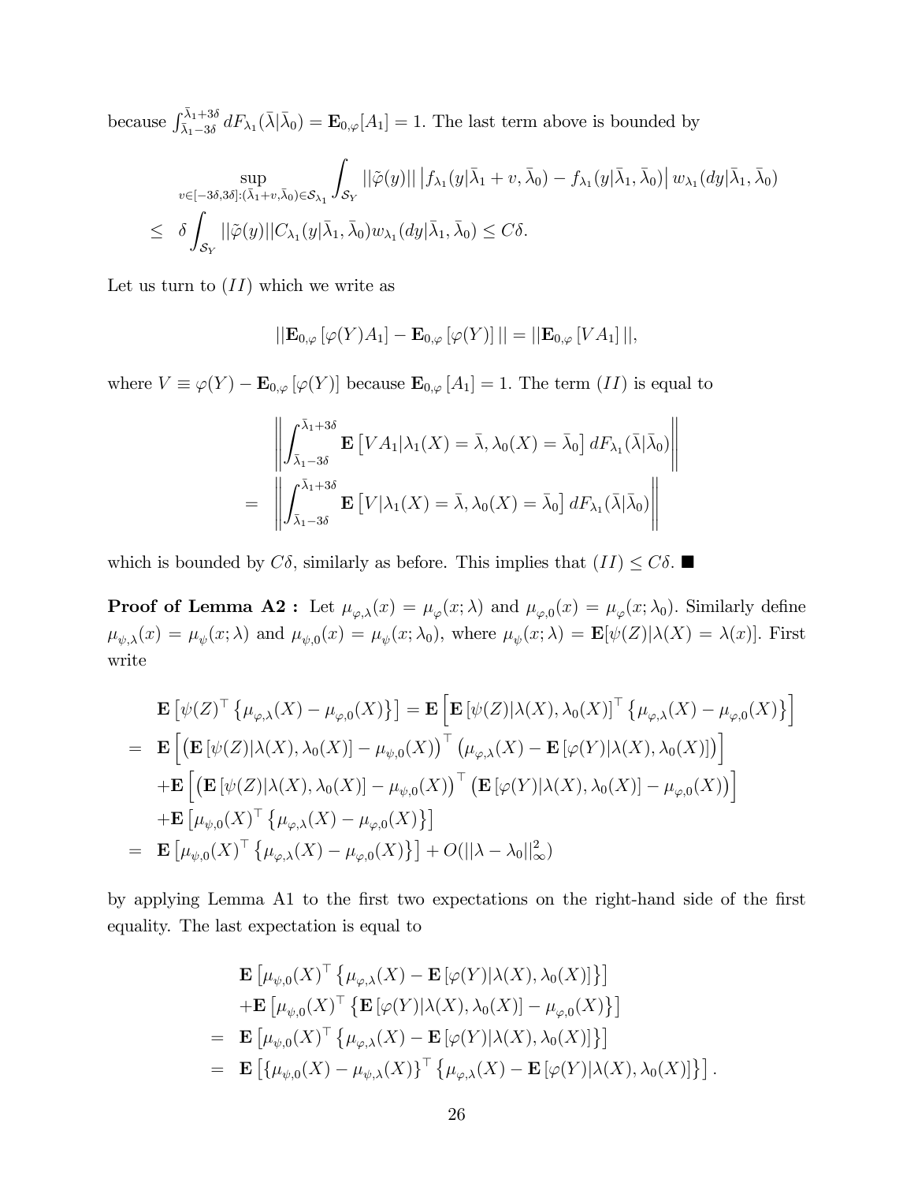because $\int_{\bar{\lambda}_1 - 3\delta}^{\bar{\lambda}_1 + 3\delta} dF_{\lambda_1}(\bar{\lambda}|\bar{\lambda}_0) = \mathbf{E}_{0,\varphi}[A_1] = 1$. The last term above is bounded by

$$
\begin{aligned}
& \sup_{v \in [-3\delta, 3\delta]: (\bar{\lambda}_1 + v, \bar{\lambda}_0) \in \mathcal{S}_{\lambda_1}} \int_{\mathcal{S}_Y} ||\tilde{\varphi}(y)|| \left| f_{\lambda_1}(y|\bar{\lambda}_1 + v, \bar{\lambda}_0) - f_{\lambda_1}(y|\bar{\lambda}_1, \bar{\lambda}_0) \right| w_{\lambda_1}(dy|\bar{\lambda}_1, \bar{\lambda}_0) \\
\leq \ & \delta \int_{\mathcal{S}_Y} ||\tilde{\varphi}(y)|| C_{\lambda_1}(y|\bar{\lambda}_1, \bar{\lambda}_0) w_{\lambda_1}(dy|\bar{\lambda}_1, \bar{\lambda}_0) \leq C\delta.
\end{aligned}
$$

Let us turn to $(II)$ which we write as

$$
||\mathbf{E}_{0,\varphi}[\varphi(Y)A_1] - \mathbf{E}_{0,\varphi}[\varphi(Y)]|| = ||\mathbf{E}_{0,\varphi}[VA_1]||,
$$

where $V \equiv \varphi(Y) - \mathbf{E}_{0,\varphi}[\varphi(Y)]$ because $\mathbf{E}_{0,\varphi}[A_1] = 1$. The term $(II)$ is equal to

$$
\begin{aligned}
& \left\| \int_{\bar{\lambda}_1 - 3\delta}^{\bar{\lambda}_1 + 3\delta} \mathbf{E}\left[VA_1 | \lambda_1(X) = \bar{\lambda}, \lambda_0(X) = \bar{\lambda}_0\right] dF_{\lambda_1}(\bar{\lambda}|\bar{\lambda}_0) \right\| \\
= \ & \left\| \int_{\bar{\lambda}_1 - 3\delta}^{\bar{\lambda}_1 + 3\delta} \mathbf{E}\left[V | \lambda_1(X) = \bar{\lambda}, \lambda_0(X) = \bar{\lambda}_0\right] dF_{\lambda_1}(\bar{\lambda}|\bar{\lambda}_0) \right\|
\end{aligned}
$$

which is bounded by $C\delta$, similarly as before. This implies that $(II) \leq C\delta$. ■

**Proof of Lemma A2 :** Let $\mu_{\varphi,\lambda}(x) = \mu_{\varphi}(x;\lambda)$ and $\mu_{\varphi,0}(x) = \mu_{\varphi}(x;\lambda_0)$. Similarly define $\mu_{\psi,\lambda}(x) = \mu_{\psi}(x;\lambda)$ and $\mu_{\psi,0}(x) = \mu_{\psi}(x;\lambda_0)$, where $\mu_{\psi}(x;\lambda) = \mathbf{E}[\psi(Z)|\lambda(X) = \lambda(x)]$. First write

$$
\begin{aligned}
& \mathbf{E}\left[\psi(Z)^\top \left\{\mu_{\varphi,\lambda}(X) - \mu_{\varphi,0}(X)\right\}\right] = \mathbf{E}\left[\mathbf{E}\left[\psi(Z)|\lambda(X), \lambda_0(X)\right]^\top \left\{\mu_{\varphi,\lambda}(X) - \mu_{\varphi,0}(X)\right\}\right] \\
= \ & \mathbf{E}\left[\left(\mathbf{E}\left[\psi(Z)|\lambda(X), \lambda_0(X)\right] - \mu_{\psi,0}(X)\right)^\top \left(\mu_{\varphi,\lambda}(X) - \mathbf{E}\left[\varphi(Y)|\lambda(X), \lambda_0(X)\right]\right)\right] \\
& + \mathbf{E}\left[\left(\mathbf{E}\left[\psi(Z)|\lambda(X), \lambda_0(X)\right] - \mu_{\psi,0}(X)\right)^\top \left(\mathbf{E}\left[\varphi(Y)|\lambda(X), \lambda_0(X)\right] - \mu_{\varphi,0}(X)\right)\right] \\
& + \mathbf{E}\left[\mu_{\psi,0}(X)^\top \left\{\mu_{\varphi,\lambda}(X) - \mu_{\varphi,0}(X)\right\}\right] \\
= \ & \mathbf{E}\left[\mu_{\psi,0}(X)^\top \left\{\mu_{\varphi,\lambda}(X) - \mu_{\varphi,0}(X)\right\}\right] + O(||\lambda - \lambda_0||_\infty^2)
\end{aligned}
$$

by applying Lemma A1 to the first two expectations on the right-hand side of the first equality. The last expectation is equal to

$$
\begin{aligned}
& \mathbf{E}\left[\mu_{\psi,0}(X)^\top \left\{\mu_{\varphi,\lambda}(X) - \mathbf{E}\left[\varphi(Y)|\lambda(X), \lambda_0(X)\right]\right\}\right] \\
& + \mathbf{E}\left[\mu_{\psi,0}(X)^\top \left\{\mathbf{E}\left[\varphi(Y)|\lambda(X), \lambda_0(X)\right] - \mu_{\varphi,0}(X)\right\}\right] \\
= \ & \mathbf{E}\left[\mu_{\psi,0}(X)^\top \left\{\mu_{\varphi,\lambda}(X) - \mathbf{E}\left[\varphi(Y)|\lambda(X), \lambda_0(X)\right]\right\}\right] \\
= \ & \mathbf{E}\left[\left\{\mu_{\psi,0}(X) - \mu_{\psi,\lambda}(X)\right\}^\top \left\{\mu_{\varphi,\lambda}(X) - \mathbf{E}\left[\varphi(Y)|\lambda(X), \lambda_0(X)\right]\right\}\right].
\end{aligned}
$$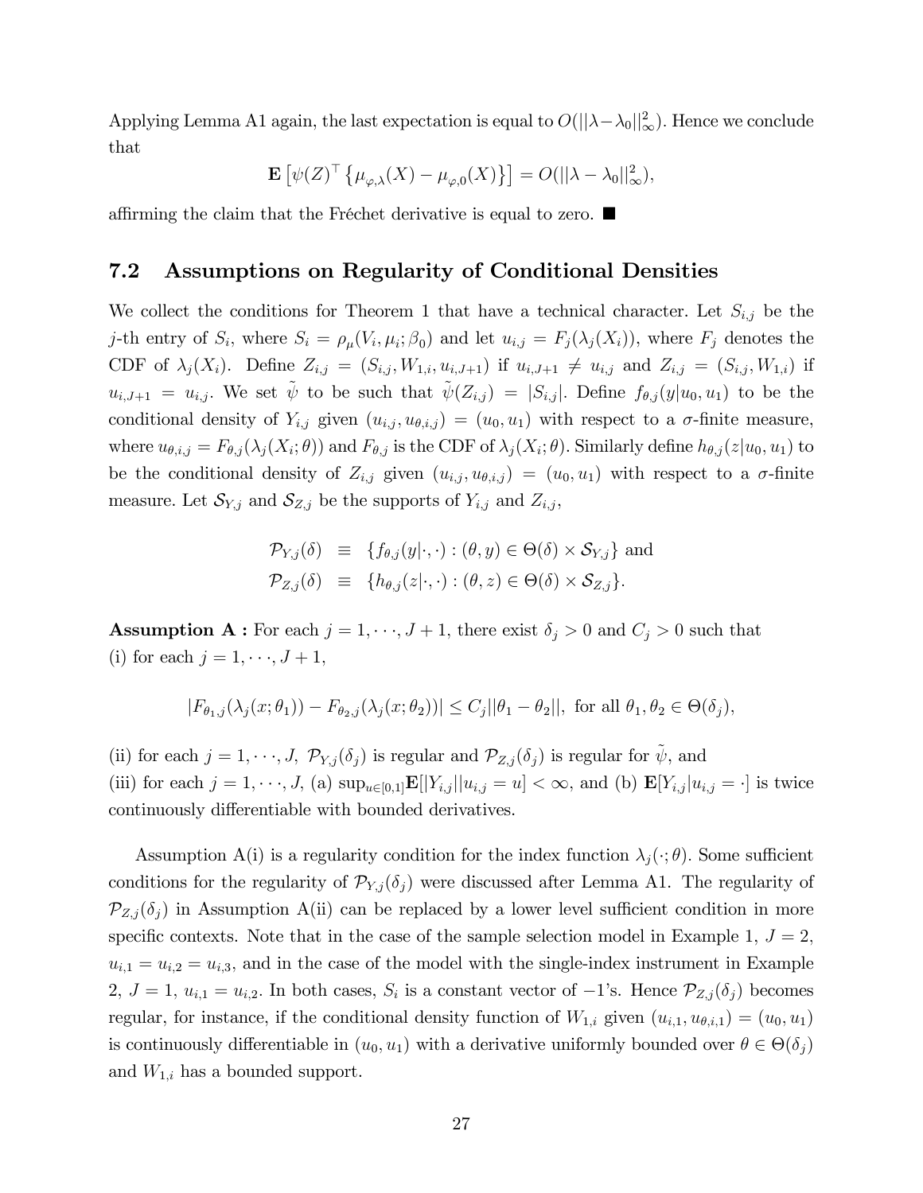Applying Lemma A1 again, the last expectation is equal to $O(||\lambda - \lambda_0||_\infty^2)$. Hence we conclude that

$$\mathbf{E}\left[\psi(Z)^\top \left\{\mu_{\varphi,\lambda}(X) - \mu_{\varphi,0}(X)\right\}\right] = O(||\lambda - \lambda_0||_\infty^2),$$

affirming the claim that the Fréchet derivative is equal to zero. ■

## 7.2 Assumptions on Regularity of Conditional Densities

We collect the conditions for Theorem 1 that have a technical character. Let $S_{i,j}$ be the $j$-th entry of $S_i$, where $S_i = \rho_\mu(V_i, \mu_i; \beta_0)$ and let $u_{i,j} = F_j(\lambda_j(X_i))$, where $F_j$ denotes the CDF of $\lambda_j(X_i)$. Define $Z_{i,j} = (S_{i,j}, W_{1,i}, u_{i,J+1})$ if $u_{i,J+1} \neq u_{i,j}$ and $Z_{i,j} = (S_{i,j}, W_{1,i})$ if $u_{i,J+1} = u_{i,j}$. We set $\tilde{\psi}$ to be such that $\tilde{\psi}(Z_{i,j}) = |S_{i,j}|$. Define $f_{\theta,j}(y|u_0, u_1)$ to be the conditional density of $Y_{i,j}$ given $(u_{i,j}, u_{\theta,i,j}) = (u_0, u_1)$ with respect to a $\sigma$-finite measure, where $u_{\theta,i,j} = F_{\theta,j}(\lambda_j(X_i;\theta))$ and $F_{\theta,j}$ is the CDF of $\lambda_j(X_i;\theta)$. Similarly define $h_{\theta,j}(z|u_0, u_1)$ to be the conditional density of $Z_{i,j}$ given $(u_{i,j}, u_{\theta,i,j}) = (u_0, u_1)$ with respect to a $\sigma$-finite measure. Let $\mathcal{S}_{Y,j}$ and $\mathcal{S}_{Z,j}$ be the supports of $Y_{i,j}$ and $Z_{i,j}$,

$$\begin{aligned}
\mathcal{P}_{Y,j}(\delta) &\equiv \{f_{\theta,j}(y|\cdot,\cdot) : (\theta, y) \in \Theta(\delta) \times \mathcal{S}_{Y,j}\} \text{ and} \\
\mathcal{P}_{Z,j}(\delta) &\equiv \{h_{\theta,j}(z|\cdot,\cdot) : (\theta, z) \in \Theta(\delta) \times \mathcal{S}_{Z,j}\}.
\end{aligned}$$

**Assumption A :** For each $j = 1, \cdots, J+1$, there exist $\delta_j > 0$ and $C_j > 0$ such that
(i) for each $j = 1, \cdots, J+1$,

$$|F_{\theta_1,j}(\lambda_j(x;\theta_1)) - F_{\theta_2,j}(\lambda_j(x;\theta_2))| \leq C_j||\theta_1 - \theta_2||, \text{ for all } \theta_1, \theta_2 \in \Theta(\delta_j),$$

(ii) for each $j = 1, \cdots, J$, $\mathcal{P}_{Y,j}(\delta_j)$ is regular and $\mathcal{P}_{Z,j}(\delta_j)$ is regular for $\tilde{\psi}$, and
(iii) for each $j = 1, \cdots, J$, (a) $\sup_{u \in [0,1]} \mathbf{E}[|Y_{i,j}||u_{i,j} = u] < \infty$, and (b) $\mathbf{E}[Y_{i,j}|u_{i,j} = \cdot]$ is twice continuously differentiable with bounded derivatives.

Assumption A(i) is a regularity condition for the index function $\lambda_j(\cdot;\theta)$. Some sufficient conditions for the regularity of $\mathcal{P}_{Y,j}(\delta_j)$ were discussed after Lemma A1. The regularity of $\mathcal{P}_{Z,j}(\delta_j)$ in Assumption A(ii) can be replaced by a lower level sufficient condition in more specific contexts. Note that in the case of the sample selection model in Example 1, $J = 2$, $u_{i,1} = u_{i,2} = u_{i,3}$, and in the case of the model with the single-index instrument in Example 2, $J = 1$, $u_{i,1} = u_{i,2}$. In both cases, $S_i$ is a constant vector of $-1$'s. Hence $\mathcal{P}_{Z,j}(\delta_j)$ becomes regular, for instance, if the conditional density function of $W_{1,i}$ given $(u_{i,1}, u_{\theta,i,1}) = (u_0, u_1)$ is continuously differentiable in $(u_0, u_1)$ with a derivative uniformly bounded over $\theta \in \Theta(\delta_j)$ and $W_{1,i}$ has a bounded support.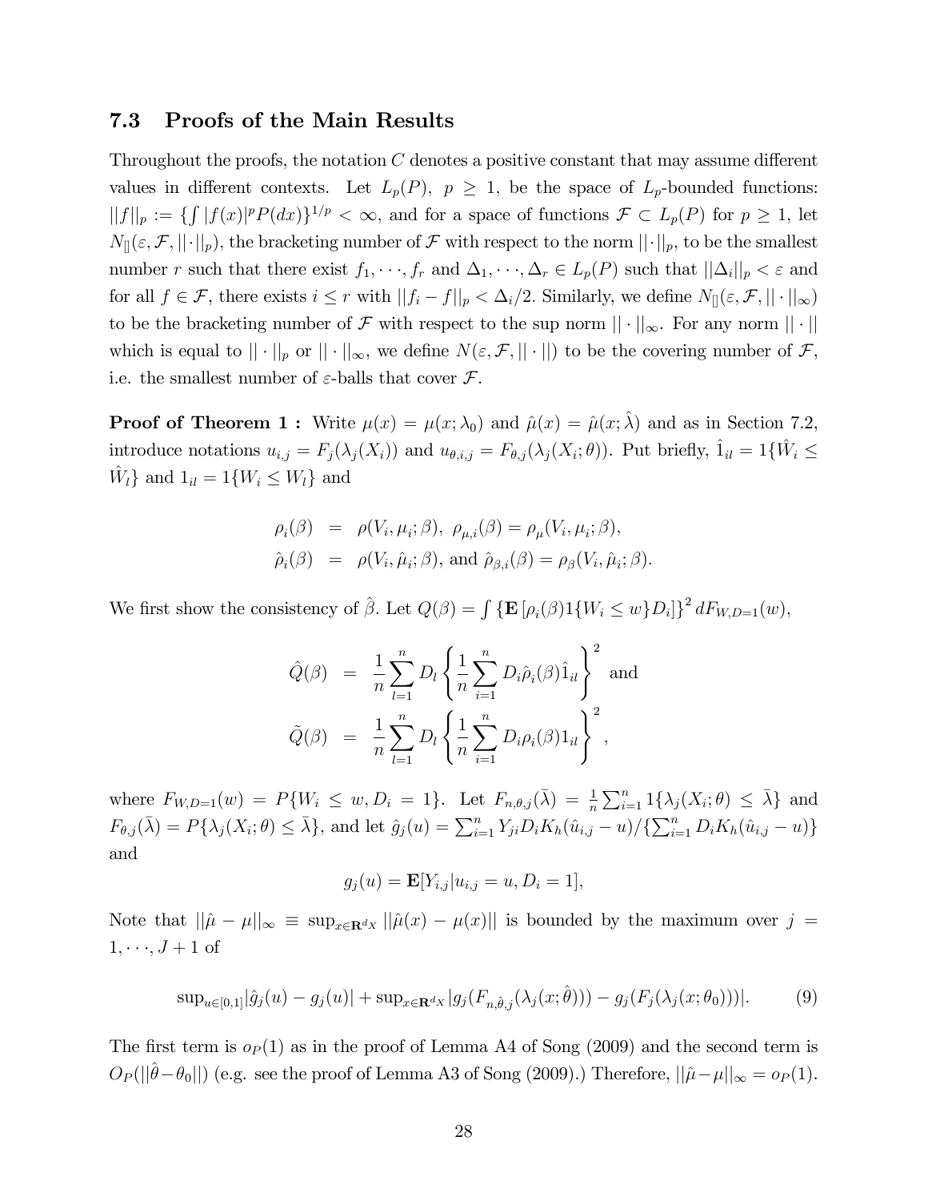### 7.3 Proofs of the Main Results

Throughout the proofs, the notation $C$ denotes a positive constant that may assume different values in different contexts. Let $L_p(P)$, $p \geq 1$, be the space of $L_p$-bounded functions: $||f||_p := \{\int |f(x)|^p P(dx)\}^{1/p} < \infty$, and for a space of functions $\mathcal{F} \subset L_p(P)$ for $p \geq 1$, let $N_{[]}(\varepsilon, \mathcal{F}, ||\cdot||_p)$, the bracketing number of $\mathcal{F}$ with respect to the norm $||\cdot||_p$, to be the smallest number $r$ such that there exist $f_1, \cdots, f_r$ and $\Delta_1, \cdots, \Delta_r \in L_p(P)$ such that $||\Delta_i||_p < \varepsilon$ and for all $f \in \mathcal{F}$, there exists $i \leq r$ with $||f_i - f||_p < \Delta_i/2$. Similarly, we define $N_{[]}(\varepsilon, \mathcal{F}, ||\cdot||_\infty)$ to be the bracketing number of $\mathcal{F}$ with respect to the sup norm $||\cdot||_\infty$. For any norm $||\cdot||$ which is equal to $||\cdot||_p$ or $||\cdot||_\infty$, we define $N(\varepsilon, \mathcal{F}, ||\cdot||)$ to be the covering number of $\mathcal{F}$, i.e. the smallest number of $\varepsilon$-balls that cover $\mathcal{F}$.

**Proof of Theorem 1 :** Write $\mu(x) = \mu(x; \lambda_0)$ and $\hat{\mu}(x) = \hat{\mu}(x; \hat{\lambda})$ and as in Section 7.2, introduce notations $u_{i,j} = F_j(\lambda_j(X_i))$ and $u_{\theta,i,j} = F_{\theta,j}(\lambda_j(X_i; \theta))$. Put briefly, $\hat{1}_{il} = 1\{\hat{W}_i \leq \hat{W}_l\}$ and $1_{il} = 1\{W_i \leq W_l\}$ and

$$
\begin{aligned}
\rho_i(\beta) &= \rho(V_i, \mu_i; \beta),\ \rho_{\mu,i}(\beta) = \rho_\mu(V_i, \mu_i; \beta), \\
\hat{\rho}_i(\beta) &= \rho(V_i, \hat{\mu}_i; \beta), \text{ and } \hat{\rho}_{\beta,i}(\beta) = \rho_\beta(V_i, \hat{\mu}_i; \beta).
\end{aligned}
$$

We first show the consistency of $\hat{\beta}$. Let $Q(\beta) = \int \{\mathbf{E}[\rho_i(\beta) 1\{W_i \leq w\} D_i]\}^2 dF_{W,D=1}(w)$,

$$
\begin{aligned}
\hat{Q}(\beta) &= \frac{1}{n}\sum_{l=1}^n D_l \left\{ \frac{1}{n}\sum_{i=1}^n D_i \hat{\rho}_i(\beta) \hat{1}_{il} \right\}^2 \text{ and} \\
\tilde{Q}(\beta) &= \frac{1}{n}\sum_{l=1}^n D_l \left\{ \frac{1}{n}\sum_{i=1}^n D_i \rho_i(\beta) 1_{il} \right\}^2,
\end{aligned}
$$

where $F_{W,D=1}(w) = P\{W_i \leq w, D_i = 1\}$. Let $F_{n,\theta,j}(\bar{\lambda}) = \frac{1}{n}\sum_{i=1}^n 1\{\lambda_j(X_i; \theta) \leq \bar{\lambda}\}$ and $F_{\theta,j}(\bar{\lambda}) = P\{\lambda_j(X_i; \theta) \leq \bar{\lambda}\}$, and let $\hat{g}_j(u) = \sum_{i=1}^n Y_{ji} D_i K_h(\hat{u}_{i,j} - u)/\{\sum_{i=1}^n D_i K_h(\hat{u}_{i,j} - u)\}$ and

$$
g_j(u) = \mathbf{E}[Y_{i,j} | u_{i,j} = u, D_i = 1],
$$

Note that $||\hat{\mu} - \mu||_\infty \equiv \sup_{x \in \mathbf{R}^{d_X}} ||\hat{\mu}(x) - \mu(x)||$ is bounded by the maximum over $j = 1, \cdots, J+1$ of

$$
\sup_{u \in [0,1]} |\hat{g}_j(u) - g_j(u)| + \sup_{x \in \mathbf{R}^{d_X}} |g_j(F_{n,\hat{\theta},j}(\lambda_j(x; \hat{\theta}))) - g_j(F_j(\lambda_j(x; \theta_0)))|. \tag{9}
$$

The first term is $o_P(1)$ as in the proof of Lemma A4 of Song (2009) and the second term is $O_P(||\hat{\theta} - \theta_0||)$ (e.g. see the proof of Lemma A3 of Song (2009).) Therefore, $||\hat{\mu} - \mu||_\infty = o_P(1)$.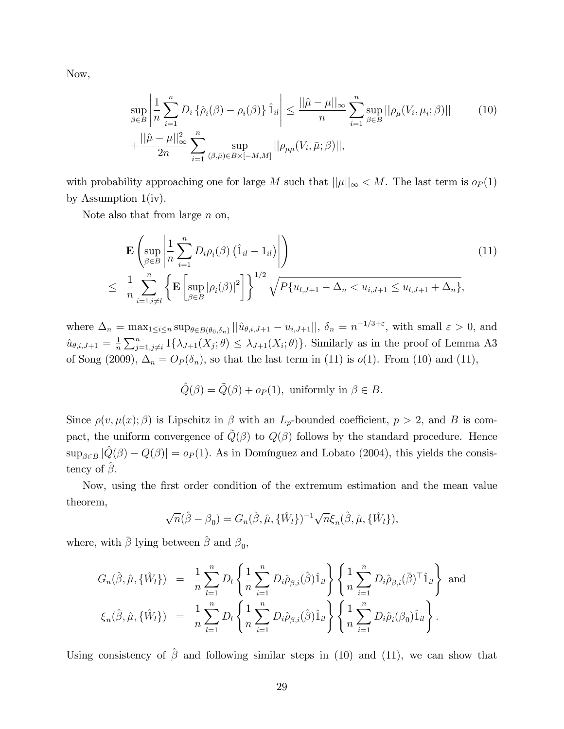Now,

$$\sup_{\beta\in B}\left|\frac{1}{n}\sum_{i=1}^{n} D_i\left\{\hat{\rho}_i(\beta)-\rho_i(\beta)\right\}\hat{1}_{il}\right| \leq \frac{||\hat{\mu}-\mu||_\infty}{n}\sum_{i=1}^{n}\sup_{\beta\in B}||\rho_\mu(V_i,\mu_i;\beta)|| \tag{10}$$
$$+\frac{||\hat{\mu}-\mu||_\infty^2}{2n}\sum_{i=1}^{n}\sup_{(\beta,\bar{\mu})\in B\times[-M,M]}||\rho_{\mu\mu}(V_i,\bar{\mu};\beta)||,$$

with probability approaching one for large $M$ such that $||\mu||_\infty < M$. The last term is $o_P(1)$ by Assumption 1(iv).

Note also that from large $n$ on,

$$\mathbf{E}\left(\sup_{\beta\in B}\left|\frac{1}{n}\sum_{i=1}^{n} D_i\rho_i(\beta)\left(\hat{1}_{il}-1_{il}\right)\right|\right) \tag{11}$$
$$\leq \frac{1}{n}\sum_{i=1,i\neq l}^{n}\left\{\mathbf{E}\left[\sup_{\beta\in B}|\rho_i(\beta)|^2\right]\right\}^{1/2}\sqrt{P\{u_{l,J+1}-\Delta_n < u_{i,J+1}\leq u_{l,J+1}+\Delta_n\}},$$

where $\Delta_n = \max_{1\leq i\leq n}\sup_{\theta\in B(\theta_0,\delta_n)}||\hat{u}_{\theta,i,J+1}-u_{i,J+1}||$, $\delta_n = n^{-1/3+\varepsilon}$, with small $\varepsilon>0$, and $\hat{u}_{\theta,i,J+1} = \frac{1}{n}\sum_{j=1,j\neq i}^{n} 1\{\lambda_{J+1}(X_j;\theta)\leq \lambda_{J+1}(X_i;\theta)\}$. Similarly as in the proof of Lemma A3 of Song (2009), $\Delta_n = O_P(\delta_n)$, so that the last term in (11) is $o(1)$. From (10) and (11),

$$\hat{Q}(\beta) = \tilde{Q}(\beta) + o_P(1), \text{ uniformly in } \beta\in B.$$

Since $\rho(v,\mu(x);\beta)$ is Lipschitz in $\beta$ with an $L_p$-bounded coefficient, $p>2$, and $B$ is compact, the uniform convergence of $\tilde{Q}(\beta)$ to $Q(\beta)$ follows by the standard procedure. Hence $\sup_{\beta\in B}|\hat{Q}(\beta)-Q(\beta)| = o_P(1)$. As in Domínguez and Lobato (2004), this yields the consistency of $\hat{\beta}$.

Now, using the first order condition of the extremum estimation and the mean value theorem,

$$\sqrt{n}(\hat{\beta}-\beta_0) = G_n(\hat{\beta},\hat{\mu},\{\hat{W}_l\})^{-1}\sqrt{n}\xi_n(\hat{\beta},\hat{\mu},\{\hat{W}_l\}),$$

where, with $\bar{\beta}$ lying between $\hat{\beta}$ and $\beta_0$,

$$G_n(\hat{\beta},\hat{\mu},\{\hat{W}_l\}) = \frac{1}{n}\sum_{l=1}^{n} D_l\left\{\frac{1}{n}\sum_{i=1}^{n} D_i\hat{\rho}_{\beta,i}(\hat{\beta})\hat{1}_{il}\right\}\left\{\frac{1}{n}\sum_{i=1}^{n} D_i\hat{\rho}_{\beta,i}(\bar{\beta})^\top\hat{1}_{il}\right\} \text{ and}$$
$$\xi_n(\hat{\beta},\hat{\mu},\{\hat{W}_l\}) = \frac{1}{n}\sum_{l=1}^{n} D_l\left\{\frac{1}{n}\sum_{i=1}^{n} D_i\hat{\rho}_{\beta,i}(\hat{\beta})\hat{1}_{il}\right\}\left\{\frac{1}{n}\sum_{i=1}^{n} D_i\hat{\rho}_i(\beta_0)\hat{1}_{il}\right\}.$$

Using consistency of $\hat{\beta}$ and following similar steps in (10) and (11), we can show that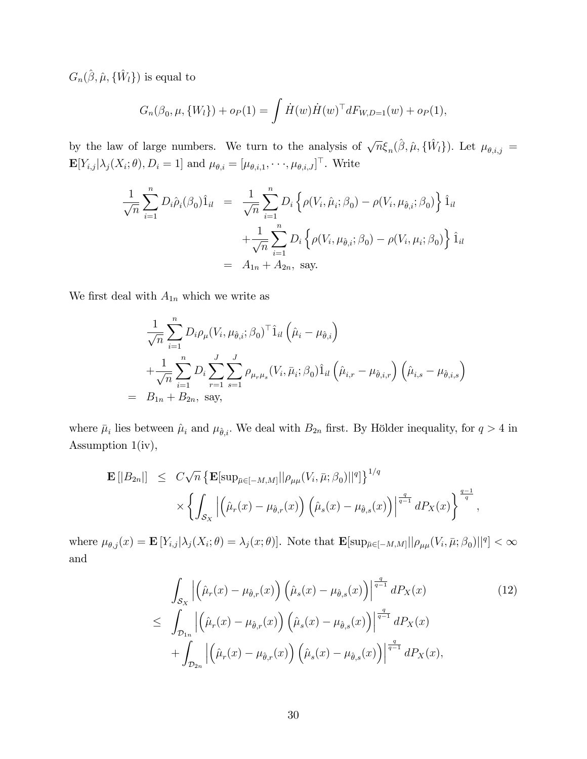$G_n(\hat{\beta}, \hat{\mu}, \{\hat{W}_l\})$ is equal to

$$G_n(\beta_0, \mu, \{W_l\}) + o_P(1) = \int \dot{H}(w)\dot{H}(w)^\top dF_{W,D=1}(w) + o_P(1),$$

by the law of large numbers. We turn to the analysis of $\sqrt{n}\xi_n(\hat{\beta}, \hat{\mu}, \{\hat{W}_l\})$. Let $\mu_{\theta,i,j} = \mathbf{E}[Y_{i,j}|\lambda_j(X_i;\theta), D_i = 1]$ and $\mu_{\theta,i} = [\mu_{\theta,i,1}, \cdots, \mu_{\theta,i,J}]^\top$. Write

$$\begin{aligned}
\frac{1}{\sqrt{n}}\sum_{i=1}^n D_i\hat{\rho}_i(\beta_0)\hat{1}_{il} &= \frac{1}{\sqrt{n}}\sum_{i=1}^n D_i\left\{\rho(V_i, \hat{\mu}_i; \beta_0) - \rho(V_i, \mu_{\hat{\theta},i}; \beta_0)\right\}\hat{1}_{il} \\
&\quad + \frac{1}{\sqrt{n}}\sum_{i=1}^n D_i\left\{\rho(V_i, \mu_{\hat{\theta},i}; \beta_0) - \rho(V_i, \mu_i; \beta_0)\right\}\hat{1}_{il} \\
&= A_{1n} + A_{2n}, \text{ say.}
\end{aligned}$$

We first deal with $A_{1n}$ which we write as

$$\begin{aligned}
&\frac{1}{\sqrt{n}}\sum_{i=1}^n D_i\rho_\mu(V_i, \mu_{\hat{\theta},i}; \beta_0)^\top\hat{1}_{il}\left(\hat{\mu}_i - \mu_{\hat{\theta},i}\right) \\
&+ \frac{1}{\sqrt{n}}\sum_{i=1}^n D_i\sum_{r=1}^J\sum_{s=1}^J \rho_{\mu_r\mu_s}(V_i, \bar{\mu}_i; \beta_0)\hat{1}_{il}\left(\hat{\mu}_{i,r} - \mu_{\hat{\theta},i,r}\right)\left(\hat{\mu}_{i,s} - \mu_{\hat{\theta},i,s}\right) \\
=\ & B_{1n} + B_{2n}, \text{ say,}
\end{aligned}$$

where $\bar{\mu}_i$ lies between $\hat{\mu}_i$ and $\mu_{\hat{\theta},i}$. We deal with $B_{2n}$ first. By Hölder inequality, for $q > 4$ in Assumption 1(iv),

$$\begin{aligned}
\mathbf{E}\left[|B_{2n}|\right] &\leq C\sqrt{n}\left\{\mathbf{E}[\sup_{\bar{\mu}\in[-M,M]}||\rho_{\mu\mu}(V_i, \bar{\mu}; \beta_0)||^q]\right\}^{1/q} \\
&\quad \times \left\{\int_{\mathcal{S}_X}\left|\left(\hat{\mu}_r(x) - \mu_{\hat{\theta},r}(x)\right)\left(\hat{\mu}_s(x) - \mu_{\hat{\theta},s}(x)\right)\right|^{\frac{q}{q-1}}dP_X(x)\right\}^{\frac{q-1}{q}},
\end{aligned}$$

where $\mu_{\theta,j}(x) = \mathbf{E}\left[Y_{i,j}|\lambda_j(X_i;\theta) = \lambda_j(x;\theta)\right]$. Note that $\mathbf{E}[\sup_{\bar{\mu}\in[-M,M]}||\rho_{\mu\mu}(V_i, \bar{\mu}; \beta_0)||^q] < \infty$ and

$$\begin{aligned}
&\int_{\mathcal{S}_X}\left|\left(\hat{\mu}_r(x) - \mu_{\hat{\theta},r}(x)\right)\left(\hat{\mu}_s(x) - \mu_{\hat{\theta},s}(x)\right)\right|^{\frac{q}{q-1}}dP_X(x) \qquad (12) \\
\leq\ & \int_{\mathcal{D}_{1n}}\left|\left(\hat{\mu}_r(x) - \mu_{\hat{\theta},r}(x)\right)\left(\hat{\mu}_s(x) - \mu_{\hat{\theta},s}(x)\right)\right|^{\frac{q}{q-1}}dP_X(x) \\
&+ \int_{\mathcal{D}_{2n}}\left|\left(\hat{\mu}_r(x) - \mu_{\hat{\theta},r}(x)\right)\left(\hat{\mu}_s(x) - \mu_{\hat{\theta},s}(x)\right)\right|^{\frac{q}{q-1}}dP_X(x),
\end{aligned}$$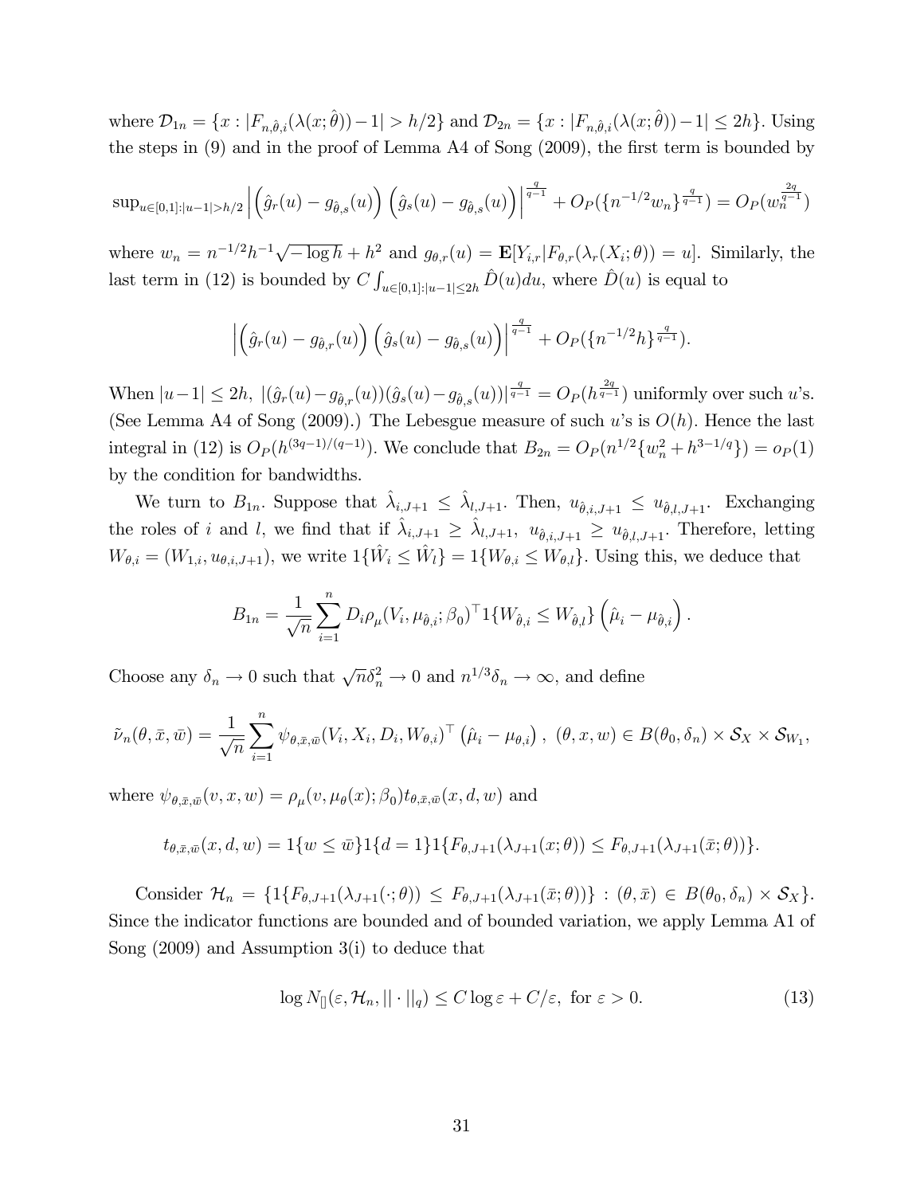where $\mathcal{D}_{1n} = \{x : |F_{n,\hat{\theta},i}(\lambda(x;\hat{\theta})) - 1| > h/2\}$ and $\mathcal{D}_{2n} = \{x : |F_{n,\hat{\theta},i}(\lambda(x;\hat{\theta})) - 1| \leq 2h\}$. Using the steps in (9) and in the proof of Lemma A4 of Song (2009), the first term is bounded by

$$\sup_{u\in[0,1]:|u-1|>h/2} \left| \left(\hat{g}_r(u) - g_{\hat{\theta},s}(u)\right) \left(\hat{g}_s(u) - g_{\hat{\theta},s}(u)\right) \right|^{\frac{q}{q-1}} + O_P(\{n^{-1/2}w_n\}^{\frac{q}{q-1}}) = O_P(w_n^{\frac{2q}{q-1}})$$

where $w_n = n^{-1/2}h^{-1}\sqrt{-\log h} + h^2$ and $g_{\theta,r}(u) = \mathbf{E}[Y_{i,r}|F_{\theta,r}(\lambda_r(X_i;\theta)) = u]$. Similarly, the last term in (12) is bounded by $C\int_{u\in[0,1]:|u-1|\leq 2h} \hat{D}(u)du$, where $\hat{D}(u)$ is equal to

$$\left| \left(\hat{g}_r(u) - g_{\hat{\theta},r}(u)\right) \left(\hat{g}_s(u) - g_{\hat{\theta},s}(u)\right) \right|^{\frac{q}{q-1}} + O_P(\{n^{-1/2}h\}^{\frac{q}{q-1}}).$$

When $|u-1| \leq 2h$, $|(\hat{g}_r(u) - g_{\hat{\theta},r}(u))(\hat{g}_s(u) - g_{\hat{\theta},s}(u))|^{\frac{q}{q-1}} = O_P(h^{\frac{2q}{q-1}})$ uniformly over such $u$'s. (See Lemma A4 of Song (2009).) The Lebesgue measure of such $u$'s is $O(h)$. Hence the last integral in (12) is $O_P(h^{(3q-1)/(q-1)})$. We conclude that $B_{2n} = O_P(n^{1/2}\{w_n^2 + h^{3-1/q}\}) = o_P(1)$ by the condition for bandwidths.

We turn to $B_{1n}$. Suppose that $\hat{\lambda}_{i,J+1} \leq \hat{\lambda}_{l,J+1}$. Then, $u_{\hat{\theta},i,J+1} \leq u_{\hat{\theta},l,J+1}$. Exchanging the roles of $i$ and $l$, we find that if $\hat{\lambda}_{i,J+1} \geq \hat{\lambda}_{l,J+1}$, $u_{\hat{\theta},i,J+1} \geq u_{\hat{\theta},l,J+1}$. Therefore, letting $W_{\theta,i} = (W_{1,i}, u_{\theta,i,J+1})$, we write $1\{\hat{W}_i \leq \hat{W}_l\} = 1\{W_{\theta,i} \leq W_{\theta,l}\}$. Using this, we deduce that

$$B_{1n} = \frac{1}{\sqrt{n}} \sum_{i=1}^{n} D_i \rho_\mu(V_i, \mu_{\hat{\theta},i}; \beta_0)^\top 1\{W_{\hat{\theta},i} \leq W_{\hat{\theta},l}\} \left(\hat{\mu}_i - \mu_{\hat{\theta},i}\right).$$

Choose any $\delta_n \to 0$ such that $\sqrt{n}\delta_n^2 \to 0$ and $n^{1/3}\delta_n \to \infty$, and define

$$\tilde{\nu}_n(\theta, \bar{x}, \bar{w}) = \frac{1}{\sqrt{n}} \sum_{i=1}^{n} \psi_{\theta,\bar{x},\bar{w}}(V_i, X_i, D_i, W_{\theta,i})^\top \left(\hat{\mu}_i - \mu_{\theta,i}\right),\ (\theta, x, w) \in B(\theta_0, \delta_n) \times \mathcal{S}_X \times \mathcal{S}_{W_1},$$

where $\psi_{\theta,\bar{x},\bar{w}}(v, x, w) = \rho_\mu(v, \mu_\theta(x); \beta_0) t_{\theta,\bar{x},\bar{w}}(x, d, w)$ and

$$t_{\theta,\bar{x},\bar{w}}(x, d, w) = 1\{w \leq \bar{w}\}1\{d = 1\}1\{F_{\theta,J+1}(\lambda_{J+1}(x;\theta)) \leq F_{\theta,J+1}(\lambda_{J+1}(\bar{x};\theta))\}.$$

Consider $\mathcal{H}_n = \{1\{F_{\theta,J+1}(\lambda_{J+1}(\cdot;\theta)) \leq F_{\theta,J+1}(\lambda_{J+1}(\bar{x};\theta))\} : (\theta, \bar{x}) \in B(\theta_0, \delta_n) \times \mathcal{S}_X\}$. Since the indicator functions are bounded and of bounded variation, we apply Lemma A1 of Song (2009) and Assumption 3(i) to deduce that

$$\log N_{[]}(\varepsilon, \mathcal{H}_n, ||\cdot||_q) \leq C \log \varepsilon + C/\varepsilon, \text{ for } \varepsilon > 0. \tag{13}$$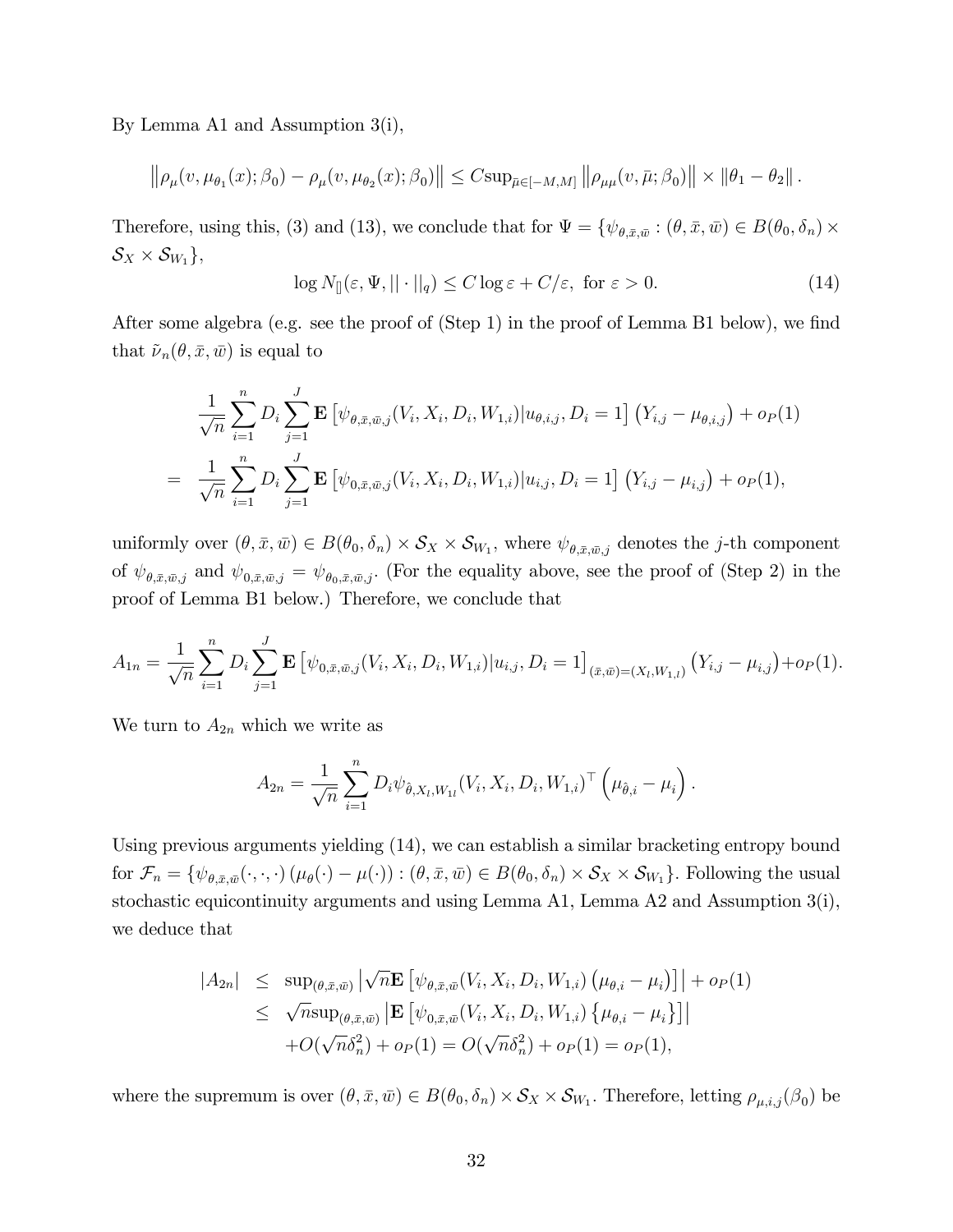By Lemma A1 and Assumption 3(i),

$$\left\|\rho_{\mu}(v,\mu_{\theta_1}(x);\beta_0)-\rho_{\mu}(v,\mu_{\theta_2}(x);\beta_0)\right\| \leq C\text{sup}_{\bar{\mu}\in[-M,M]}\left\|\rho_{\mu\mu}(v,\bar{\mu};\beta_0)\right\| \times \|\theta_1-\theta_2\|.$$

Therefore, using this, (3) and (13), we conclude that for $\Psi = \{\psi_{\theta,\bar{x},\bar{w}} : (\theta,\bar{x},\bar{w}) \in B(\theta_0,\delta_n)\times \mathcal{S}_X \times \mathcal{S}_{W_1}\}$,

$$\log N_{[]}(\varepsilon,\Psi,||\cdot||_q) \leq C\log\varepsilon + C/\varepsilon, \text{ for } \varepsilon > 0. \tag{14}$$

After some algebra (e.g. see the proof of (Step 1) in the proof of Lemma B1 below), we find that $\tilde{\nu}_n(\theta,\bar{x},\bar{w})$ is equal to

$$\begin{aligned}
&\frac{1}{\sqrt{n}}\sum_{i=1}^{n} D_i \sum_{j=1}^{J}\mathbf{E}\left[\psi_{\theta,\bar{x},\bar{w},j}(V_i,X_i,D_i,W_{1,i})|u_{\theta,i,j},D_i=1\right]\left(Y_{i,j}-\mu_{\theta,i,j}\right)+o_P(1)\\
=\;&\frac{1}{\sqrt{n}}\sum_{i=1}^{n} D_i \sum_{j=1}^{J}\mathbf{E}\left[\psi_{0,\bar{x},\bar{w},j}(V_i,X_i,D_i,W_{1,i})|u_{i,j},D_i=1\right]\left(Y_{i,j}-\mu_{i,j}\right)+o_P(1),
\end{aligned}$$

uniformly over $(\theta,\bar{x},\bar{w}) \in B(\theta_0,\delta_n)\times\mathcal{S}_X\times\mathcal{S}_{W_1}$, where $\psi_{\theta,\bar{x},\bar{w},j}$ denotes the $j$-th component of $\psi_{\theta,\bar{x},\bar{w},j}$ and $\psi_{0,\bar{x},\bar{w},j} = \psi_{\theta_0,\bar{x},\bar{w},j}$. (For the equality above, see the proof of (Step 2) in the proof of Lemma B1 below.) Therefore, we conclude that

$$A_{1n} = \frac{1}{\sqrt{n}}\sum_{i=1}^{n} D_i \sum_{j=1}^{J}\mathbf{E}\left[\psi_{0,\bar{x},\bar{w},j}(V_i,X_i,D_i,W_{1,i})|u_{i,j},D_i=1\right]_{(\bar{x},\bar{w})=(X_l,W_{1,l})}\left(Y_{i,j}-\mu_{i,j}\right)+o_P(1).$$

We turn to $A_{2n}$ which we write as

$$A_{2n} = \frac{1}{\sqrt{n}}\sum_{i=1}^{n} D_i\psi_{\hat{\theta},X_l,W_{1l}}(V_i,X_i,D_i,W_{1,i})^{\top}\left(\mu_{\hat{\theta},i}-\mu_i\right).$$

Using previous arguments yielding (14), we can establish a similar bracketing entropy bound for $\mathcal{F}_n = \{\psi_{\theta,\bar{x},\bar{w}}(\cdot,\cdot,\cdot)\left(\mu_\theta(\cdot)-\mu(\cdot)\right) : (\theta,\bar{x},\bar{w}) \in B(\theta_0,\delta_n)\times\mathcal{S}_X\times\mathcal{S}_{W_1}\}$. Following the usual stochastic equicontinuity arguments and using Lemma A1, Lemma A2 and Assumption 3(i), we deduce that

$$\begin{aligned}
|A_{2n}| &\leq \text{sup}_{(\theta,\bar{x},\bar{w})}\left|\sqrt{n}\mathbf{E}\left[\psi_{\theta,\bar{x},\bar{w}}(V_i,X_i,D_i,W_{1,i})\left(\mu_{\theta,i}-\mu_i\right)\right]\right| + o_P(1)\\
&\leq \sqrt{n}\text{sup}_{(\theta,\bar{x},\bar{w})}\left|\mathbf{E}\left[\psi_{0,\bar{x},\bar{w}}(V_i,X_i,D_i,W_{1,i})\left\{\mu_{\theta,i}-\mu_i\right\}\right]\right|\\
&\quad + O(\sqrt{n}\delta_n^2) + o_P(1) = O(\sqrt{n}\delta_n^2) + o_P(1) = o_P(1),
\end{aligned}$$

where the supremum is over $(\theta,\bar{x},\bar{w}) \in B(\theta_0,\delta_n)\times\mathcal{S}_X\times\mathcal{S}_{W_1}$. Therefore, letting $\rho_{\mu,i,j}(\beta_0)$ be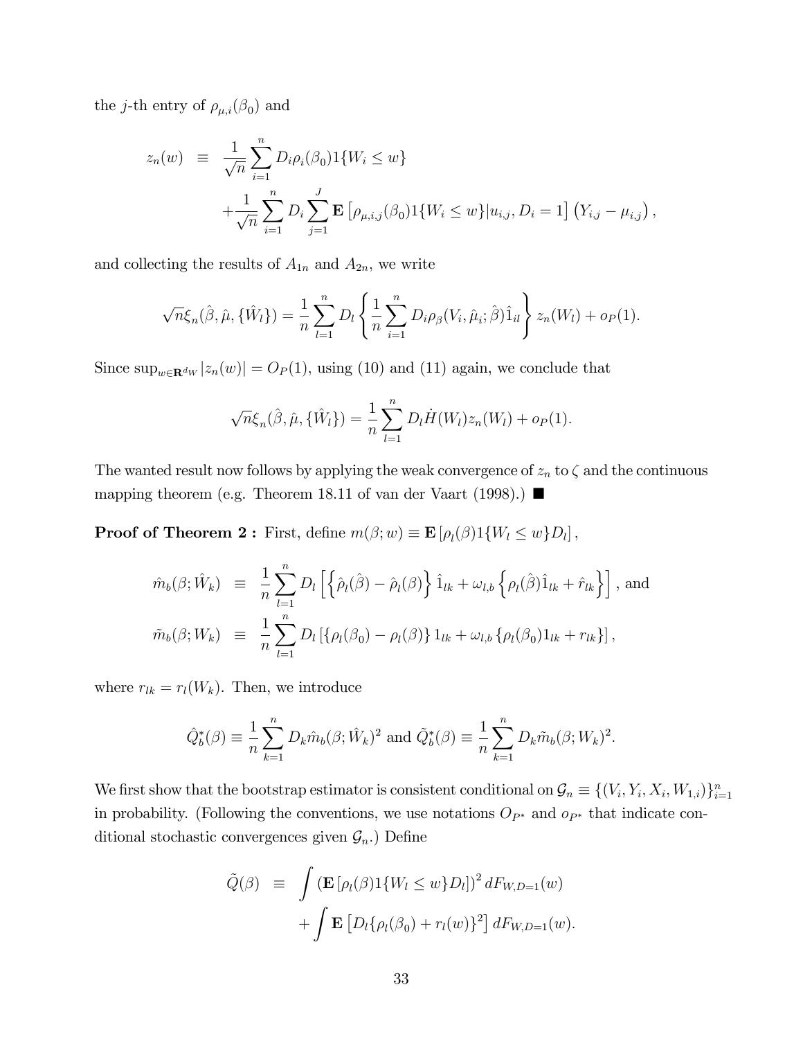the $j$-th entry of $\rho_{\mu,i}(\beta_0)$ and

$$
\begin{aligned}
z_n(w) \;\; &\equiv \;\; \frac{1}{\sqrt{n}} \sum_{i=1}^{n} D_i \rho_i(\beta_0) 1\{W_i \leq w\} \\
&\quad + \frac{1}{\sqrt{n}} \sum_{i=1}^{n} D_i \sum_{j=1}^{J} \mathbf{E}\left[\rho_{\mu,i,j}(\beta_0) 1\{W_i \leq w\} | u_{i,j}, D_i = 1\right] \left(Y_{i,j} - \mu_{i,j}\right),
\end{aligned}
$$

and collecting the results of $A_{1n}$ and $A_{2n}$, we write

$$
\sqrt{n}\xi_n(\hat{\beta}, \hat{\mu}, \{\hat{W}_l\}) = \frac{1}{n} \sum_{l=1}^{n} D_l \left\{ \frac{1}{n} \sum_{i=1}^{n} D_i \rho_\beta(V_i, \hat{\mu}_i; \hat{\beta}) \hat{1}_{il} \right\} z_n(W_l) + o_P(1).
$$

Since $\sup_{w \in \mathbf{R}^{d_W}} |z_n(w)| = O_P(1)$, using (10) and (11) again, we conclude that

$$
\sqrt{n}\xi_n(\hat{\beta}, \hat{\mu}, \{\hat{W}_l\}) = \frac{1}{n} \sum_{l=1}^{n} D_l \dot{H}(W_l) z_n(W_l) + o_P(1).
$$

The wanted result now follows by applying the weak convergence of $z_n$ to $\zeta$ and the continuous mapping theorem (e.g. Theorem 18.11 of van der Vaart (1998).) ■

**Proof of Theorem 2 :** First, define $m(\beta; w) \equiv \mathbf{E}\left[\rho_l(\beta) 1\{W_l \leq w\} D_l\right]$,

$$
\begin{aligned}
\hat{m}_b(\beta; \hat{W}_k) \;\; &\equiv \;\; \frac{1}{n} \sum_{l=1}^{n} D_l \left[ \left\{ \hat{\rho}_l(\hat{\beta}) - \hat{\rho}_l(\beta) \right\} \hat{1}_{lk} + \omega_{l,b} \left\{ \rho_l(\hat{\beta}) \hat{1}_{lk} + \hat{r}_{lk} \right\} \right], \text{ and} \\
\tilde{m}_b(\beta; W_k) \;\; &\equiv \;\; \frac{1}{n} \sum_{l=1}^{n} D_l \left[ \left\{ \rho_l(\beta_0) - \rho_l(\beta) \right\} 1_{lk} + \omega_{l,b} \left\{ \rho_l(\beta_0) 1_{lk} + r_{lk} \right\} \right],
\end{aligned}
$$

where $r_{lk} = r_l(W_k)$. Then, we introduce

$$
\hat{Q}_b^*(\beta) \equiv \frac{1}{n} \sum_{k=1}^{n} D_k \hat{m}_b(\beta; \hat{W}_k)^2 \text{ and } \tilde{Q}_b^*(\beta) \equiv \frac{1}{n} \sum_{k=1}^{n} D_k \tilde{m}_b(\beta; W_k)^2.
$$

We first show that the bootstrap estimator is consistent conditional on $\mathcal{G}_n \equiv \{(V_i, Y_i, X_i, W_{1,i})\}_{i=1}^{n}$ in probability. (Following the conventions, we use notations $O_{P^*}$ and $o_{P^*}$ that indicate conditional stochastic convergences given $\mathcal{G}_n$.) Define

$$
\begin{aligned}
\tilde{Q}(\beta) \;\; &\equiv \;\; \int \left( \mathbf{E}\left[\rho_l(\beta) 1\{W_l \leq w\} D_l\right] \right)^2 dF_{W,D=1}(w) \\
&\quad + \int \mathbf{E}\left[ D_l \{\rho_l(\beta_0) + r_l(w)\}^2 \right] dF_{W,D=1}(w).
\end{aligned}
$$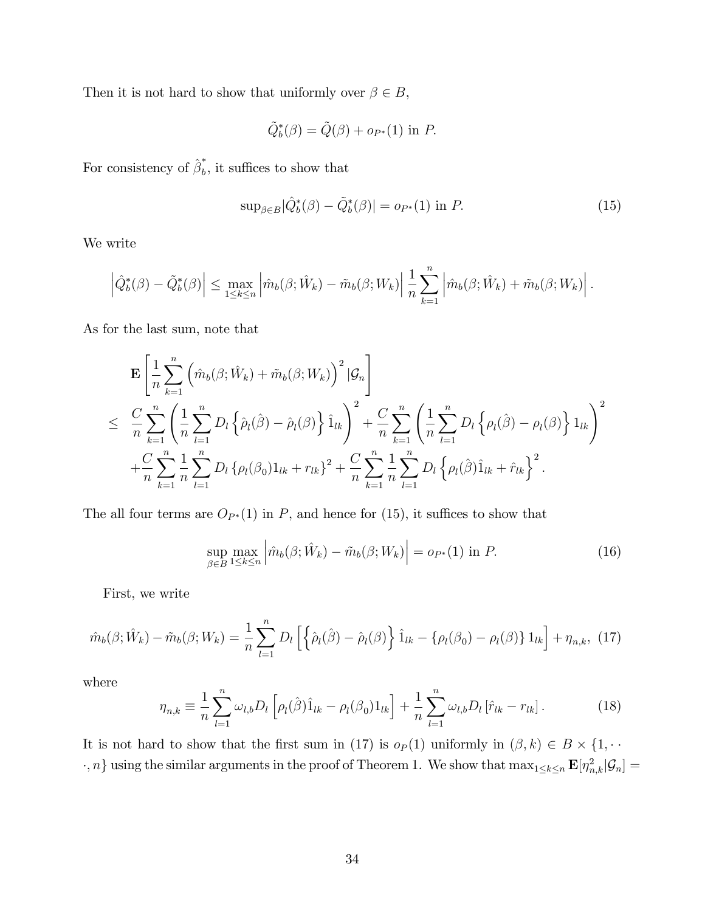Then it is not hard to show that uniformly over $\beta \in B$,

$$\tilde{Q}_b^*(\beta) = \tilde{Q}(\beta) + o_{P^*}(1) \text{ in } P.$$

For consistency of $\hat{\beta}_b^*$, it suffices to show that

$$\sup_{\beta \in B} |\hat{Q}_b^*(\beta) - \tilde{Q}_b^*(\beta)| = o_{P^*}(1) \text{ in } P. \tag{15}$$

We write

$$\left|\hat{Q}_b^*(\beta) - \tilde{Q}_b^*(\beta)\right| \leq \max_{1 \leq k \leq n} \left|\hat{m}_b(\beta; \hat{W}_k) - \tilde{m}_b(\beta; W_k)\right| \frac{1}{n} \sum_{k=1}^n \left|\hat{m}_b(\beta; \hat{W}_k) + \tilde{m}_b(\beta; W_k)\right|.$$

As for the last sum, note that

$$\begin{aligned}
& \mathbf{E}\left[\frac{1}{n}\sum_{k=1}^n \left(\hat{m}_b(\beta; \hat{W}_k) + \tilde{m}_b(\beta; W_k)\right)^2 | \mathcal{G}_n\right] \\
\leq\ & \frac{C}{n}\sum_{k=1}^n \left(\frac{1}{n}\sum_{l=1}^n D_l \left\{\hat{\rho}_l(\hat{\beta}) - \hat{\rho}_l(\beta)\right\} \hat{1}_{lk}\right)^2 + \frac{C}{n}\sum_{k=1}^n \left(\frac{1}{n}\sum_{l=1}^n D_l \left\{\rho_l(\hat{\beta}) - \rho_l(\beta)\right\} 1_{lk}\right)^2 \\
& + \frac{C}{n}\sum_{k=1}^n \frac{1}{n}\sum_{l=1}^n D_l \left\{\rho_l(\beta_0) 1_{lk} + r_{lk}\right\}^2 + \frac{C}{n}\sum_{k=1}^n \frac{1}{n}\sum_{l=1}^n D_l \left\{\rho_l(\hat{\beta}) \hat{1}_{lk} + \hat{r}_{lk}\right\}^2.
\end{aligned}$$

The all four terms are $O_{P^*}(1)$ in $P$, and hence for (15), it suffices to show that

$$\sup_{\beta \in B} \max_{1 \leq k \leq n} \left|\hat{m}_b(\beta; \hat{W}_k) - \tilde{m}_b(\beta; W_k)\right| = o_{P^*}(1) \text{ in } P. \tag{16}$$

First, we write

$$\hat{m}_b(\beta; \hat{W}_k) - \tilde{m}_b(\beta; W_k) = \frac{1}{n}\sum_{l=1}^n D_l \left[\left\{\hat{\rho}_l(\hat{\beta}) - \hat{\rho}_l(\beta)\right\} \hat{1}_{lk} - \left\{\rho_l(\beta_0) - \rho_l(\beta)\right\} 1_{lk}\right] + \eta_{n,k}, \tag{17}$$

where

$$\eta_{n,k} \equiv \frac{1}{n}\sum_{l=1}^n \omega_{l,b} D_l \left[\rho_l(\hat{\beta}) \hat{1}_{lk} - \rho_l(\beta_0) 1_{lk}\right] + \frac{1}{n}\sum_{l=1}^n \omega_{l,b} D_l \left[\hat{r}_{lk} - r_{lk}\right]. \tag{18}$$

It is not hard to show that the first sum in (17) is $o_P(1)$ uniformly in $(\beta, k) \in B \times \{1, \cdots, n\}$ using the similar arguments in the proof of Theorem 1. We show that $\max_{1 \leq k \leq n} \mathbf{E}[\eta_{n,k}^2 | \mathcal{G}_n] =$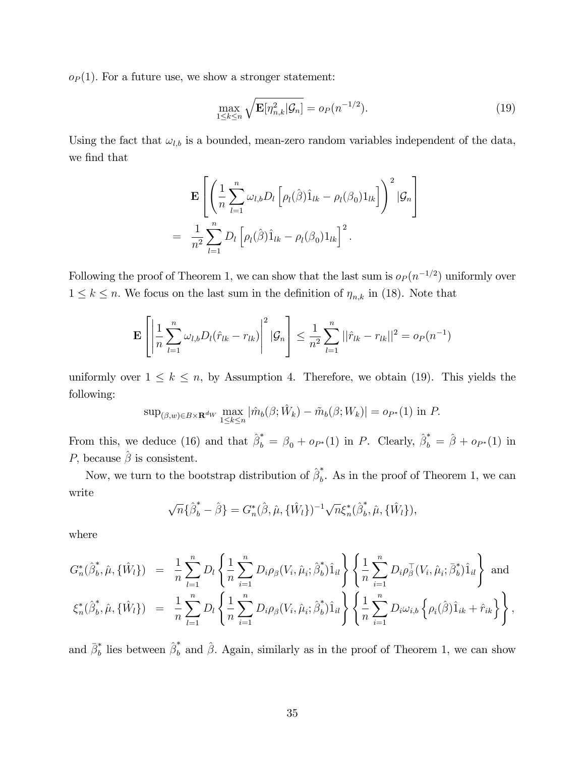$o_P(1)$. For a future use, we show a stronger statement:

$$\max_{1 \leq k \leq n} \sqrt{\mathbf{E}[\eta_{n,k}^2 | \mathcal{G}_n]} = o_P(n^{-1/2}). \tag{19}$$

Using the fact that $\omega_{l,b}$ is a bounded, mean-zero random variables independent of the data, we find that

$$\begin{aligned}
&\mathbf{E}\left[\left(\frac{1}{n}\sum_{l=1}^{n} \omega_{l,b} D_l \left[\rho_l(\hat{\beta})\hat{1}_{lk} - \rho_l(\beta_0)1_{lk}\right]\right)^2 | \mathcal{G}_n\right] \\
&= \frac{1}{n^2}\sum_{l=1}^{n} D_l \left[\rho_l(\hat{\beta})\hat{1}_{lk} - \rho_l(\beta_0)1_{lk}\right]^2.
\end{aligned}$$

Following the proof of Theorem 1, we can show that the last sum is $o_P(n^{-1/2})$ uniformly over $1 \leq k \leq n$. We focus on the last sum in the definition of $\eta_{n,k}$ in (18). Note that

$$\mathbf{E}\left[\left|\frac{1}{n}\sum_{l=1}^{n} \omega_{l,b} D_l (\hat{r}_{lk} - r_{lk})\right|^2 | \mathcal{G}_n\right] \leq \frac{1}{n^2}\sum_{l=1}^{n} ||\hat{r}_{lk} - r_{lk}||^2 = o_P(n^{-1})$$

uniformly over $1 \leq k \leq n$, by Assumption 4. Therefore, we obtain (19). This yields the following:

$$\sup_{(\beta,w) \in B \times \mathbf{R}^{d_W}} \max_{1 \leq k \leq n} |\hat{m}_b(\beta; \hat{W}_k) - \tilde{m}_b(\beta; W_k)| = o_{P^*}(1) \text{ in } P.$$

From this, we deduce (16) and that $\hat{\beta}_b^* = \beta_0 + o_{P^*}(1)$ in $P$. Clearly, $\hat{\beta}_b^* = \hat{\beta} + o_{P^*}(1)$ in $P$, because $\hat{\beta}$ is consistent.

Now, we turn to the bootstrap distribution of $\hat{\beta}_b^*$. As in the proof of Theorem 1, we can write

$$\sqrt{n}\{\hat{\beta}_b^* - \hat{\beta}\} = G_n^*(\hat{\beta}, \hat{\mu}, \{\hat{W}_l\})^{-1}\sqrt{n}\xi_n^*(\hat{\beta}_b^*, \hat{\mu}, \{\hat{W}_l\}),$$

where

$$\begin{aligned}
G_n^*(\hat{\beta}_b^*, \hat{\mu}, \{\hat{W}_l\}) &= \frac{1}{n}\sum_{l=1}^{n} D_l \left\{\frac{1}{n}\sum_{i=1}^{n} D_i \rho_\beta(V_i, \hat{\mu}_i; \hat{\beta}_b^*)\hat{1}_{il}\right\}\left\{\frac{1}{n}\sum_{i=1}^{n} D_i \rho_\beta^\top(V_i, \hat{\mu}_i; \bar{\beta}_b^*)\hat{1}_{il}\right\} \text{ and} \\
\xi_n^*(\hat{\beta}_b^*, \hat{\mu}, \{\hat{W}_l\}) &= \frac{1}{n}\sum_{l=1}^{n} D_l \left\{\frac{1}{n}\sum_{i=1}^{n} D_i \rho_\beta(V_i, \hat{\mu}_i; \hat{\beta}_b^*)\hat{1}_{il}\right\}\left\{\frac{1}{n}\sum_{i=1}^{n} D_i \omega_{i,b}\left\{\rho_i(\hat{\beta})\hat{1}_{ik} + \hat{r}_{ik}\right\}\right\},
\end{aligned}$$

and $\bar{\beta}_b^*$ lies between $\hat{\beta}_b^*$ and $\hat{\beta}$. Again, similarly as in the proof of Theorem 1, we can show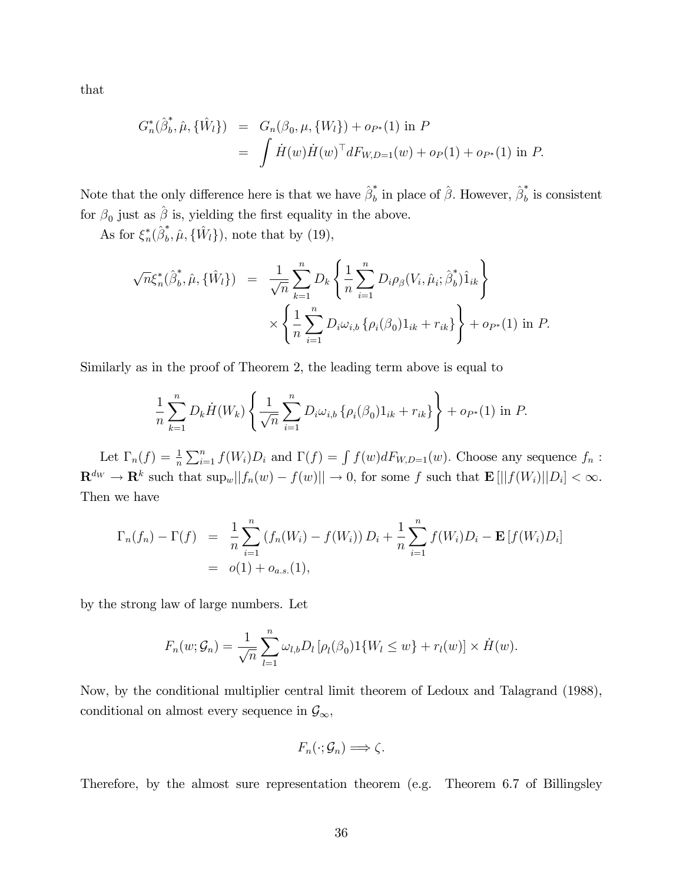that

$$
\begin{aligned}
G_n^*(\hat{\beta}_b^*, \hat{\mu}, \{\hat{W}_l\}) &= G_n(\beta_0, \mu, \{W_l\}) + o_{P^*}(1) \text{ in } P \\
&= \int \dot{H}(w)\dot{H}(w)^\top dF_{W,D=1}(w) + o_P(1) + o_{P^*}(1) \text{ in } P.
\end{aligned}
$$

Note that the only difference here is that we have $\hat{\beta}_b^*$ in place of $\hat{\beta}$. However, $\hat{\beta}_b^*$ is consistent for $\beta_0$ just as $\hat{\beta}$ is, yielding the first equality in the above.

As for $\xi_n^*(\hat{\beta}_b^*, \hat{\mu}, \{\hat{W}_l\})$, note that by (19),

$$
\begin{aligned}
\sqrt{n}\xi_n^*(\hat{\beta}_b^*, \hat{\mu}, \{\hat{W}_l\}) &= \frac{1}{\sqrt{n}}\sum_{k=1}^n D_k \left\{\frac{1}{n}\sum_{i=1}^n D_i \rho_\beta(V_i, \hat{\mu}_i; \hat{\beta}_b^*)\hat{1}_{ik}\right\} \\
&\quad \times \left\{\frac{1}{n}\sum_{i=1}^n D_i \omega_{i,b}\left\{\rho_i(\beta_0)1_{ik} + r_{ik}\right\}\right\} + o_{P^*}(1) \text{ in } P.
\end{aligned}
$$

Similarly as in the proof of Theorem 2, the leading term above is equal to

$$
\frac{1}{n}\sum_{k=1}^n D_k \dot{H}(W_k)\left\{\frac{1}{\sqrt{n}}\sum_{i=1}^n D_i \omega_{i,b}\left\{\rho_i(\beta_0)1_{ik} + r_{ik}\right\}\right\} + o_{P^*}(1) \text{ in } P.
$$

Let $\Gamma_n(f) = \frac{1}{n}\sum_{i=1}^n f(W_i)D_i$ and $\Gamma(f) = \int f(w)dF_{W,D=1}(w)$. Choose any sequence $f_n : \mathbf{R}^{d_W} \to \mathbf{R}^k$ such that $\sup_w ||f_n(w) - f(w)|| \to 0$, for some $f$ such that $\mathbf{E}[||f(W_i)||D_i] < \infty$. Then we have

$$
\begin{aligned}
\Gamma_n(f_n) - \Gamma(f) &= \frac{1}{n}\sum_{i=1}^n \left(f_n(W_i) - f(W_i)\right)D_i + \frac{1}{n}\sum_{i=1}^n f(W_i)D_i - \mathbf{E}\left[f(W_i)D_i\right] \\
&= o(1) + o_{a.s.}(1),
\end{aligned}
$$

by the strong law of large numbers. Let

$$
F_n(w; \mathcal{G}_n) = \frac{1}{\sqrt{n}}\sum_{l=1}^n \omega_{l,b}D_l\left[\rho_l(\beta_0)1\{W_l \leq w\} + r_l(w)\right] \times \dot{H}(w).
$$

Now, by the conditional multiplier central limit theorem of Ledoux and Talagrand (1988), conditional on almost every sequence in $\mathcal{G}_\infty$,

$$
F_n(\cdot; \mathcal{G}_n) \Longrightarrow \zeta.
$$

Therefore, by the almost sure representation theorem (e.g. Theorem 6.7 of Billingsley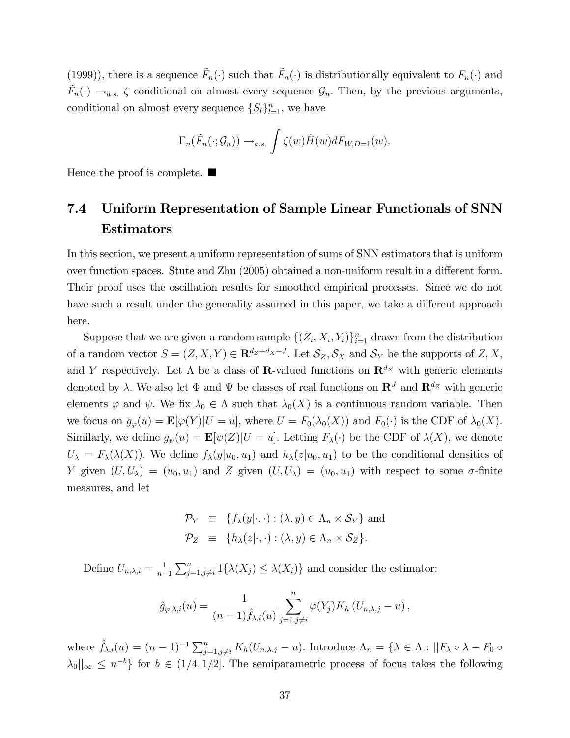(1999)), there is a sequence $\tilde{F}_n(\cdot)$ such that $\tilde{F}_n(\cdot)$ is distributionally equivalent to $F_n(\cdot)$ and $\tilde{F}_n(\cdot) \to_{a.s.} \zeta$ conditional on almost every sequence $\mathcal{G}_n$. Then, by the previous arguments, conditional on almost every sequence $\{S_l\}_{l=1}^n$, we have

$$\Gamma_n(\tilde{F}_n(\cdot;\mathcal{G}_n)) \to_{a.s.} \int \zeta(w)\dot{H}(w)dF_{W,D=1}(w).$$

Hence the proof is complete. ■

## 7.4 Uniform Representation of Sample Linear Functionals of SNN Estimators

In this section, we present a uniform representation of sums of SNN estimators that is uniform over function spaces. Stute and Zhu (2005) obtained a non-uniform result in a different form. Their proof uses the oscillation results for smoothed empirical processes. Since we do not have such a result under the generality assumed in this paper, we take a different approach here.

Suppose that we are given a random sample $\{(Z_i, X_i, Y_i)\}_{i=1}^n$ drawn from the distribution of a random vector $S = (Z, X, Y) \in \mathbf{R}^{d_Z+d_X+J}$. Let $\mathcal{S}_Z, \mathcal{S}_X$ and $\mathcal{S}_Y$ be the supports of $Z, X$, and $Y$ respectively. Let $\Lambda$ be a class of $\mathbf{R}$-valued functions on $\mathbf{R}^{d_X}$ with generic elements denoted by $\lambda$. We also let $\Phi$ and $\Psi$ be classes of real functions on $\mathbf{R}^J$ and $\mathbf{R}^{d_Z}$ with generic elements $\varphi$ and $\psi$. We fix $\lambda_0 \in \Lambda$ such that $\lambda_0(X)$ is a continuous random variable. Then we focus on $g_\varphi(u) = \mathbf{E}[\varphi(Y)|U = u]$, where $U = F_0(\lambda_0(X))$ and $F_0(\cdot)$ is the CDF of $\lambda_0(X)$. Similarly, we define $g_\psi(u) = \mathbf{E}[\psi(Z)|U = u]$. Letting $F_\lambda(\cdot)$ be the CDF of $\lambda(X)$, we denote $U_\lambda = F_\lambda(\lambda(X))$. We define $f_\lambda(y|u_0, u_1)$ and $h_\lambda(z|u_0, u_1)$ to be the conditional densities of $Y$ given $(U, U_\lambda) = (u_0, u_1)$ and $Z$ given $(U, U_\lambda) = (u_0, u_1)$ with respect to some $\sigma$-finite measures, and let

$$\begin{aligned}
\mathcal{P}_Y &\equiv \{f_\lambda(y|\cdot,\cdot) : (\lambda, y) \in \Lambda_n \times \mathcal{S}_Y\} \text{ and} \\
\mathcal{P}_Z &\equiv \{h_\lambda(z|\cdot,\cdot) : (\lambda, y) \in \Lambda_n \times \mathcal{S}_Z\}.
\end{aligned}$$

Define $U_{n,\lambda,i} = \frac{1}{n-1}\sum_{j=1,j\neq i}^n 1\{\lambda(X_j) \leq \lambda(X_i)\}$ and consider the estimator:

$$\hat{g}_{\varphi,\lambda,i}(u) = \frac{1}{(n-1)\hat{f}_{\lambda,i}(u)} \sum_{j=1,j\neq i}^n \varphi(Y_j) K_h\left(U_{n,\lambda,j} - u\right),$$

where $\hat{f}_{\lambda,i}(u) = (n-1)^{-1}\sum_{j=1,j\neq i}^n K_h(U_{n,\lambda,j} - u)$. Introduce $\Lambda_n = \{\lambda \in \Lambda : ||F_\lambda \circ \lambda - F_0 \circ \lambda_0||_\infty \leq n^{-b}\}$ for $b \in (1/4, 1/2]$. The semiparametric process of focus takes the following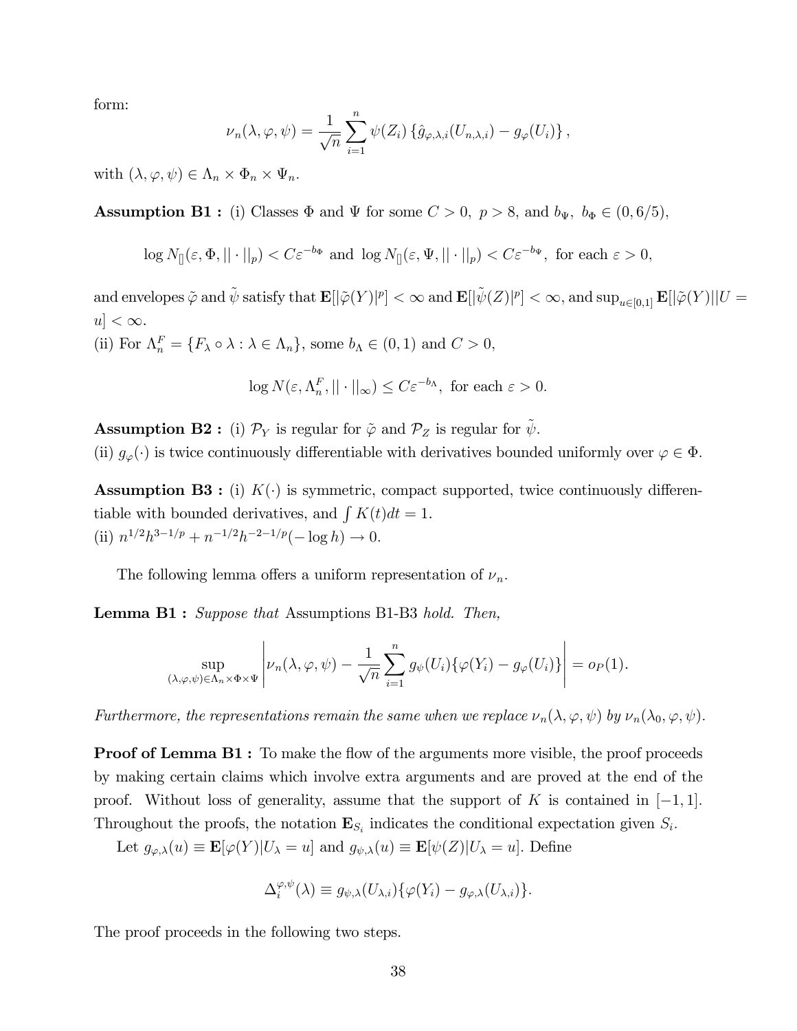form:

$$\nu_n(\lambda,\varphi,\psi) = \frac{1}{\sqrt{n}}\sum_{i=1}^{n}\psi(Z_i)\left\{\hat{g}_{\varphi,\lambda,i}(U_{n,\lambda,i}) - g_{\varphi}(U_i)\right\},$$

with $(\lambda,\varphi,\psi) \in \Lambda_n \times \Phi_n \times \Psi_n$.

**Assumption B1 :** (i) Classes $\Phi$ and $\Psi$ for some $C > 0$, $p > 8$, and $b_\Psi$, $b_\Phi \in (0, 6/5)$,

$$\log N_{[]}(\varepsilon, \Phi, ||\cdot||_p) < C\varepsilon^{-b_\Phi} \text{ and } \log N_{[]}(\varepsilon, \Psi, ||\cdot||_p) < C\varepsilon^{-b_\Psi}, \text{ for each } \varepsilon > 0,$$

and envelopes $\tilde{\varphi}$ and $\tilde{\psi}$ satisfy that $\mathbf{E}[|\tilde{\varphi}(Y)|^p] < \infty$ and $\mathbf{E}[|\tilde{\psi}(Z)|^p] < \infty$, and $\sup_{u\in[0,1]} \mathbf{E}[|\tilde{\varphi}(Y)||U = u] < \infty$.
(ii) For $\Lambda_n^F = \{F_\lambda \circ \lambda : \lambda \in \Lambda_n\}$, some $b_\Lambda \in (0,1)$ and $C > 0$,

$$\log N(\varepsilon, \Lambda_n^F, ||\cdot||_\infty) \le C\varepsilon^{-b_\Lambda}, \text{ for each } \varepsilon > 0.$$

**Assumption B2 :** (i) $\mathcal{P}_Y$ is regular for $\tilde{\varphi}$ and $\mathcal{P}_Z$ is regular for $\tilde{\psi}$.
(ii) $g_\varphi(\cdot)$ is twice continuously differentiable with derivatives bounded uniformly over $\varphi \in \Phi$.

**Assumption B3 :** (i) $K(\cdot)$ is symmetric, compact supported, twice continuously differentiable with bounded derivatives, and $\int K(t)dt = 1$.
(ii) $n^{1/2}h^{3-1/p} + n^{-1/2}h^{-2-1/p}(-\log h) \to 0$.

The following lemma offers a uniform representation of $\nu_n$.

**Lemma B1 :** *Suppose that* Assumptions B1-B3 *hold. Then,*

$$\sup_{(\lambda,\varphi,\psi)\in\Lambda_n\times\Phi\times\Psi}\left|\nu_n(\lambda,\varphi,\psi) - \frac{1}{\sqrt{n}}\sum_{i=1}^{n} g_\psi(U_i)\{\varphi(Y_i) - g_\varphi(U_i)\}\right| = o_P(1).$$

*Furthermore, the representations remain the same when we replace $\nu_n(\lambda,\varphi,\psi)$ by $\nu_n(\lambda_0,\varphi,\psi)$.*

**Proof of Lemma B1 :** To make the flow of the arguments more visible, the proof proceeds by making certain claims which involve extra arguments and are proved at the end of the proof. Without loss of generality, assume that the support of $K$ is contained in $[-1,1]$. Throughout the proofs, the notation $\mathbf{E}_{S_i}$ indicates the conditional expectation given $S_i$.

Let $g_{\varphi,\lambda}(u) \equiv \mathbf{E}[\varphi(Y)|U_\lambda = u]$ and $g_{\psi,\lambda}(u) \equiv \mathbf{E}[\psi(Z)|U_\lambda = u]$. Define

$$\Delta_i^{\varphi,\psi}(\lambda) \equiv g_{\psi,\lambda}(U_{\lambda,i})\{\varphi(Y_i) - g_{\varphi,\lambda}(U_{\lambda,i})\}.$$

The proof proceeds in the following two steps.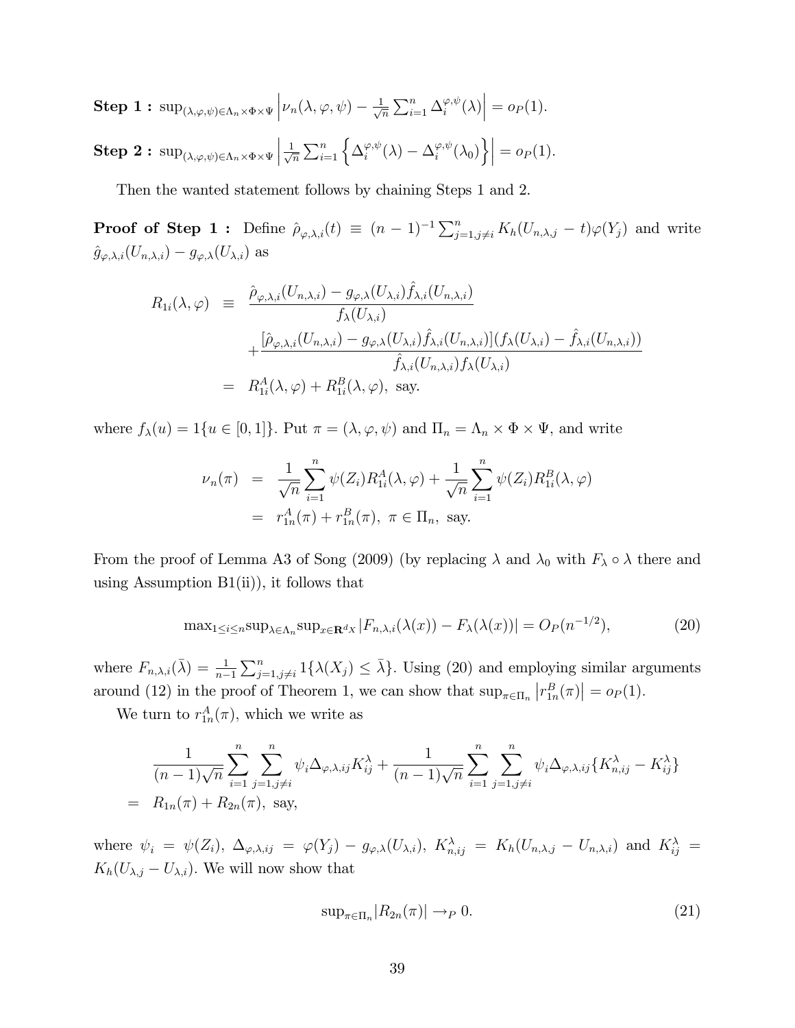**Step 1 :** $\sup_{(\lambda,\varphi,\psi)\in\Lambda_n\times\Phi\times\Psi}\left|\nu_n(\lambda,\varphi,\psi)-\frac{1}{\sqrt{n}}\sum_{i=1}^n\Delta_i^{\varphi,\psi}(\lambda)\right|=o_P(1).$

**Step 2 :** $\sup_{(\lambda,\varphi,\psi)\in\Lambda_n\times\Phi\times\Psi}\left|\frac{1}{\sqrt{n}}\sum_{i=1}^n\left\{\Delta_i^{\varphi,\psi}(\lambda)-\Delta_i^{\varphi,\psi}(\lambda_0)\right\}\right|=o_P(1).$

Then the wanted statement follows by chaining Steps 1 and 2.

**Proof of Step 1 :** Define $\hat{\rho}_{\varphi,\lambda,i}(t)\equiv(n-1)^{-1}\sum_{j=1,j\neq i}^n K_h(U_{n,\lambda,j}-t)\varphi(Y_j)$ and write $\hat{g}_{\varphi,\lambda,i}(U_{n,\lambda,i})-g_{\varphi,\lambda}(U_{\lambda,i})$ as

$$
\begin{aligned}
R_{1i}(\lambda,\varphi) &\equiv \frac{\hat{\rho}_{\varphi,\lambda,i}(U_{n,\lambda,i})-g_{\varphi,\lambda}(U_{\lambda,i})\hat{f}_{\lambda,i}(U_{n,\lambda,i})}{f_\lambda(U_{\lambda,i})} \\
&\quad+\frac{[\hat{\rho}_{\varphi,\lambda,i}(U_{n,\lambda,i})-g_{\varphi,\lambda}(U_{\lambda,i})\hat{f}_{\lambda,i}(U_{n,\lambda,i})](f_\lambda(U_{\lambda,i})-\hat{f}_{\lambda,i}(U_{n,\lambda,i}))}{\hat{f}_{\lambda,i}(U_{n,\lambda,i})f_\lambda(U_{\lambda,i})} \\
&= R_{1i}^A(\lambda,\varphi)+R_{1i}^B(\lambda,\varphi), \text{ say.}
\end{aligned}
$$

where $f_\lambda(u)=1\{u\in[0,1]\}$. Put $\pi=(\lambda,\varphi,\psi)$ and $\Pi_n=\Lambda_n\times\Phi\times\Psi$, and write

$$
\begin{aligned}
\nu_n(\pi) &= \frac{1}{\sqrt{n}}\sum_{i=1}^n\psi(Z_i)R_{1i}^A(\lambda,\varphi)+\frac{1}{\sqrt{n}}\sum_{i=1}^n\psi(Z_i)R_{1i}^B(\lambda,\varphi) \\
&= r_{1n}^A(\pi)+r_{1n}^B(\pi),\ \pi\in\Pi_n, \text{ say.}
\end{aligned}
$$

From the proof of Lemma A3 of Song (2009) (by replacing $\lambda$ and $\lambda_0$ with $F_\lambda\circ\lambda$ there and using Assumption B1(ii)), it follows that

$$
\max_{1\leq i\leq n}\sup_{\lambda\in\Lambda_n}\sup_{x\in\mathbf{R}^{d_X}}|F_{n,\lambda,i}(\lambda(x))-F_\lambda(\lambda(x))|=O_P(n^{-1/2}), \tag{20}
$$

where $F_{n,\lambda,i}(\bar{\lambda})=\frac{1}{n-1}\sum_{j=1,j\neq i}^n 1\{\lambda(X_j)\leq\bar{\lambda}\}$. Using (20) and employing similar arguments around (12) in the proof of Theorem 1, we can show that $\sup_{\pi\in\Pi_n}\left|r_{1n}^B(\pi)\right|=o_P(1)$.

We turn to $r_{1n}^A(\pi)$, which we write as

$$
\begin{aligned}
&\frac{1}{(n-1)\sqrt{n}}\sum_{i=1}^n\sum_{j=1,j\neq i}^n\psi_i\Delta_{\varphi,\lambda,ij}K_{ij}^\lambda+\frac{1}{(n-1)\sqrt{n}}\sum_{i=1}^n\sum_{j=1,j\neq i}^n\psi_i\Delta_{\varphi,\lambda,ij}\{K_{n,ij}^\lambda-K_{ij}^\lambda\} \\
&= R_{1n}(\pi)+R_{2n}(\pi), \text{ say,}
\end{aligned}
$$

where $\psi_i=\psi(Z_i)$, $\Delta_{\varphi,\lambda,ij}=\varphi(Y_j)-g_{\varphi,\lambda}(U_{\lambda,i})$, $K_{n,ij}^\lambda=K_h(U_{n,\lambda,j}-U_{n,\lambda,i})$ and $K_{ij}^\lambda=K_h(U_{\lambda,j}-U_{\lambda,i})$. We will now show that

$$
\sup_{\pi\in\Pi_n}|R_{2n}(\pi)|\to_P 0. \tag{21}
$$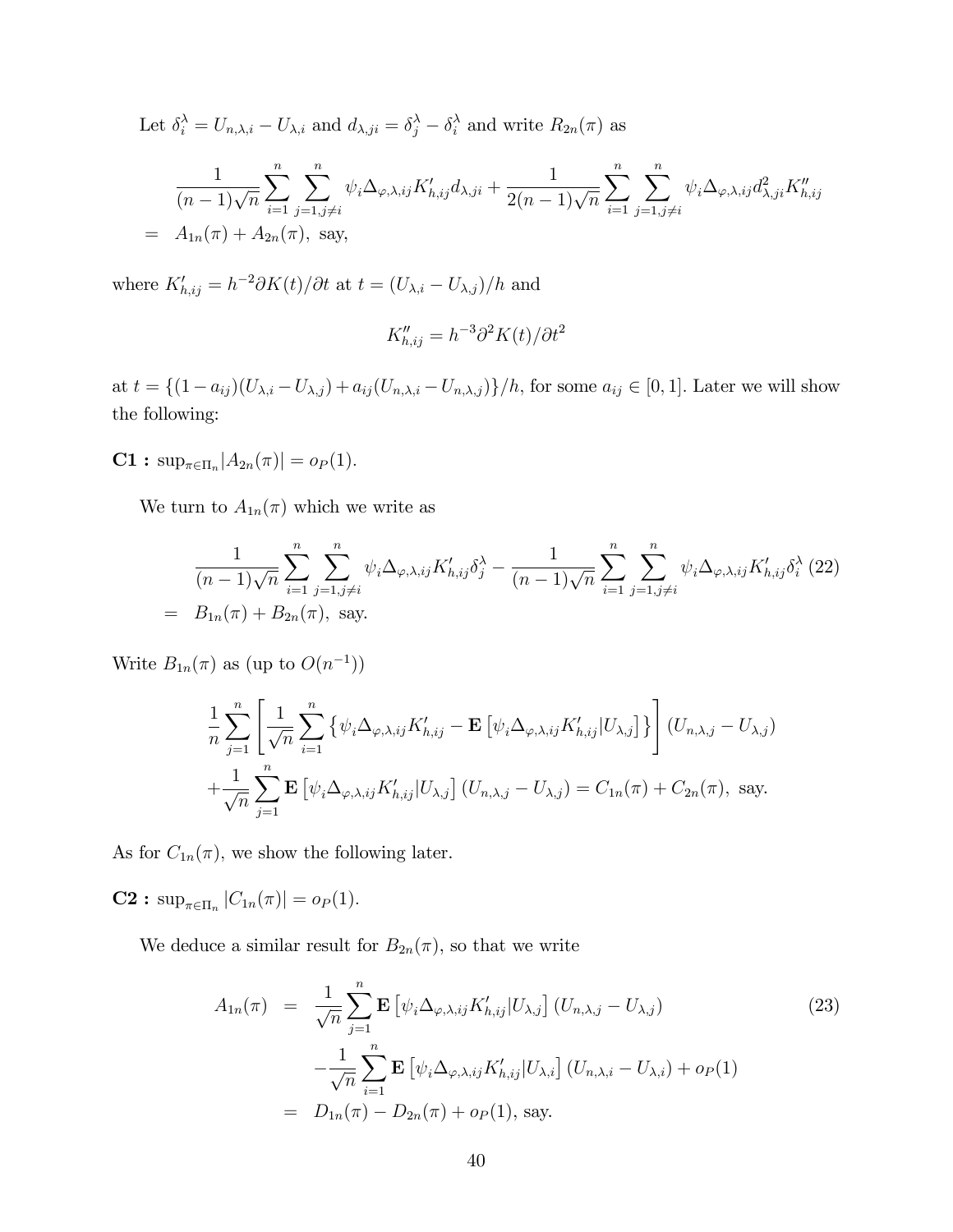Let $\delta_i^\lambda = U_{n,\lambda,i} - U_{\lambda,i}$ and $d_{\lambda,ji} = \delta_j^\lambda - \delta_i^\lambda$ and write $R_{2n}(\pi)$ as

$$
\begin{aligned}
& \frac{1}{(n-1)\sqrt{n}} \sum_{i=1}^{n} \sum_{j=1, j\neq i}^{n} \psi_i \Delta_{\varphi,\lambda,ij} K'_{h,ij} d_{\lambda,ji} + \frac{1}{2(n-1)\sqrt{n}} \sum_{i=1}^{n} \sum_{j=1, j\neq i}^{n} \psi_i \Delta_{\varphi,\lambda,ij} d_{\lambda,ji}^2 K''_{h,ij} \\
= \;& A_{1n}(\pi) + A_{2n}(\pi), \text{ say,}
\end{aligned}
$$

where $K'_{h,ij} = h^{-2} \partial K(t)/\partial t$ at $t = (U_{\lambda,i} - U_{\lambda,j})/h$ and

$$
K''_{h,ij} = h^{-3} \partial^2 K(t)/\partial t^2
$$

at $t = \{(1-a_{ij})(U_{\lambda,i} - U_{\lambda,j}) + a_{ij}(U_{n,\lambda,i} - U_{n,\lambda,j})\}/h$, for some $a_{ij} \in [0,1]$. Later we will show the following:

**C1 :** $\sup_{\pi \in \Pi_n} |A_{2n}(\pi)| = o_P(1)$.

We turn to $A_{1n}(\pi)$ which we write as

$$
\begin{aligned}
& \frac{1}{(n-1)\sqrt{n}} \sum_{i=1}^{n} \sum_{j=1, j\neq i}^{n} \psi_i \Delta_{\varphi,\lambda,ij} K'_{h,ij} \delta_j^\lambda - \frac{1}{(n-1)\sqrt{n}} \sum_{i=1}^{n} \sum_{j=1, j\neq i}^{n} \psi_i \Delta_{\varphi,\lambda,ij} K'_{h,ij} \delta_i^\lambda \quad (22) \\
= \;& B_{1n}(\pi) + B_{2n}(\pi), \text{ say.}
\end{aligned}
$$

Write $B_{1n}(\pi)$ as (up to $O(n^{-1})$)

$$
\begin{aligned}
& \frac{1}{n} \sum_{j=1}^{n} \left[ \frac{1}{\sqrt{n}} \sum_{i=1}^{n} \left\{ \psi_i \Delta_{\varphi,\lambda,ij} K'_{h,ij} - \mathbf{E}\left[ \psi_i \Delta_{\varphi,\lambda,ij} K'_{h,ij} | U_{\lambda,j} \right] \right\} \right] (U_{n,\lambda,j} - U_{\lambda,j}) \\
& + \frac{1}{\sqrt{n}} \sum_{j=1}^{n} \mathbf{E}\left[ \psi_i \Delta_{\varphi,\lambda,ij} K'_{h,ij} | U_{\lambda,j} \right] (U_{n,\lambda,j} - U_{\lambda,j}) = C_{1n}(\pi) + C_{2n}(\pi), \text{ say.}
\end{aligned}
$$

As for $C_{1n}(\pi)$, we show the following later.

**C2 :** $\sup_{\pi \in \Pi_n} |C_{1n}(\pi)| = o_P(1)$.

We deduce a similar result for $B_{2n}(\pi)$, so that we write

$$
\begin{aligned}
A_{1n}(\pi) &= \frac{1}{\sqrt{n}} \sum_{j=1}^{n} \mathbf{E}\left[ \psi_i \Delta_{\varphi,\lambda,ij} K'_{h,ij} | U_{\lambda,j} \right] (U_{n,\lambda,j} - U_{\lambda,j}) \qquad (23) \\
& \quad - \frac{1}{\sqrt{n}} \sum_{i=1}^{n} \mathbf{E}\left[ \psi_i \Delta_{\varphi,\lambda,ij} K'_{h,ij} | U_{\lambda,i} \right] (U_{n,\lambda,i} - U_{\lambda,i}) + o_P(1) \\
&= D_{1n}(\pi) - D_{2n}(\pi) + o_P(1), \text{ say.}
\end{aligned}
$$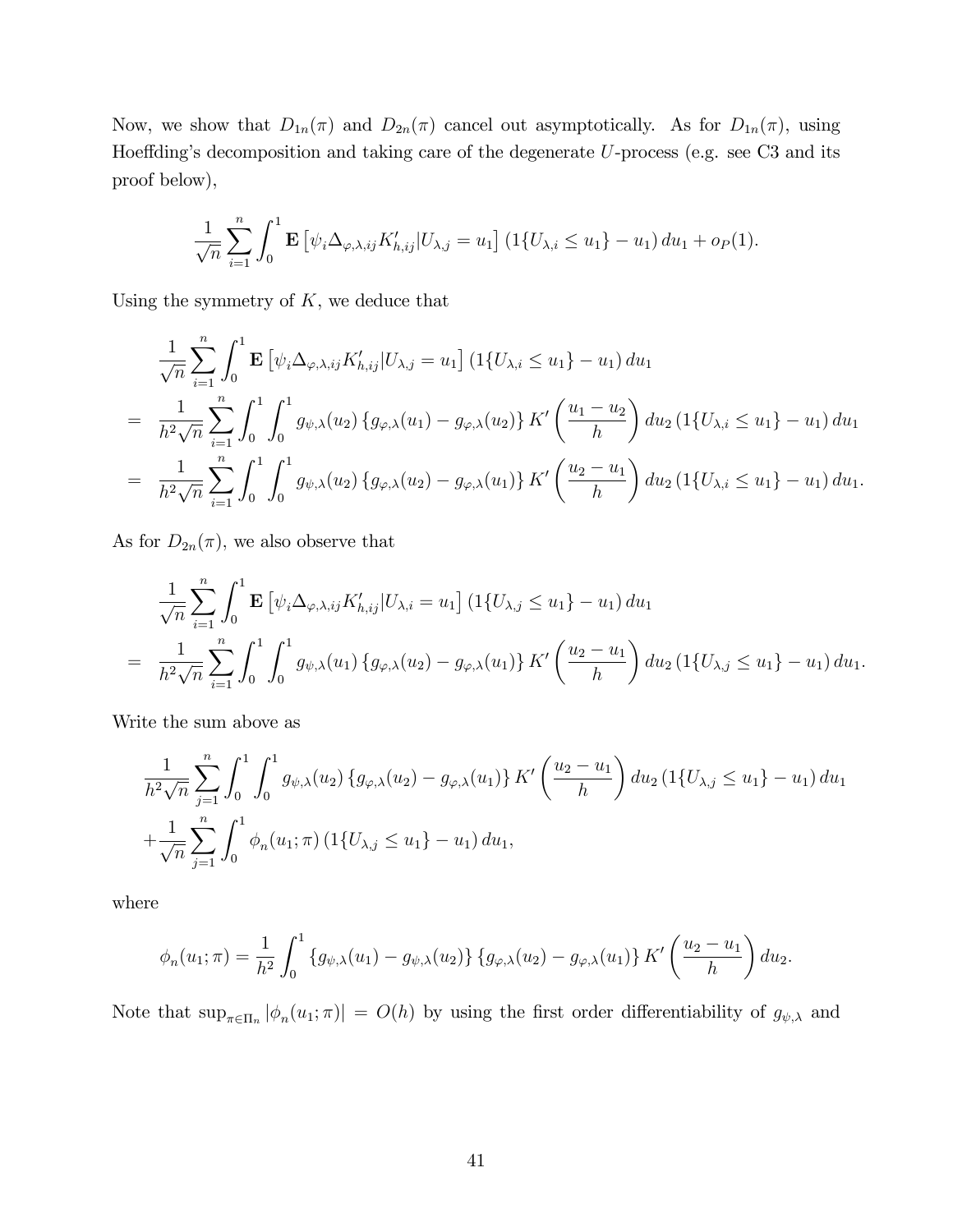Now, we show that $D_{1n}(\pi)$ and $D_{2n}(\pi)$ cancel out asymptotically. As for $D_{1n}(\pi)$, using Hoeffding's decomposition and taking care of the degenerate $U$-process (e.g. see C3 and its proof below),

$$\frac{1}{\sqrt{n}}\sum_{i=1}^{n}\int_0^1 \mathbf{E}\left[\psi_i \Delta_{\varphi,\lambda,ij} K'_{h,ij} | U_{\lambda,j} = u_1\right]\left(1\{U_{\lambda,i} \leq u_1\} - u_1\right) du_1 + o_P(1).$$

Using the symmetry of $K$, we deduce that

$$\begin{aligned}
& \frac{1}{\sqrt{n}}\sum_{i=1}^{n}\int_0^1 \mathbf{E}\left[\psi_i \Delta_{\varphi,\lambda,ij} K'_{h,ij} | U_{\lambda,j} = u_1\right]\left(1\{U_{\lambda,i} \leq u_1\} - u_1\right) du_1 \\
= & \frac{1}{h^2\sqrt{n}}\sum_{i=1}^{n}\int_0^1\int_0^1 g_{\psi,\lambda}(u_2)\left\{g_{\varphi,\lambda}(u_1) - g_{\varphi,\lambda}(u_2)\right\} K'\left(\frac{u_1 - u_2}{h}\right) du_2 \left(1\{U_{\lambda,i} \leq u_1\} - u_1\right) du_1 \\
= & \frac{1}{h^2\sqrt{n}}\sum_{i=1}^{n}\int_0^1\int_0^1 g_{\psi,\lambda}(u_2)\left\{g_{\varphi,\lambda}(u_2) - g_{\varphi,\lambda}(u_1)\right\} K'\left(\frac{u_2 - u_1}{h}\right) du_2 \left(1\{U_{\lambda,i} \leq u_1\} - u_1\right) du_1.
\end{aligned}$$

As for $D_{2n}(\pi)$, we also observe that

$$\begin{aligned}
& \frac{1}{\sqrt{n}}\sum_{i=1}^{n}\int_0^1 \mathbf{E}\left[\psi_i \Delta_{\varphi,\lambda,ij} K'_{h,ij} | U_{\lambda,i} = u_1\right]\left(1\{U_{\lambda,j} \leq u_1\} - u_1\right) du_1 \\
= & \frac{1}{h^2\sqrt{n}}\sum_{i=1}^{n}\int_0^1\int_0^1 g_{\psi,\lambda}(u_1)\left\{g_{\varphi,\lambda}(u_2) - g_{\varphi,\lambda}(u_1)\right\} K'\left(\frac{u_2 - u_1}{h}\right) du_2 \left(1\{U_{\lambda,j} \leq u_1\} - u_1\right) du_1.
\end{aligned}$$

Write the sum above as

$$\begin{aligned}
& \frac{1}{h^2\sqrt{n}}\sum_{j=1}^{n}\int_0^1\int_0^1 g_{\psi,\lambda}(u_2)\left\{g_{\varphi,\lambda}(u_2) - g_{\varphi,\lambda}(u_1)\right\} K'\left(\frac{u_2 - u_1}{h}\right) du_2 \left(1\{U_{\lambda,j} \leq u_1\} - u_1\right) du_1 \\
& + \frac{1}{\sqrt{n}}\sum_{j=1}^{n}\int_0^1 \phi_n(u_1;\pi)\left(1\{U_{\lambda,j} \leq u_1\} - u_1\right) du_1,
\end{aligned}$$

where

$$\phi_n(u_1;\pi) = \frac{1}{h^2}\int_0^1 \left\{g_{\psi,\lambda}(u_1) - g_{\psi,\lambda}(u_2)\right\}\left\{g_{\varphi,\lambda}(u_2) - g_{\varphi,\lambda}(u_1)\right\} K'\left(\frac{u_2 - u_1}{h}\right) du_2.$$

Note that $\sup_{\pi\in\Pi_n}|\phi_n(u_1;\pi)| = O(h)$ by using the first order differentiability of $g_{\psi,\lambda}$ and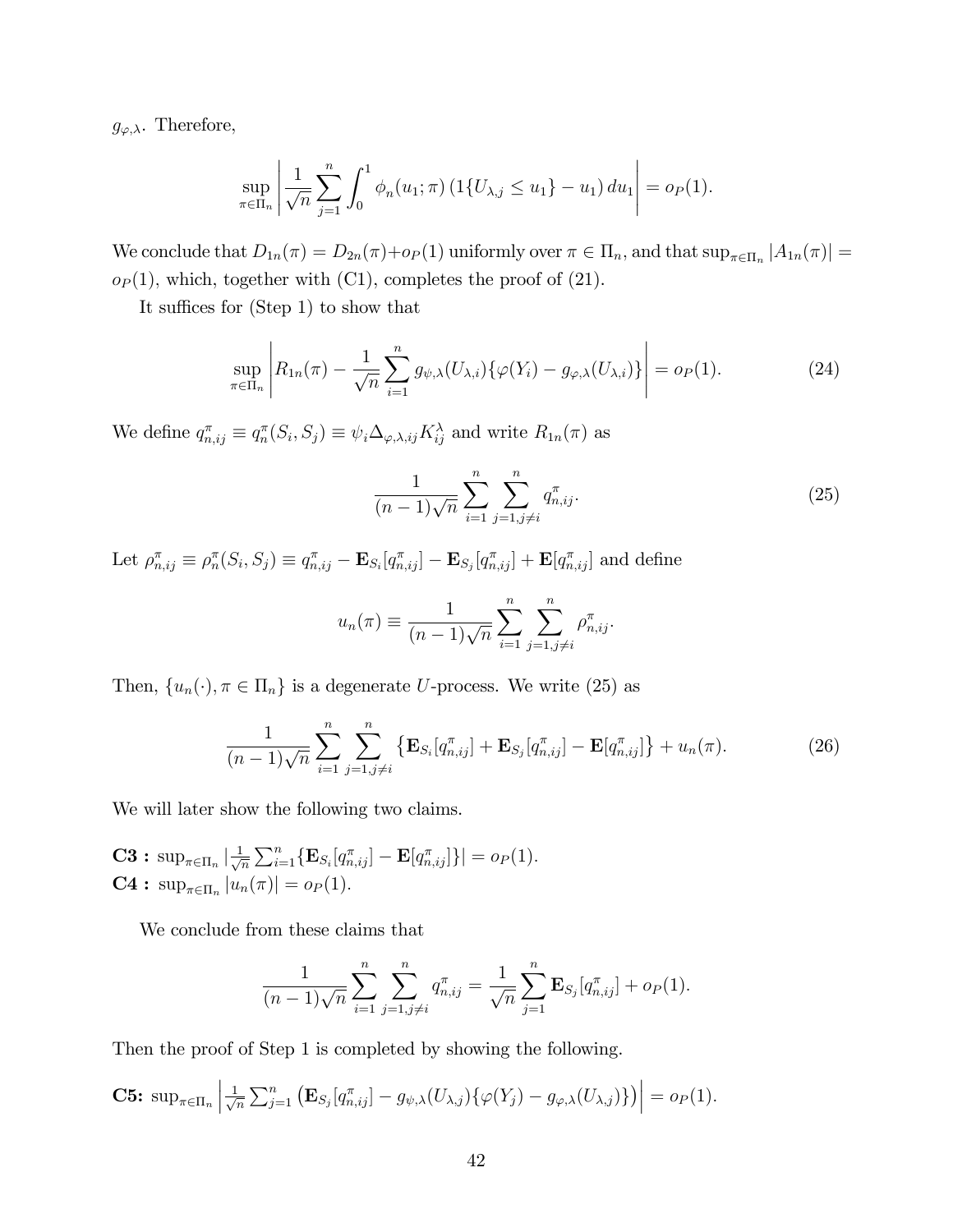$g_{\varphi,\lambda}$. Therefore,

$$\sup_{\pi \in \Pi_n} \left| \frac{1}{\sqrt{n}} \sum_{j=1}^{n} \int_0^1 \phi_n(u_1;\pi) \left(1\{U_{\lambda,j} \leq u_1\} - u_1\right) du_1 \right| = o_P(1).$$

We conclude that $D_{1n}(\pi) = D_{2n}(\pi) + o_P(1)$ uniformly over $\pi \in \Pi_n$, and that $\sup_{\pi \in \Pi_n} |A_{1n}(\pi)| = o_P(1)$, which, together with (C1), completes the proof of (21).

It suffices for (Step 1) to show that

$$\sup_{\pi \in \Pi_n} \left| R_{1n}(\pi) - \frac{1}{\sqrt{n}} \sum_{i=1}^{n} g_{\psi,\lambda}(U_{\lambda,i}) \{\varphi(Y_i) - g_{\varphi,\lambda}(U_{\lambda,i})\} \right| = o_P(1). \tag{24}$$

We define $q_{n,ij}^{\pi} \equiv q_n^{\pi}(S_i, S_j) \equiv \psi_i \Delta_{\varphi,\lambda,ij} K_{ij}^{\lambda}$ and write $R_{1n}(\pi)$ as

$$\frac{1}{(n-1)\sqrt{n}} \sum_{i=1}^{n} \sum_{j=1, j \neq i}^{n} q_{n,ij}^{\pi}. \tag{25}$$

Let $\rho_{n,ij}^{\pi} \equiv \rho_n^{\pi}(S_i, S_j) \equiv q_{n,ij}^{\pi} - \mathbf{E}_{S_i}[q_{n,ij}^{\pi}] - \mathbf{E}_{S_j}[q_{n,ij}^{\pi}] + \mathbf{E}[q_{n,ij}^{\pi}]$ and define

$$u_n(\pi) \equiv \frac{1}{(n-1)\sqrt{n}} \sum_{i=1}^{n} \sum_{j=1, j \neq i}^{n} \rho_{n,ij}^{\pi}.$$

Then, $\{u_n(\cdot), \pi \in \Pi_n\}$ is a degenerate $U$-process. We write (25) as

$$\frac{1}{(n-1)\sqrt{n}} \sum_{i=1}^{n} \sum_{j=1, j \neq i}^{n} \left\{ \mathbf{E}_{S_i}[q_{n,ij}^{\pi}] + \mathbf{E}_{S_j}[q_{n,ij}^{\pi}] - \mathbf{E}[q_{n,ij}^{\pi}] \right\} + u_n(\pi). \tag{26}$$

We will later show the following two claims.

**C3 :** $\sup_{\pi \in \Pi_n} |\frac{1}{\sqrt{n}} \sum_{i=1}^{n} \{\mathbf{E}_{S_i}[q_{n,ij}^{\pi}] - \mathbf{E}[q_{n,ij}^{\pi}]\}| = o_P(1)$.
**C4 :** $\sup_{\pi \in \Pi_n} |u_n(\pi)| = o_P(1)$.

We conclude from these claims that

$$\frac{1}{(n-1)\sqrt{n}} \sum_{i=1}^{n} \sum_{j=1, j \neq i}^{n} q_{n,ij}^{\pi} = \frac{1}{\sqrt{n}} \sum_{j=1}^{n} \mathbf{E}_{S_j}[q_{n,ij}^{\pi}] + o_P(1).$$

Then the proof of Step 1 is completed by showing the following.

**C5:** $\sup_{\pi \in \Pi_n} \left| \frac{1}{\sqrt{n}} \sum_{j=1}^{n} \left( \mathbf{E}_{S_j}[q_{n,ij}^{\pi}] - g_{\psi,\lambda}(U_{\lambda,j}) \{\varphi(Y_j) - g_{\varphi,\lambda}(U_{\lambda,j})\} \right) \right| = o_P(1)$.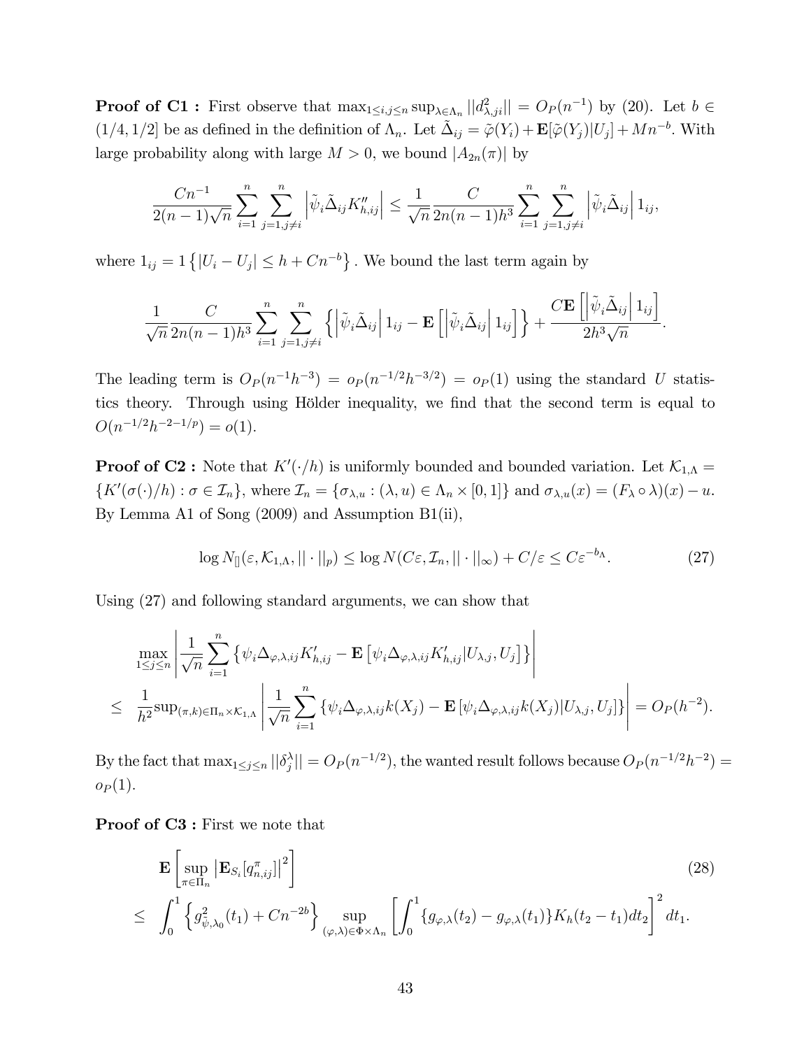**Proof of C1 :** First observe that $\max_{1\leq i,j\leq n}\sup_{\lambda\in\Lambda_n}||d^2_{\lambda,ji}|| = O_P(n^{-1})$ by (20). Let $b \in (1/4, 1/2]$ be as defined in the definition of $\Lambda_n$. Let $\tilde{\Delta}_{ij} = \tilde{\varphi}(Y_i) + \mathbf{E}[\tilde{\varphi}(Y_j)|U_j] + Mn^{-b}$. With large probability along with large $M > 0$, we bound $|A_{2n}(\pi)|$ by

$$\frac{Cn^{-1}}{2(n-1)\sqrt{n}}\sum_{i=1}^n\sum_{j=1,j\neq i}^n\left|\tilde{\psi}_i\tilde{\Delta}_{ij}K''_{h,ij}\right| \leq \frac{1}{\sqrt{n}}\frac{C}{2n(n-1)h^3}\sum_{i=1}^n\sum_{j=1,j\neq i}^n\left|\tilde{\psi}_i\tilde{\Delta}_{ij}\right|1_{ij},$$

where $1_{ij} = 1\left\{|U_i - U_j| \leq h + Cn^{-b}\right\}$. We bound the last term again by

$$\frac{1}{\sqrt{n}}\frac{C}{2n(n-1)h^3}\sum_{i=1}^n\sum_{j=1,j\neq i}^n\left\{\left|\tilde{\psi}_i\tilde{\Delta}_{ij}\right|1_{ij} - \mathbf{E}\left[\left|\tilde{\psi}_i\tilde{\Delta}_{ij}\right|1_{ij}\right]\right\} + \frac{C\mathbf{E}\left[\left|\tilde{\psi}_i\tilde{\Delta}_{ij}\right|1_{ij}\right]}{2h^3\sqrt{n}}.$$

The leading term is $O_P(n^{-1}h^{-3}) = o_P(n^{-1/2}h^{-3/2}) = o_P(1)$ using the standard $U$ statistics theory. Through using Hölder inequality, we find that the second term is equal to $O(n^{-1/2}h^{-2-1/p}) = o(1)$.

**Proof of C2 :** Note that $K'(\cdot/h)$ is uniformly bounded and bounded variation. Let $\mathcal{K}_{1,\Lambda} = \{K'(\sigma(\cdot)/h) : \sigma \in \mathcal{I}_n\}$, where $\mathcal{I}_n = \{\sigma_{\lambda,u} : (\lambda, u) \in \Lambda_n \times [0,1]\}$ and $\sigma_{\lambda,u}(x) = (F_\lambda \circ \lambda)(x) - u$. By Lemma A1 of Song (2009) and Assumption B1(ii),

$$\log N_{[]}(\varepsilon, \mathcal{K}_{1,\Lambda}, ||\cdot||_p) \leq \log N(C\varepsilon, \mathcal{I}_n, ||\cdot||_\infty) + C/\varepsilon \leq C\varepsilon^{-b_\Lambda}. \tag{27}$$

Using (27) and following standard arguments, we can show that

$$\begin{aligned}
&\max_{1\leq j\leq n}\left|\frac{1}{\sqrt{n}}\sum_{i=1}^n\left\{\psi_i\Delta_{\varphi,\lambda,ij}K'_{h,ij} - \mathbf{E}\left[\psi_i\Delta_{\varphi,\lambda,ij}K'_{h,ij}|U_{\lambda,j},U_j\right]\right\}\right| \\
\leq\ & \frac{1}{h^2}\sup_{(\pi,k)\in\Pi_n\times\mathcal{K}_{1,\Lambda}}\left|\frac{1}{\sqrt{n}}\sum_{i=1}^n\left\{\psi_i\Delta_{\varphi,\lambda,ij}k(X_j) - \mathbf{E}\left[\psi_i\Delta_{\varphi,\lambda,ij}k(X_j)|U_{\lambda,j},U_j\right]\right\}\right| = O_P(h^{-2}).
\end{aligned}$$

By the fact that $\max_{1\leq j\leq n}||\delta_j^\lambda|| = O_P(n^{-1/2})$, the wanted result follows because $O_P(n^{-1/2}h^{-2}) = o_P(1)$.

**Proof of C3 :** First we note that

$$\begin{aligned}
&\mathbf{E}\left[\sup_{\pi\in\Pi_n}\left|\mathbf{E}_{S_i}[q^\pi_{n,ij}]\right|^2\right] \\
\leq\ & \int_0^1\left\{g^2_{\tilde{\psi},\lambda_0}(t_1) + Cn^{-2b}\right\}\sup_{(\varphi,\lambda)\in\Phi\times\Lambda_n}\left[\int_0^1\{g_{\varphi,\lambda}(t_2) - g_{\varphi,\lambda}(t_1)\}K_h(t_2 - t_1)dt_2\right]^2 dt_1.
\end{aligned} \tag{28}$$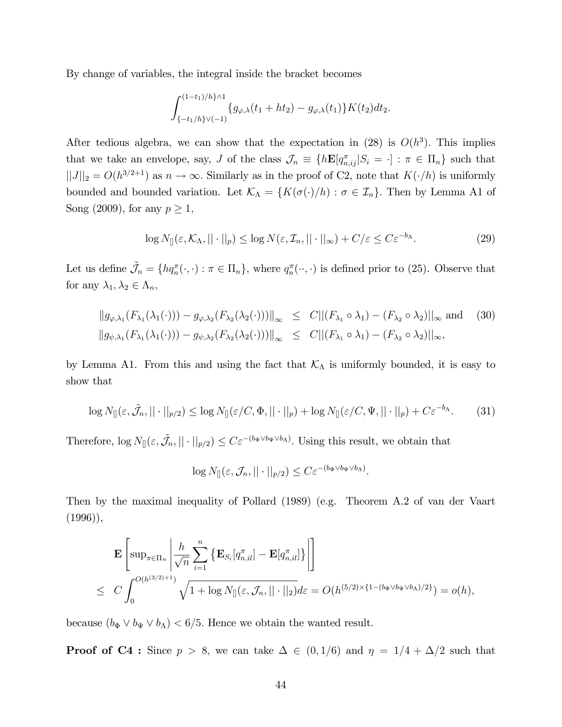By change of variables, the integral inside the bracket becomes

$$\int_{\{-t_1/h\}\vee(-1)}^{(1-t_1)/h\}\wedge 1} \{g_{\varphi,\lambda}(t_1+ht_2)-g_{\varphi,\lambda}(t_1)\}K(t_2)dt_2.$$

After tedious algebra, we can show that the expectation in (28) is $O(h^3)$. This implies that we take an envelope, say, $J$ of the class $\mathcal{J}_n \equiv \{h\mathbf{E}[q^{\pi}_{n,ij}|S_i=\cdot]:\pi\in\Pi_n\}$ such that $||J||_2 = O(h^{3/2+1})$ as $n\to\infty$. Similarly as in the proof of C2, note that $K(\cdot/h)$ is uniformly bounded and bounded variation. Let $\mathcal{K}_\Lambda = \{K(\sigma(\cdot)/h):\sigma\in\mathcal{I}_n\}$. Then by Lemma A1 of Song (2009), for any $p\geq 1$,

$$\log N_{[]}(\varepsilon,\mathcal{K}_\Lambda,||\cdot||_p)\leq \log N(\varepsilon,\mathcal{I}_n,||\cdot||_\infty)+C/\varepsilon\leq C\varepsilon^{-b_\Lambda}. \tag{29}$$

Let us define $\tilde{\mathcal{J}}_n=\{hq^{\pi}_n(\cdot,\cdot):\pi\in\Pi_n\}$, where $q^{\pi}_n(\cdot\cdot,\cdot)$ is defined prior to (25). Observe that for any $\lambda_1,\lambda_2\in\Lambda_n$,

$$\begin{aligned}
\|g_{\varphi,\lambda_1}(F_{\lambda_1}(\lambda_1(\cdot)))-g_{\varphi,\lambda_2}(F_{\lambda_2}(\lambda_2(\cdot)))\|_\infty &\leq C||(F_{\lambda_1}\circ\lambda_1)-(F_{\lambda_2}\circ\lambda_2)||_\infty \text{ and} \\
\|g_{\psi,\lambda_1}(F_{\lambda_1}(\lambda_1(\cdot)))-g_{\psi,\lambda_2}(F_{\lambda_2}(\lambda_2(\cdot)))\|_\infty &\leq C||(F_{\lambda_1}\circ\lambda_1)-(F_{\lambda_2}\circ\lambda_2)||_\infty,
\end{aligned} \tag{30}$$

by Lemma A1. From this and using the fact that $\mathcal{K}_\Lambda$ is uniformly bounded, it is easy to show that

$$\log N_{[]}(\varepsilon,\tilde{\mathcal{J}}_n,||\cdot||_{p/2})\leq \log N_{[]}(\varepsilon/C,\Phi,||\cdot||_p)+\log N_{[]}(\varepsilon/C,\Psi,||\cdot||_p)+C\varepsilon^{-b_\Lambda}. \tag{31}$$

Therefore, $\log N_{[]}(\varepsilon,\tilde{\mathcal{J}}_n,||\cdot||_{p/2})\leq C\varepsilon^{-(b_\Phi\vee b_\Psi\vee b_\Lambda)}$. Using this result, we obtain that

$$\log N_{[]}(\varepsilon,\mathcal{J}_n,||\cdot||_{p/2})\leq C\varepsilon^{-(b_\Phi\vee b_\Psi\vee b_\Lambda)}.$$

Then by the maximal inequality of Pollard (1989) (e.g. Theorem A.2 of van der Vaart (1996)),

$$\begin{aligned}
&\mathbf{E}\left[\sup_{\pi\in\Pi_n}\left|\frac{h}{\sqrt{n}}\sum_{i=1}^n\left\{\mathbf{E}_{S_i}[q^{\pi}_{n,il}]-\mathbf{E}[q^{\pi}_{n,il}]\right\}\right|\right] \\
&\leq C\int_0^{O(h^{(3/2)+1})}\sqrt{1+\log N_{[]}(\varepsilon,\mathcal{J}_n,||\cdot||_2)}d\varepsilon = O(h^{(5/2)\times\{1-(b_\Phi\vee b_\Psi\vee b_\Lambda)/2\}})=o(h),
\end{aligned}$$

because $(b_\Phi\vee b_\Psi\vee b_\Lambda)<6/5$. Hence we obtain the wanted result.

**Proof of C4 :** Since $p>8$, we can take $\Delta\in(0,1/6)$ and $\eta=1/4+\Delta/2$ such that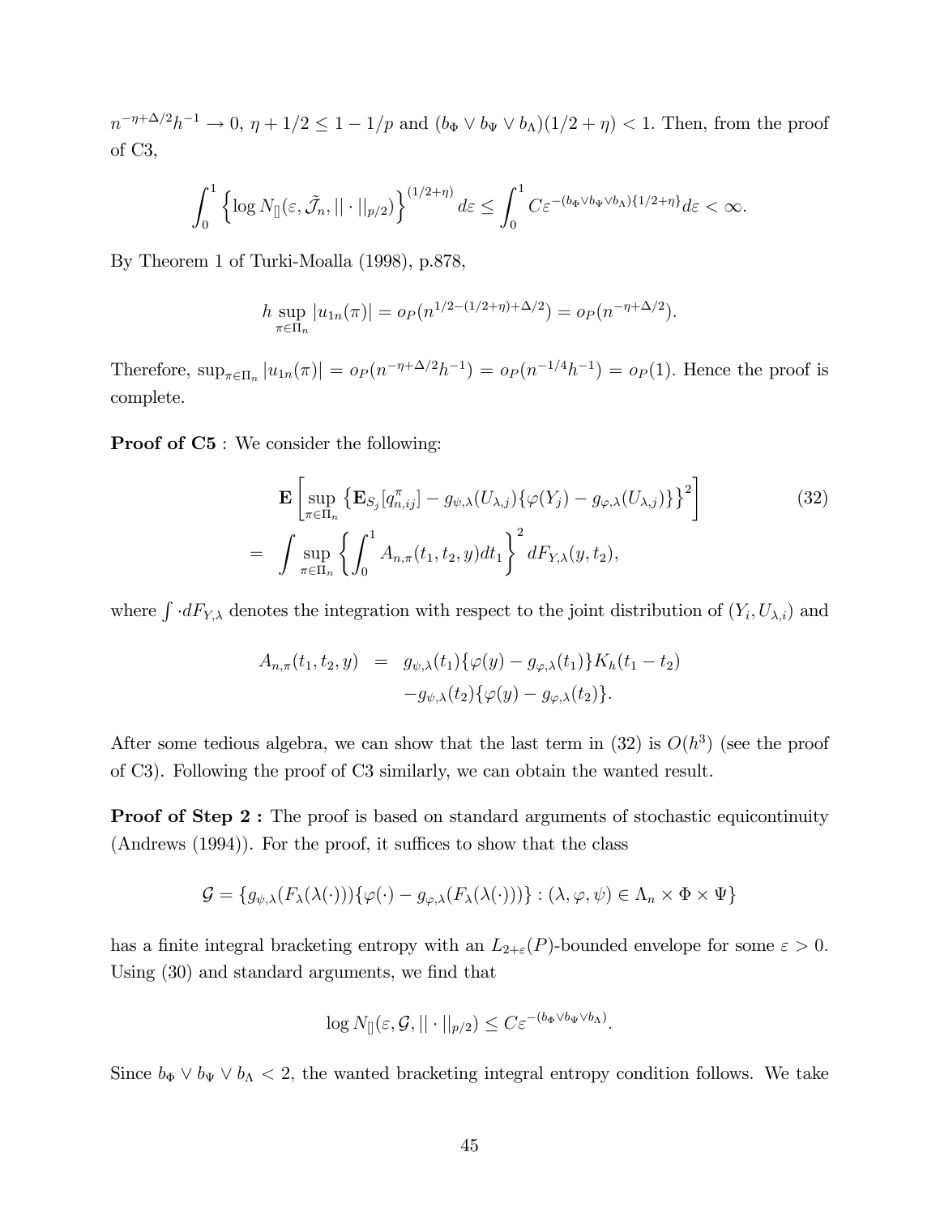$n^{-\eta+\Delta/2}h^{-1} \to 0$, $\eta + 1/2 \leq 1 - 1/p$ and $(b_\Phi \vee b_\Psi \vee b_\Lambda)(1/2+\eta) < 1$. Then, from the proof of C3,

$$\int_0^1 \left\{ \log N_{[]}(\varepsilon, \tilde{\mathcal{J}}_n, ||\cdot||_{p/2}) \right\}^{(1/2+\eta)} d\varepsilon \leq \int_0^1 C\varepsilon^{-(b_\Phi \vee b_\Psi \vee b_\Lambda)\{1/2+\eta\}} d\varepsilon < \infty.$$

By Theorem 1 of Turki-Moalla (1998), p.878,

$$h \sup_{\pi \in \Pi_n} |u_{1n}(\pi)| = o_P(n^{1/2-(1/2+\eta)+\Delta/2}) = o_P(n^{-\eta+\Delta/2}).$$

Therefore, $\sup_{\pi \in \Pi_n} |u_{1n}(\pi)| = o_P(n^{-\eta+\Delta/2}h^{-1}) = o_P(n^{-1/4}h^{-1}) = o_P(1)$. Hence the proof is complete.

**Proof of C5 :** We consider the following:

$$\begin{aligned} &\mathbf{E}\left[ \sup_{\pi \in \Pi_n} \left\{ \mathbf{E}_{S_j}[q_{n,ij}^\pi] - g_{\psi,\lambda}(U_{\lambda,j})\{\varphi(Y_j) - g_{\varphi,\lambda}(U_{\lambda,j})\} \right\}^2 \right] \qquad (32) \\ = &\int \sup_{\pi \in \Pi_n} \left\{ \int_0^1 A_{n,\pi}(t_1, t_2, y) dt_1 \right\}^2 dF_{Y,\lambda}(y, t_2), \end{aligned}$$

where $\int \cdot dF_{Y,\lambda}$ denotes the integration with respect to the joint distribution of $(Y_i, U_{\lambda,i})$ and

$$\begin{aligned} A_{n,\pi}(t_1, t_2, y) &= g_{\psi,\lambda}(t_1)\{\varphi(y) - g_{\varphi,\lambda}(t_1)\}K_h(t_1 - t_2) \\ &\quad - g_{\psi,\lambda}(t_2)\{\varphi(y) - g_{\varphi,\lambda}(t_2)\}. \end{aligned}$$

After some tedious algebra, we can show that the last term in (32) is $O(h^3)$ (see the proof of C3). Following the proof of C3 similarly, we can obtain the wanted result.

**Proof of Step 2 :** The proof is based on standard arguments of stochastic equicontinuity (Andrews (1994)). For the proof, it suffices to show that the class

$$\mathcal{G} = \{g_{\psi,\lambda}(F_\lambda(\lambda(\cdot)))\{\varphi(\cdot) - g_{\varphi,\lambda}(F_\lambda(\lambda(\cdot)))\} : (\lambda, \varphi, \psi) \in \Lambda_n \times \Phi \times \Psi\}$$

has a finite integral bracketing entropy with an $L_{2+\varepsilon}(P)$-bounded envelope for some $\varepsilon > 0$. Using (30) and standard arguments, we find that

$$\log N_{[]}(\varepsilon, \mathcal{G}, ||\cdot||_{p/2}) \leq C\varepsilon^{-(b_\Phi \vee b_\Psi \vee b_\Lambda)}.$$

Since $b_\Phi \vee b_\Psi \vee b_\Lambda < 2$, the wanted bracketing integral entropy condition follows. We take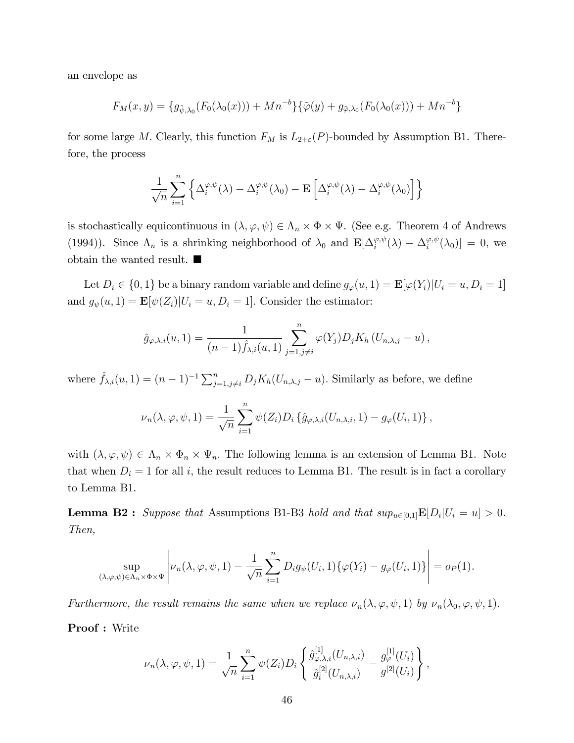an envelope as

$$F_M(x,y) = \{g_{\tilde{\psi},\lambda_0}(F_0(\lambda_0(x))) + Mn^{-b}\}\{\tilde{\varphi}(y) + g_{\tilde{\varphi},\lambda_0}(F_0(\lambda_0(x))) + Mn^{-b}\}$$

for some large $M$. Clearly, this function $F_M$ is $L_{2+\varepsilon}(P)$-bounded by Assumption B1. Therefore, the process

$$\frac{1}{\sqrt{n}}\sum_{i=1}^{n}\left\{\Delta_i^{\varphi,\psi}(\lambda) - \Delta_i^{\varphi,\psi}(\lambda_0) - \mathbf{E}\left[\Delta_i^{\varphi,\psi}(\lambda) - \Delta_i^{\varphi,\psi}(\lambda_0)\right]\right\}$$

is stochastically equicontinuous in $(\lambda,\varphi,\psi) \in \Lambda_n \times \Phi \times \Psi$. (See e.g. Theorem 4 of Andrews (1994)). Since $\Lambda_n$ is a shrinking neighborhood of $\lambda_0$ and $\mathbf{E}[\Delta_i^{\varphi,\psi}(\lambda) - \Delta_i^{\varphi,\psi}(\lambda_0)] = 0$, we obtain the wanted result. ■

Let $D_i \in \{0,1\}$ be a binary random variable and define $g_\varphi(u,1) = \mathbf{E}[\varphi(Y_i)|U_i = u, D_i = 1]$ and $g_\psi(u,1) = \mathbf{E}[\psi(Z_i)|U_i = u, D_i = 1]$. Consider the estimator:

$$\hat{g}_{\varphi,\lambda,i}(u,1) = \frac{1}{(n-1)\hat{f}_{\lambda,i}(u,1)}\sum_{j=1,j\neq i}^{n}\varphi(Y_j)D_jK_h\left(U_{n,\lambda,j} - u\right),$$

where $\hat{f}_{\lambda,i}(u,1) = (n-1)^{-1}\sum_{j=1,j\neq i}^{n} D_jK_h(U_{n,\lambda,j} - u)$. Similarly as before, we define

$$\nu_n(\lambda,\varphi,\psi,1) = \frac{1}{\sqrt{n}}\sum_{i=1}^{n}\psi(Z_i)D_i\left\{\hat{g}_{\varphi,\lambda,i}(U_{n,\lambda,i},1) - g_\varphi(U_i,1)\right\},$$

with $(\lambda,\varphi,\psi) \in \Lambda_n \times \Phi_n \times \Psi_n$. The following lemma is an extension of Lemma B1. Note that when $D_i = 1$ for all $i$, the result reduces to Lemma B1. The result is in fact a corollary to Lemma B1.

**Lemma B2 :** *Suppose that* Assumptions B1-B3 *hold and that* $sup_{u\in[0,1]}\mathbf{E}[D_i|U_i = u] > 0$. *Then,*

$$\sup_{(\lambda,\varphi,\psi)\in\Lambda_n\times\Phi\times\Psi}\left|\nu_n(\lambda,\varphi,\psi,1) - \frac{1}{\sqrt{n}}\sum_{i=1}^{n}D_ig_\psi(U_i,1)\{\varphi(Y_i) - g_\varphi(U_i,1)\}\right| = o_P(1).$$

*Furthermore, the result remains the same when we replace* $\nu_n(\lambda,\varphi,\psi,1)$ *by* $\nu_n(\lambda_0,\varphi,\psi,1)$.

**Proof :** Write

$$\nu_n(\lambda,\varphi,\psi,1) = \frac{1}{\sqrt{n}}\sum_{i=1}^{n}\psi(Z_i)D_i\left\{\frac{\hat{g}_{\varphi,\lambda,i}^{[1]}(U_{n,\lambda,i})}{\hat{g}_i^{[2]}(U_{n,\lambda,i})} - \frac{g_\varphi^{[1]}(U_i)}{g^{[2]}(U_i)}\right\},$$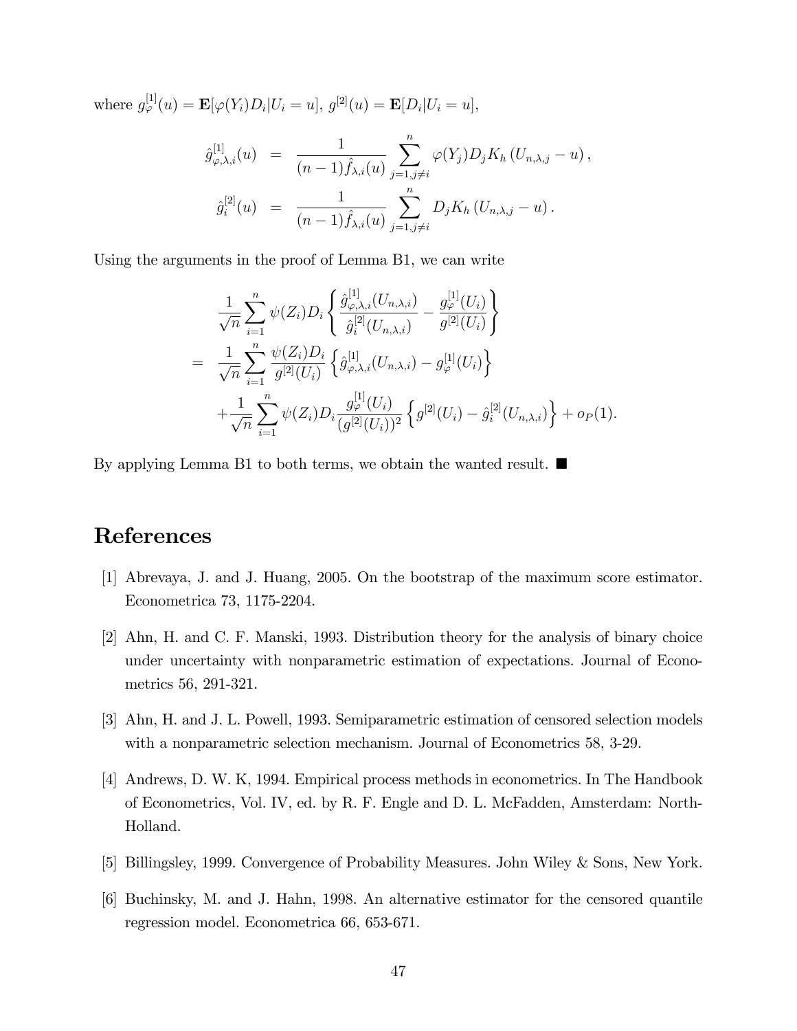where $g_\varphi^{[1]}(u) = \mathbf{E}[\varphi(Y_i)D_i|U_i = u]$, $g^{[2]}(u) = \mathbf{E}[D_i|U_i = u]$,

$$
\begin{aligned}
\hat{g}_{\varphi,\lambda,i}^{[1]}(u) &= \frac{1}{(n-1)\hat{f}_{\lambda,i}(u)} \sum_{j=1,j\neq i}^{n} \varphi(Y_j) D_j K_h\left(U_{n,\lambda,j} - u\right), \\
\hat{g}_i^{[2]}(u) &= \frac{1}{(n-1)\hat{f}_{\lambda,i}(u)} \sum_{j=1,j\neq i}^{n} D_j K_h\left(U_{n,\lambda,j} - u\right).
\end{aligned}
$$

Using the arguments in the proof of Lemma B1, we can write

$$
\begin{aligned}
& \frac{1}{\sqrt{n}} \sum_{i=1}^{n} \psi(Z_i) D_i \left\{ \frac{\hat{g}_{\varphi,\lambda,i}^{[1]}(U_{n,\lambda,i})}{\hat{g}_i^{[2]}(U_{n,\lambda,i})} - \frac{g_\varphi^{[1]}(U_i)}{g^{[2]}(U_i)} \right\} \\
= \ & \frac{1}{\sqrt{n}} \sum_{i=1}^{n} \frac{\psi(Z_i) D_i}{g^{[2]}(U_i)} \left\{ \hat{g}_{\varphi,\lambda,i}^{[1]}(U_{n,\lambda,i}) - g_\varphi^{[1]}(U_i) \right\} \\
& + \frac{1}{\sqrt{n}} \sum_{i=1}^{n} \psi(Z_i) D_i \frac{g_\varphi^{[1]}(U_i)}{(g^{[2]}(U_i))^2} \left\{ g^{[2]}(U_i) - \hat{g}_i^{[2]}(U_{n,\lambda,i}) \right\} + o_P(1).
\end{aligned}
$$

By applying Lemma B1 to both terms, we obtain the wanted result. ■

# References

[1] Abrevaya, J. and J. Huang, 2005. On the bootstrap of the maximum score estimator. Econometrica 73, 1175-2204.

[2] Ahn, H. and C. F. Manski, 1993. Distribution theory for the analysis of binary choice under uncertainty with nonparametric estimation of expectations. Journal of Econometrics 56, 291-321.

[3] Ahn, H. and J. L. Powell, 1993. Semiparametric estimation of censored selection models with a nonparametric selection mechanism. Journal of Econometrics 58, 3-29.

[4] Andrews, D. W. K, 1994. Empirical process methods in econometrics. In The Handbook of Econometrics, Vol. IV, ed. by R. F. Engle and D. L. McFadden, Amsterdam: North-Holland.

[5] Billingsley, 1999. Convergence of Probability Measures. John Wiley & Sons, New York.

[6] Buchinsky, M. and J. Hahn, 1998. An alternative estimator for the censored quantile regression model. Econometrica 66, 653-671.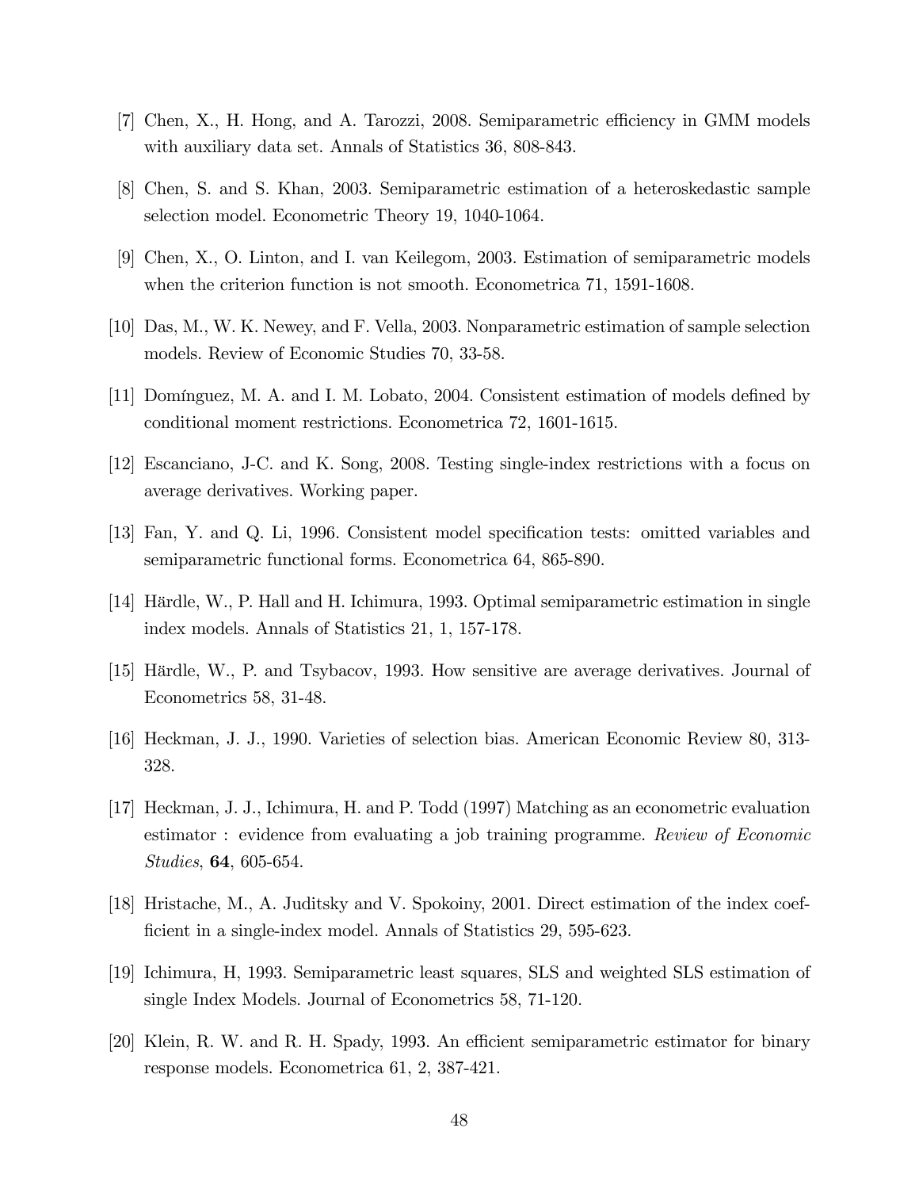[7] Chen, X., H. Hong, and A. Tarozzi, 2008. Semiparametric efficiency in GMM models with auxiliary data set. Annals of Statistics 36, 808-843.

[8] Chen, S. and S. Khan, 2003. Semiparametric estimation of a heteroskedastic sample selection model. Econometric Theory 19, 1040-1064.

[9] Chen, X., O. Linton, and I. van Keilegom, 2003. Estimation of semiparametric models when the criterion function is not smooth. Econometrica 71, 1591-1608.

[10] Das, M., W. K. Newey, and F. Vella, 2003. Nonparametric estimation of sample selection models. Review of Economic Studies 70, 33-58.

[11] Domínguez, M. A. and I. M. Lobato, 2004. Consistent estimation of models defined by conditional moment restrictions. Econometrica 72, 1601-1615.

[12] Escanciano, J-C. and K. Song, 2008. Testing single-index restrictions with a focus on average derivatives. Working paper.

[13] Fan, Y. and Q. Li, 1996. Consistent model specification tests: omitted variables and semiparametric functional forms. Econometrica 64, 865-890.

[14] Härdle, W., P. Hall and H. Ichimura, 1993. Optimal semiparametric estimation in single index models. Annals of Statistics 21, 1, 157-178.

[15] Härdle, W., P. and Tsybacov, 1993. How sensitive are average derivatives. Journal of Econometrics 58, 31-48.

[16] Heckman, J. J., 1990. Varieties of selection bias. American Economic Review 80, 313-328.

[17] Heckman, J. J., Ichimura, H. and P. Todd (1997) Matching as an econometric evaluation estimator : evidence from evaluating a job training programme. *Review of Economic Studies*, **64**, 605-654.

[18] Hristache, M., A. Juditsky and V. Spokoiny, 2001. Direct estimation of the index coefficient in a single-index model. Annals of Statistics 29, 595-623.

[19] Ichimura, H, 1993. Semiparametric least squares, SLS and weighted SLS estimation of single Index Models. Journal of Econometrics 58, 71-120.

[20] Klein, R. W. and R. H. Spady, 1993. An efficient semiparametric estimator for binary response models. Econometrica 61, 2, 387-421.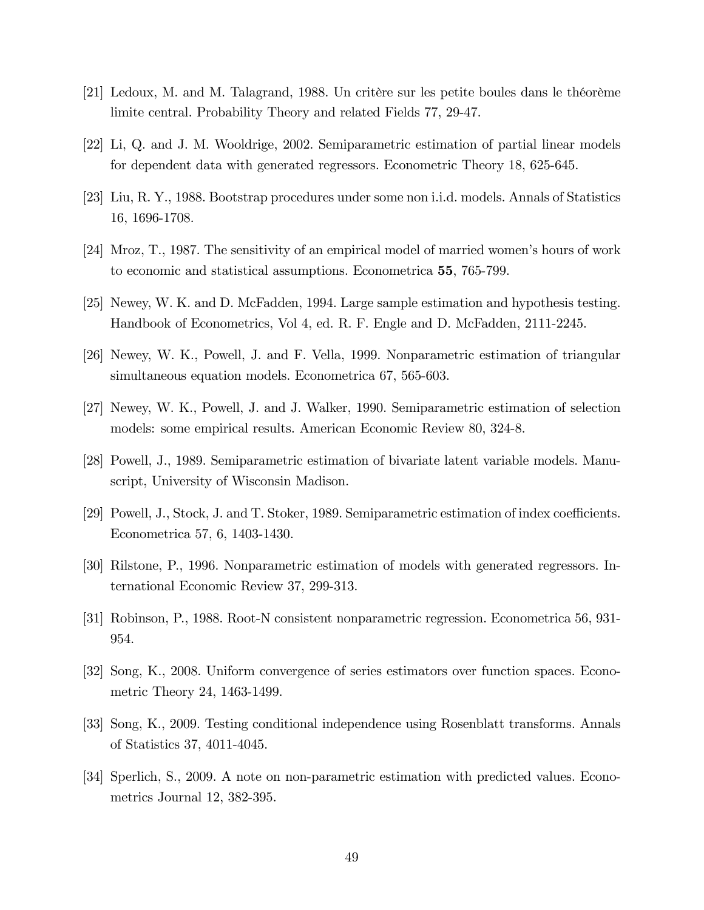[21] Ledoux, M. and M. Talagrand, 1988. Un critère sur les petite boules dans le théorème limite central. Probability Theory and related Fields 77, 29-47.

[22] Li, Q. and J. M. Wooldrige, 2002. Semiparametric estimation of partial linear models for dependent data with generated regressors. Econometric Theory 18, 625-645.

[23] Liu, R. Y., 1988. Bootstrap procedures under some non i.i.d. models. Annals of Statistics 16, 1696-1708.

[24] Mroz, T., 1987. The sensitivity of an empirical model of married women's hours of work to economic and statistical assumptions. Econometrica **55**, 765-799.

[25] Newey, W. K. and D. McFadden, 1994. Large sample estimation and hypothesis testing. Handbook of Econometrics, Vol 4, ed. R. F. Engle and D. McFadden, 2111-2245.

[26] Newey, W. K., Powell, J. and F. Vella, 1999. Nonparametric estimation of triangular simultaneous equation models. Econometrica 67, 565-603.

[27] Newey, W. K., Powell, J. and J. Walker, 1990. Semiparametric estimation of selection models: some empirical results. American Economic Review 80, 324-8.

[28] Powell, J., 1989. Semiparametric estimation of bivariate latent variable models. Manuscript, University of Wisconsin Madison.

[29] Powell, J., Stock, J. and T. Stoker, 1989. Semiparametric estimation of index coefficients. Econometrica 57, 6, 1403-1430.

[30] Rilstone, P., 1996. Nonparametric estimation of models with generated regressors. International Economic Review 37, 299-313.

[31] Robinson, P., 1988. Root-N consistent nonparametric regression. Econometrica 56, 931-954.

[32] Song, K., 2008. Uniform convergence of series estimators over function spaces. Econometric Theory 24, 1463-1499.

[33] Song, K., 2009. Testing conditional independence using Rosenblatt transforms. Annals of Statistics 37, 4011-4045.

[34] Sperlich, S., 2009. A note on non-parametric estimation with predicted values. Econometrics Journal 12, 382-395.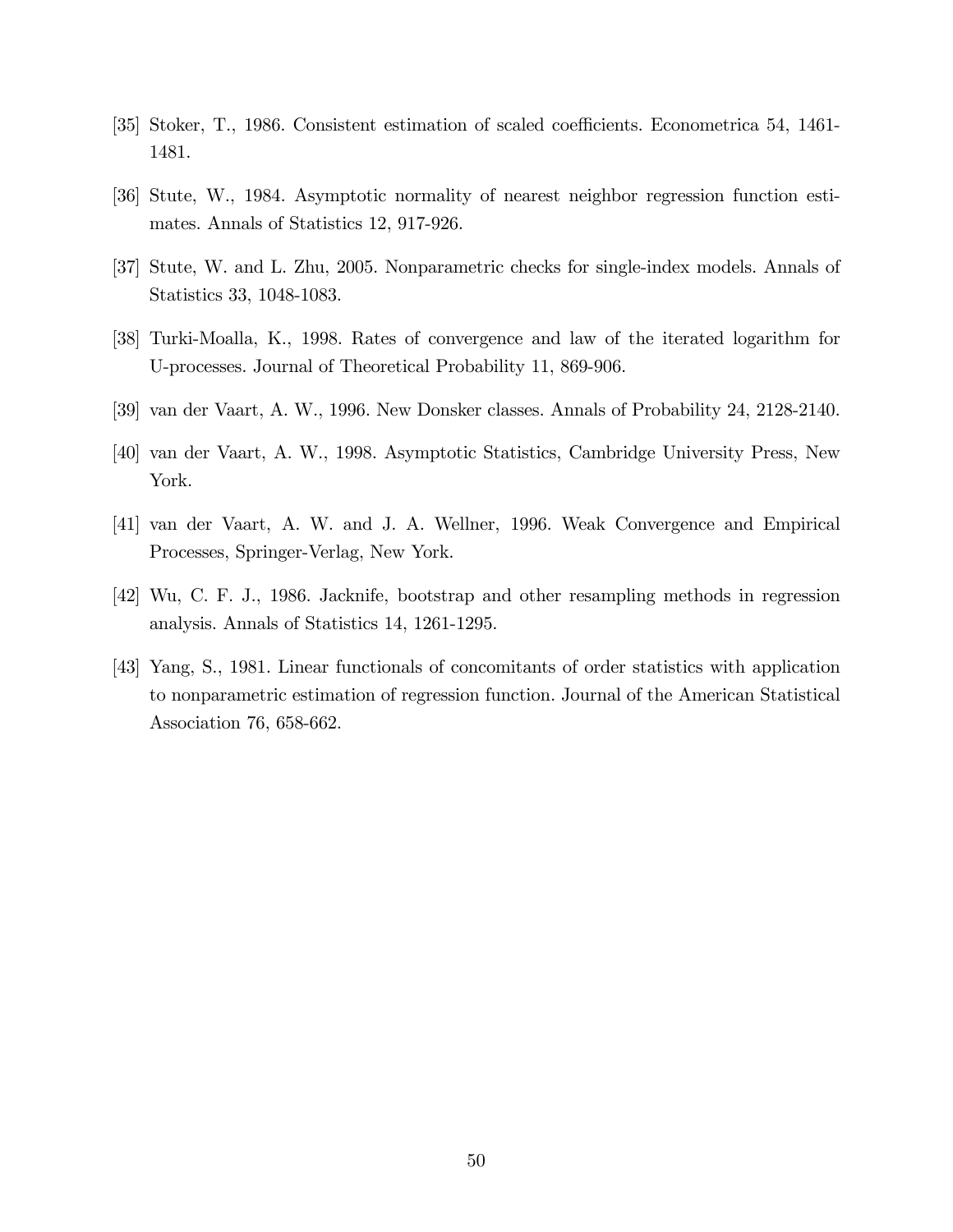[35] Stoker, T., 1986. Consistent estimation of scaled coefficients. Econometrica 54, 1461-1481.

[36] Stute, W., 1984. Asymptotic normality of nearest neighbor regression function estimates. Annals of Statistics 12, 917-926.

[37] Stute, W. and L. Zhu, 2005. Nonparametric checks for single-index models. Annals of Statistics 33, 1048-1083.

[38] Turki-Moalla, K., 1998. Rates of convergence and law of the iterated logarithm for U-processes. Journal of Theoretical Probability 11, 869-906.

[39] van der Vaart, A. W., 1996. New Donsker classes. Annals of Probability 24, 2128-2140.

[40] van der Vaart, A. W., 1998. Asymptotic Statistics, Cambridge University Press, New York.

[41] van der Vaart, A. W. and J. A. Wellner, 1996. Weak Convergence and Empirical Processes, Springer-Verlag, New York.

[42] Wu, C. F. J., 1986. Jacknife, bootstrap and other resampling methods in regression analysis. Annals of Statistics 14, 1261-1295.

[43] Yang, S., 1981. Linear functionals of concomitants of order statistics with application to nonparametric estimation of regression function. Journal of the American Statistical Association 76, 658-662.